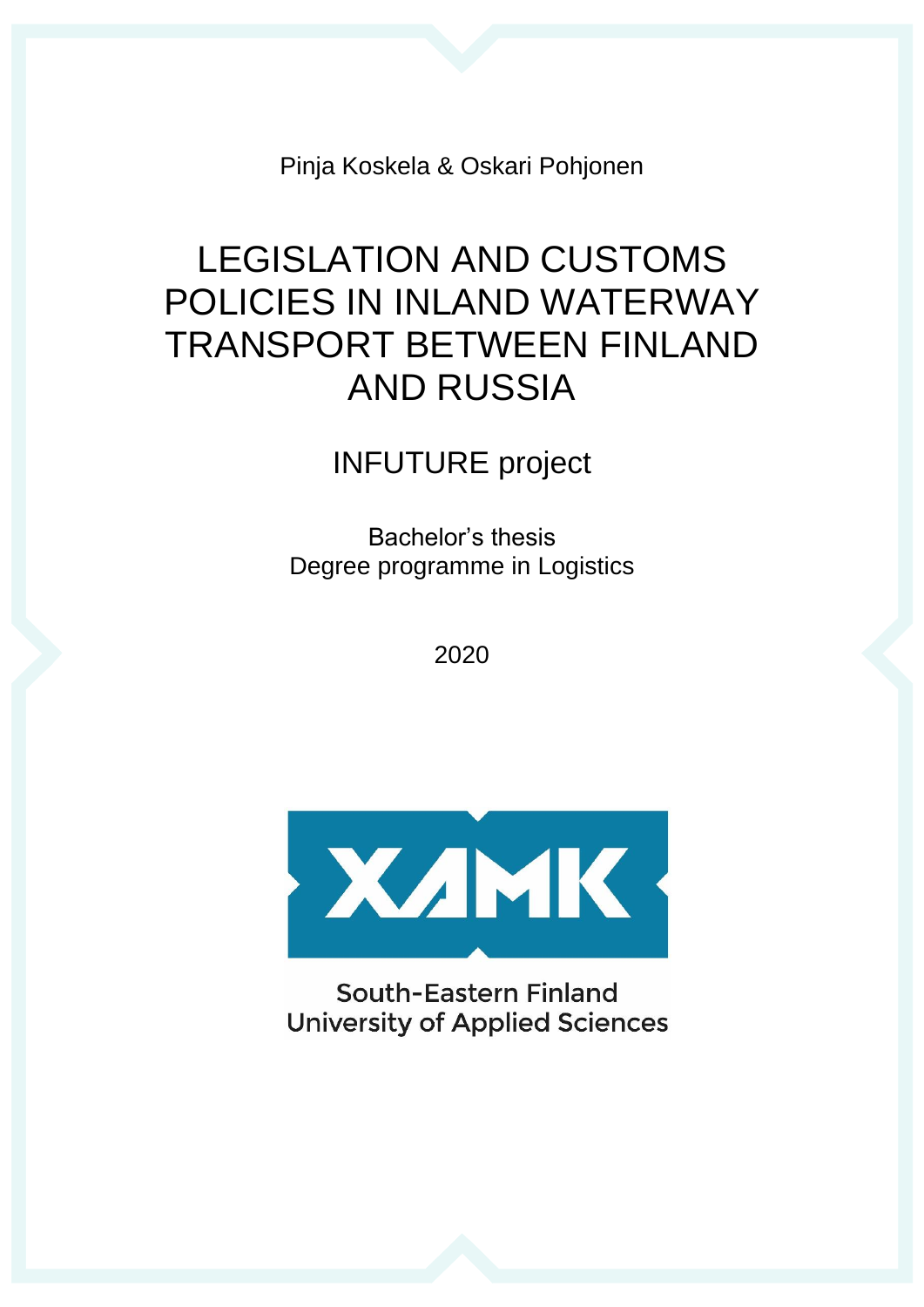Pinja Koskela & Oskari Pohjonen

# LEGISLATION AND CUSTOMS POLICIES IN INLAND WATERWAY TRANSPORT BETWEEN FINLAND AND RUSSIA

## INFUTURE project

Bachelor's thesis
Degree programme in Logistics

2020

XAMK

South-Eastern Finland
University of Applied Sciences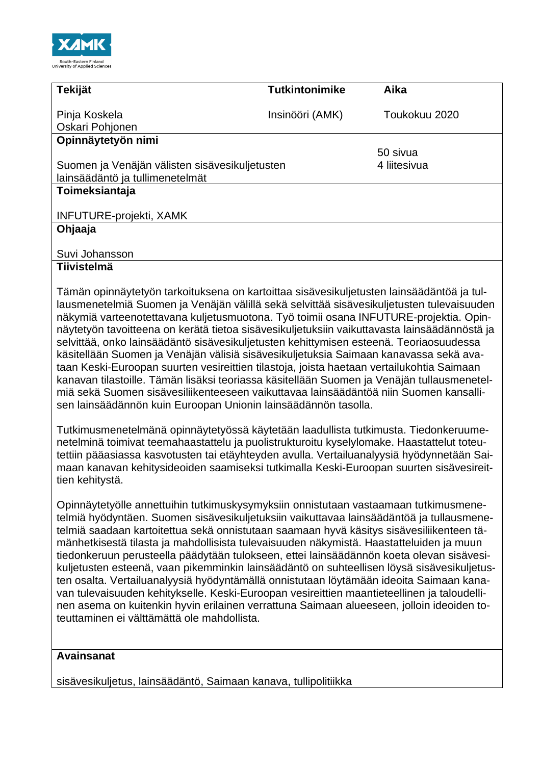XAMK

South-Eastern Finland University of Applied Sciences

| **Tekijät** | **Tutkintonimike** | **Aika** |
|---|---|---|
| Pinja Koskela<br>Oskari Pohjonen | Insinööri (AMK) | Toukokuu 2020 |

**Opinnäytetyön nimi**

Suomen ja Venäjän välisten sisävesikuljetusten lainsäädäntö ja tullimenetelmät

50 sivua
4 liitesivua

**Toimeksiantaja**

INFUTURE-projekti, XAMK

**Ohjaaja**

Suvi Johansson

**Tiivistelmä**

Tämän opinnäytetyön tarkoituksena on kartoittaa sisävesikuljetusten lainsäädäntöä ja tullausmenetelmiä Suomen ja Venäjän välillä sekä selvittää sisävesikuljetusten tulevaisuuden näkymiä varteenotettavana kuljetusmuotona. Työ toimii osana INFUTURE-projektia. Opinnäytetyön tavoitteena on kerätä tietoa sisävesikuljetuksiin vaikuttavasta lainsäädännöstä ja selvittää, onko lainsäädäntö sisävesikuljetusten kehittymisen esteenä. Teoriaosuudessa käsitellään Suomen ja Venäjän välisiä sisävesikuljetuksia Saimaan kanavassa sekä avataan Keski-Euroopan suurten vesireittien tilastoja, joista haetaan vertailukohtia Saimaan kanavan tilastoille. Tämän lisäksi teoriassa käsitellään Suomen ja Venäjän tullausmenetelmiä sekä Suomen sisävesiliikenteeseen vaikuttavaa lainsäädäntöä niin Suomen kansallisen lainsäädännön kuin Euroopan Unionin lainsäädännön tasolla.

Tutkimusmenetelmänä opinnäytetyössä käytetään laadullista tutkimusta. Tiedonkeruumenetelminä toimivat teemahaastattelu ja puolistrukturoitu kyselylomake. Haastattelut toteutettiin pääasiassa kasvotusten tai etäyhteyden avulla. Vertailuanalyysiä hyödynnetään Saimaan kanavan kehitysideoiden saamiseksi tutkimalla Keski-Euroopan suurten sisävesireittien kehitystä.

Opinnäytetyölle annettuihin tutkimuskysymyksiin onnistutaan vastaamaan tutkimusmenetelmiä hyödyntäen. Suomen sisävesikuljetuksiin vaikuttavaa lainsäädäntöä ja tullausmenetelmiä saadaan kartoitettua sekä onnistutaan saamaan hyvä käsitys sisävesiliikenteen tämänhetkisestä tilasta ja mahdollisista tulevaisuuden näkymistä. Haastatteluiden ja muun tiedonkeruun perusteella päädytään tulokseen, ettei lainsäädännön koeta olevan sisävesikuljetusten esteenä, vaan pikemminkin lainsäädäntö on suhteellisen löysä sisävesikuljetusten osalta. Vertailuanalyysiä hyödyntämällä onnistutaan löytämään ideoita Saimaan kanavan tulevaisuuden kehitykselle. Keski-Euroopan vesireittien maantieteellinen ja taloudellinen asema on kuitenkin hyvin erilainen verrattuna Saimaan alueeseen, jolloin ideoiden toteuttaminen ei välttämättä ole mahdollista.

**Avainsanat**

sisävesikuljetus, lainsäädäntö, Saimaan kanava, tullipolitiikka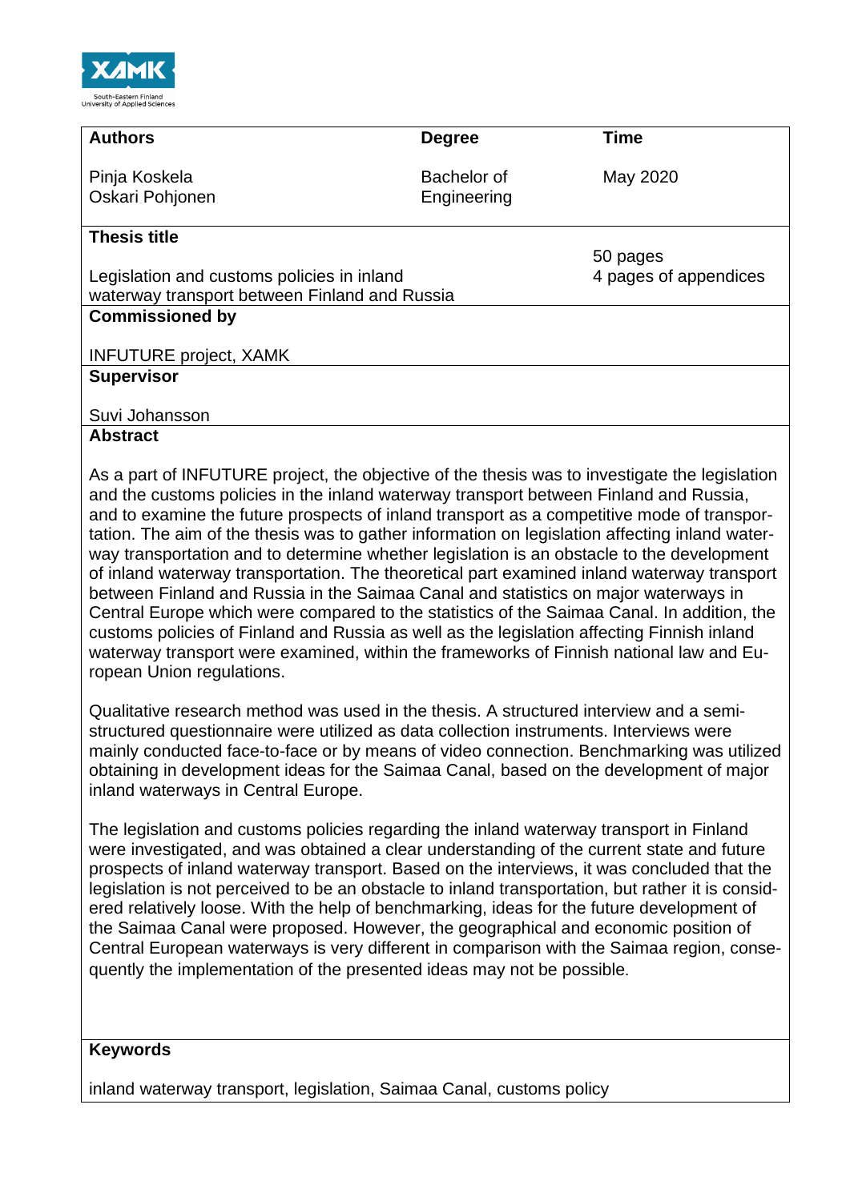| Authors | Degree | Time |
|---|---|---|
| Pinja Koskela<br>Oskari Pohjonen | Bachelor of Engineering | May 2020 |
| **Thesis title**<br><br>Legislation and customs policies in inland waterway transport between Finland and Russia | | 50 pages<br>4 pages of appendices |
| **Commissioned by**<br><br>INFUTURE project, XAMK | | |
| **Supervisor**<br><br>Suvi Johansson | | |

**Abstract**

As a part of INFUTURE project, the objective of the thesis was to investigate the legislation and the customs policies in the inland waterway transport between Finland and Russia, and to examine the future prospects of inland transport as a competitive mode of transportation. The aim of the thesis was to gather information on legislation affecting inland waterway transportation and to determine whether legislation is an obstacle to the development of inland waterway transportation. The theoretical part examined inland waterway transport between Finland and Russia in the Saimaa Canal and statistics on major waterways in Central Europe which were compared to the statistics of the Saimaa Canal. In addition, the customs policies of Finland and Russia as well as the legislation affecting Finnish inland waterway transport were examined, within the frameworks of Finnish national law and European Union regulations.

Qualitative research method was used in the thesis. A structured interview and a semi-structured questionnaire were utilized as data collection instruments. Interviews were mainly conducted face-to-face or by means of video connection. Benchmarking was utilized obtaining in development ideas for the Saimaa Canal, based on the development of major inland waterways in Central Europe.

The legislation and customs policies regarding the inland waterway transport in Finland were investigated, and was obtained a clear understanding of the current state and future prospects of inland waterway transport. Based on the interviews, it was concluded that the legislation is not perceived to be an obstacle to inland transportation, but rather it is considered relatively loose. With the help of benchmarking, ideas for the future development of the Saimaa Canal were proposed. However, the geographical and economic position of Central European waterways is very different in comparison with the Saimaa region, consequently the implementation of the presented ideas may not be possible.

**Keywords**

inland waterway transport, legislation, Saimaa Canal, customs policy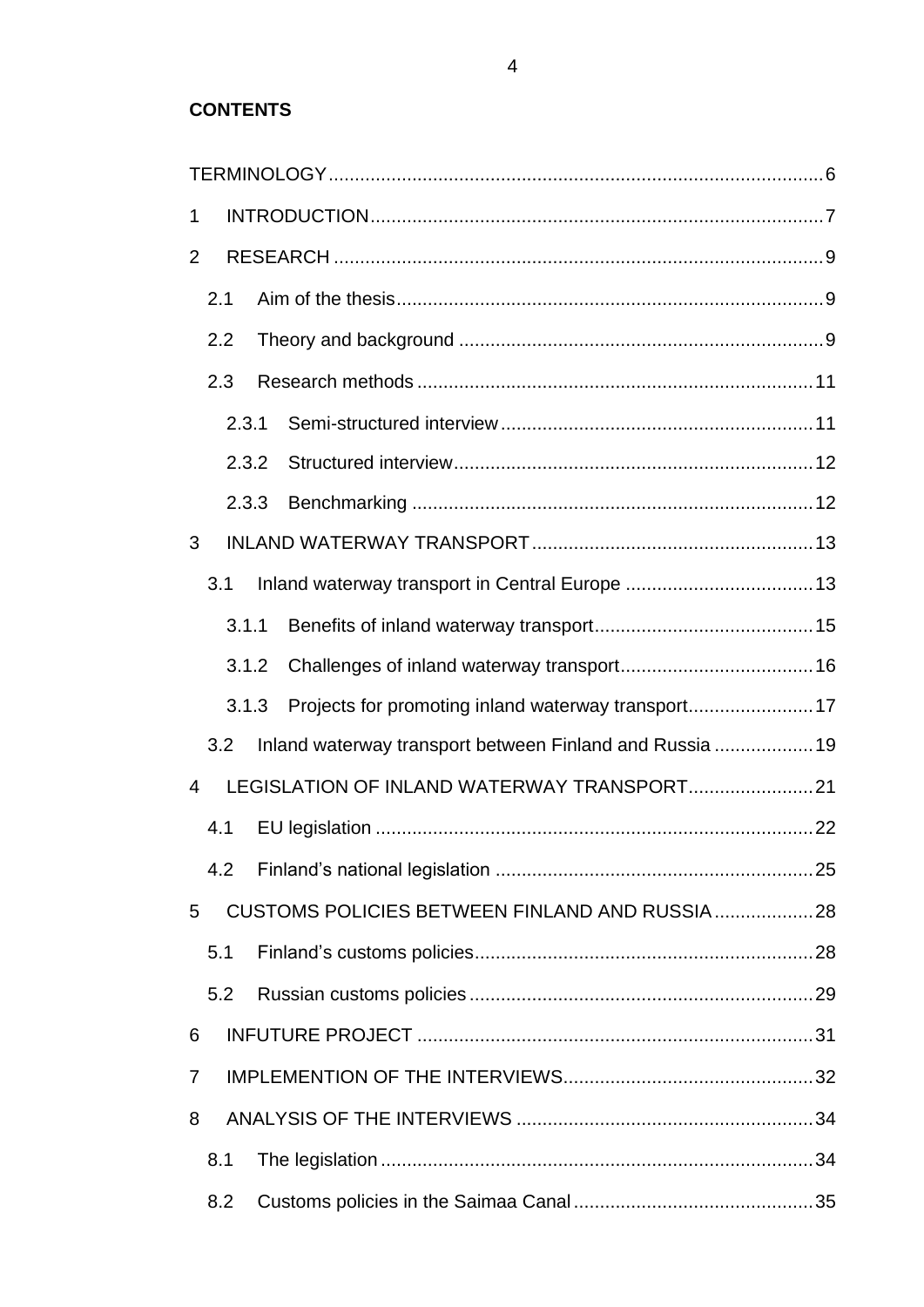**CONTENTS**

TERMINOLOGY ........................................................................................ 6

1 INTRODUCTION ..................................................................................... 7

2 RESEARCH ............................................................................................ 9

2.1 Aim of the thesis ................................................................................. 9

2.2 Theory and background ..................................................................... 9

2.3 Research methods ........................................................................... 11

2.3.1 Semi-structured interview ........................................................... 11

2.3.2 Structured interview .................................................................... 12

2.3.3 Benchmarking ............................................................................ 12

3 INLAND WATERWAY TRANSPORT ..................................................... 13

3.1 Inland waterway transport in Central Europe ................................... 13

3.1.1 Benefits of inland waterway transport ......................................... 15

3.1.2 Challenges of inland waterway transport .................................... 16

3.1.3 Projects for promoting inland waterway transport ....................... 17

3.2 Inland waterway transport between Finland and Russia .................. 19

4 LEGISLATION OF INLAND WATERWAY TRANSPORT ....................... 21

4.1 EU legislation ................................................................................... 22

4.2 Finland’s national legislation ............................................................ 25

5 CUSTOMS POLICIES BETWEEN FINLAND AND RUSSIA .................. 28

5.1 Finland’s customs policies ............................................................... 28

5.2 Russian customs policies ................................................................. 29

6 INFUTURE PROJECT ........................................................................... 31

7 IMPLEMENTION OF THE INTERVIEWS ............................................... 32

8 ANALYSIS OF THE INTERVIEWS ........................................................ 34

8.1 The legislation .................................................................................. 34

8.2 Customs policies in the Saimaa Canal .............................................. 35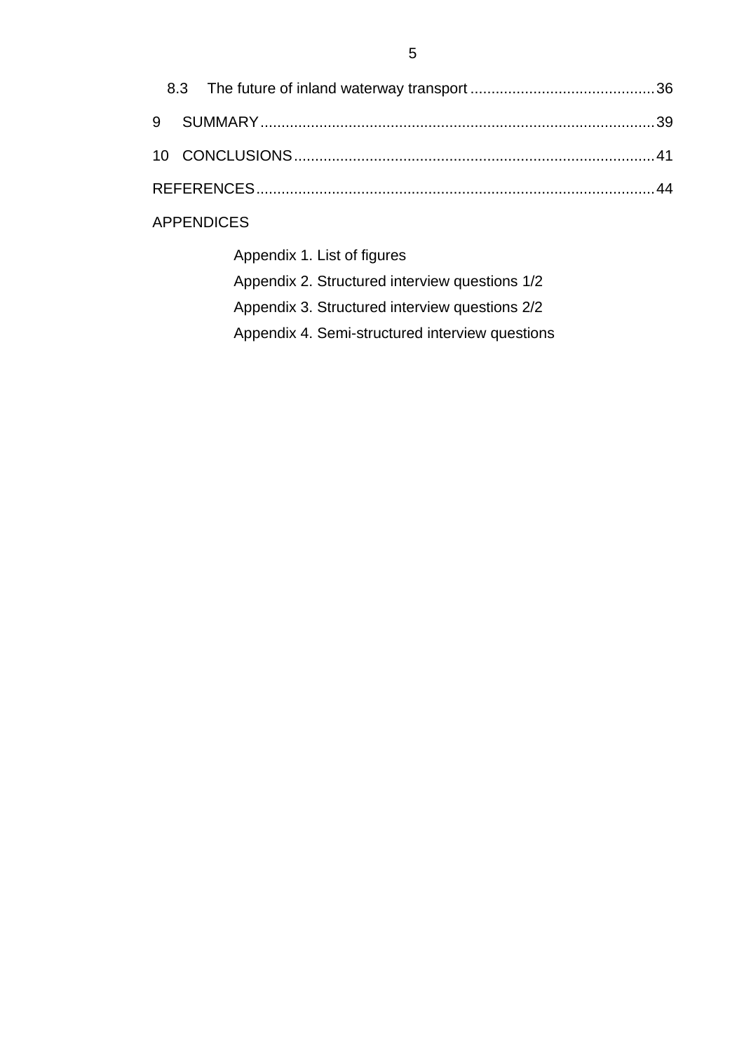8.3 The future of inland waterway transport ........................................... 36

9 SUMMARY ............................................................................................ 39

10 CONCLUSIONS ..................................................................................... 41

REFERENCES ............................................................................................ 44

APPENDICES

Appendix 1. List of figures

Appendix 2. Structured interview questions 1/2

Appendix 3. Structured interview questions 2/2

Appendix 4. Semi-structured interview questions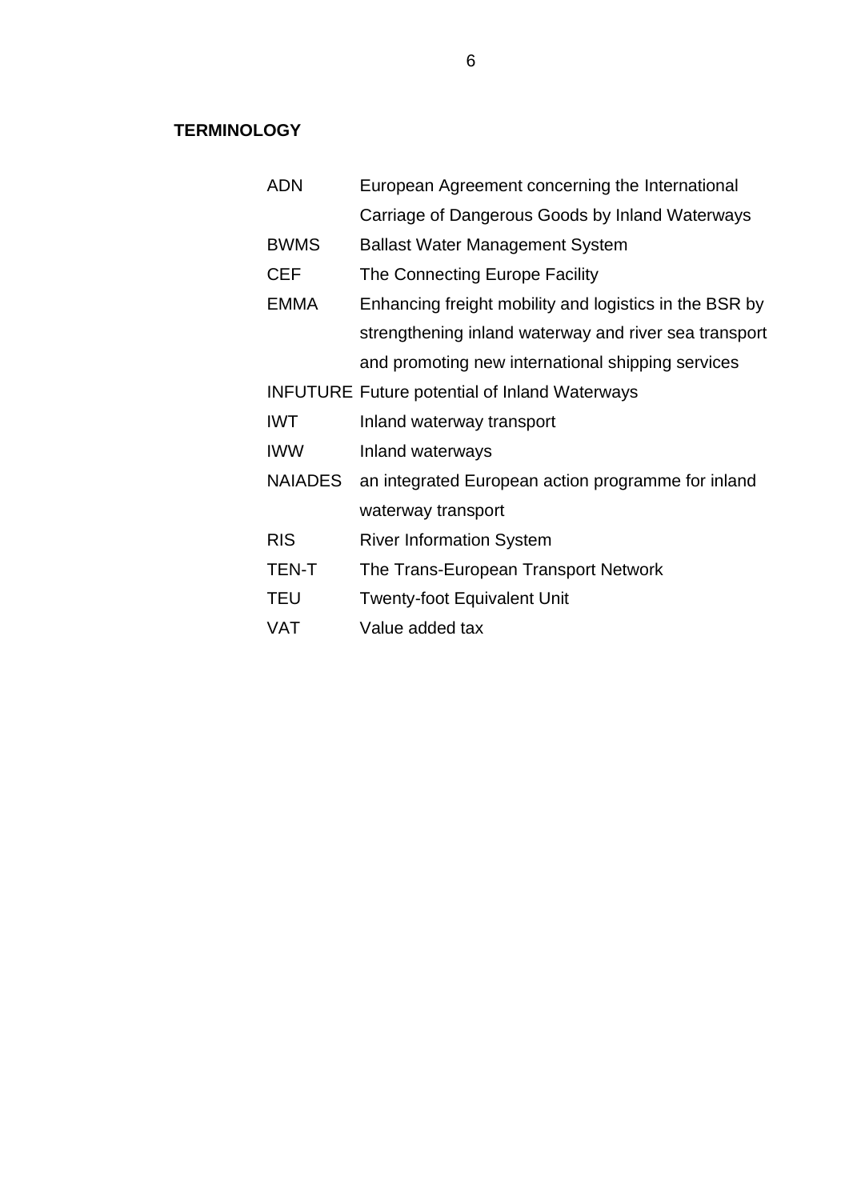## TERMINOLOGY

| | |
|---|---|
| ADN | European Agreement concerning the International Carriage of Dangerous Goods by Inland Waterways |
| BWMS | Ballast Water Management System |
| CEF | The Connecting Europe Facility |
| EMMA | Enhancing freight mobility and logistics in the BSR by strengthening inland waterway and river sea transport and promoting new international shipping services |
| INFUTURE | Future potential of Inland Waterways |
| IWT | Inland waterway transport |
| IWW | Inland waterways |
| NAIADES | an integrated European action programme for inland waterway transport |
| RIS | River Information System |
| TEN-T | The Trans-European Transport Network |
| TEU | Twenty-foot Equivalent Unit |
| VAT | Value added tax |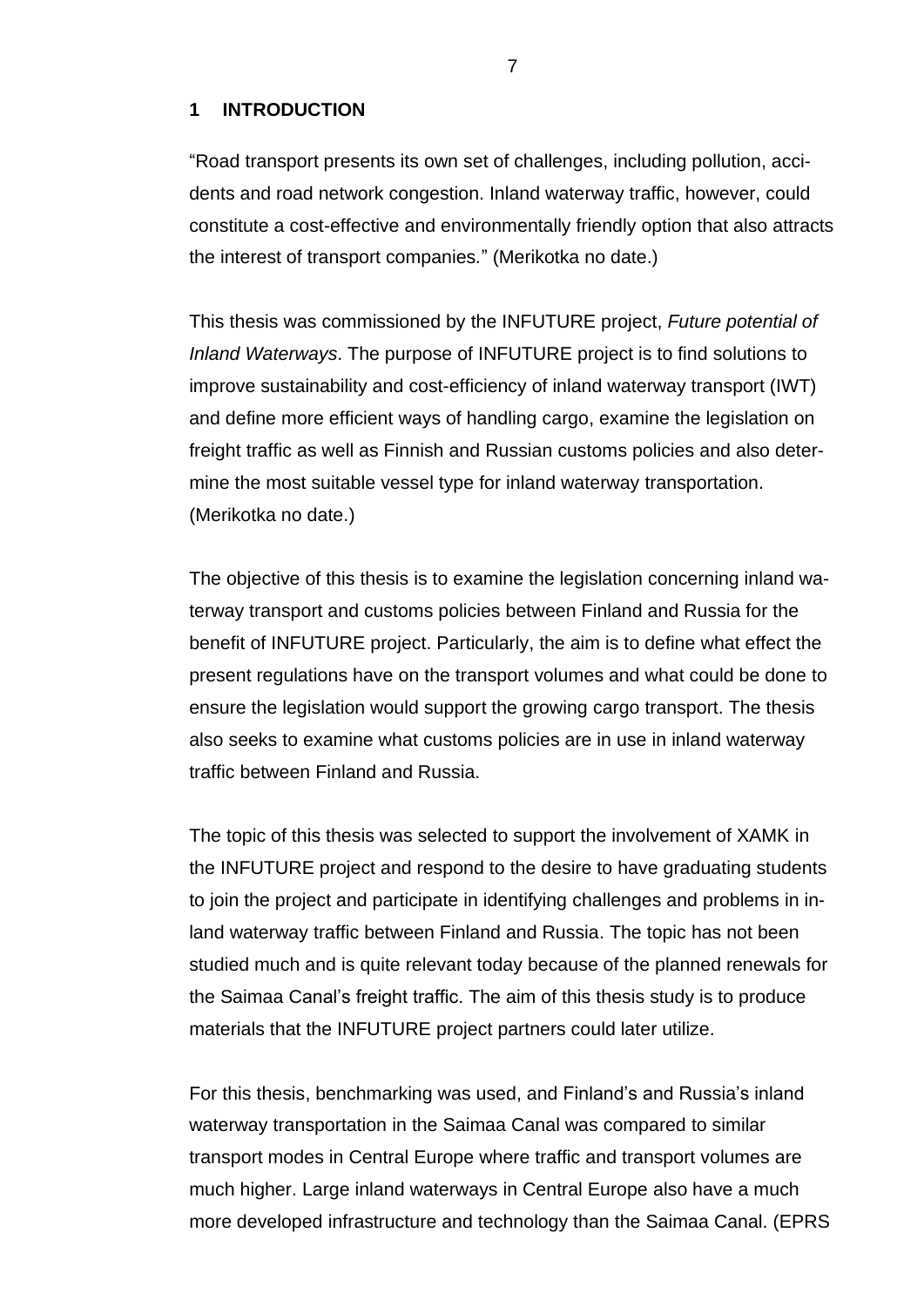# 1 INTRODUCTION

“Road transport presents its own set of challenges, including pollution, accidents and road network congestion. Inland waterway traffic, however, could constitute a cost-effective and environmentally friendly option that also attracts the interest of transport companies.” (Merikotka no date.)

This thesis was commissioned by the INFUTURE project, *Future potential of Inland Waterways*. The purpose of INFUTURE project is to find solutions to improve sustainability and cost-efficiency of inland waterway transport (IWT) and define more efficient ways of handling cargo, examine the legislation on freight traffic as well as Finnish and Russian customs policies and also determine the most suitable vessel type for inland waterway transportation. (Merikotka no date.)

The objective of this thesis is to examine the legislation concerning inland waterway transport and customs policies between Finland and Russia for the benefit of INFUTURE project. Particularly, the aim is to define what effect the present regulations have on the transport volumes and what could be done to ensure the legislation would support the growing cargo transport. The thesis also seeks to examine what customs policies are in use in inland waterway traffic between Finland and Russia.

The topic of this thesis was selected to support the involvement of XAMK in the INFUTURE project and respond to the desire to have graduating students to join the project and participate in identifying challenges and problems in inland waterway traffic between Finland and Russia. The topic has not been studied much and is quite relevant today because of the planned renewals for the Saimaa Canal’s freight traffic. The aim of this thesis study is to produce materials that the INFUTURE project partners could later utilize.

For this thesis, benchmarking was used, and Finland’s and Russia’s inland waterway transportation in the Saimaa Canal was compared to similar transport modes in Central Europe where traffic and transport volumes are much higher. Large inland waterways in Central Europe also have a much more developed infrastructure and technology than the Saimaa Canal. (EPRS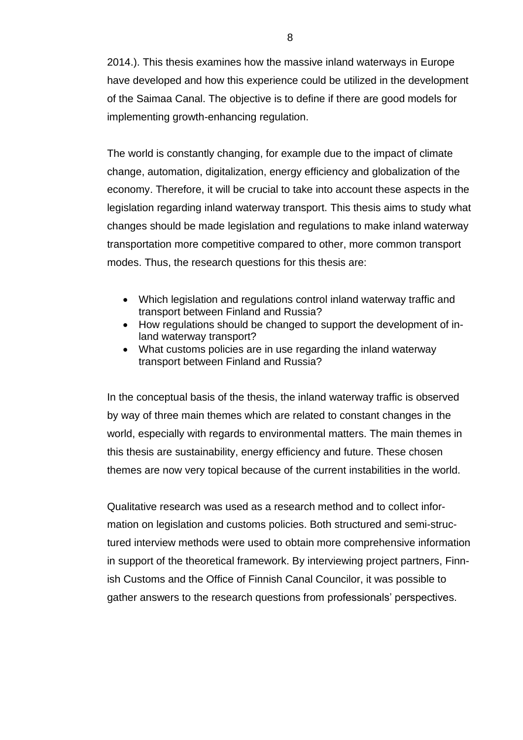2014.). This thesis examines how the massive inland waterways in Europe have developed and how this experience could be utilized in the development of the Saimaa Canal. The objective is to define if there are good models for implementing growth-enhancing regulation.

The world is constantly changing, for example due to the impact of climate change, automation, digitalization, energy efficiency and globalization of the economy. Therefore, it will be crucial to take into account these aspects in the legislation regarding inland waterway transport. This thesis aims to study what changes should be made legislation and regulations to make inland waterway transportation more competitive compared to other, more common transport modes. Thus, the research questions for this thesis are:

- Which legislation and regulations control inland waterway traffic and transport between Finland and Russia?
- How regulations should be changed to support the development of inland waterway transport?
- What customs policies are in use regarding the inland waterway transport between Finland and Russia?

In the conceptual basis of the thesis, the inland waterway traffic is observed by way of three main themes which are related to constant changes in the world, especially with regards to environmental matters. The main themes in this thesis are sustainability, energy efficiency and future. These chosen themes are now very topical because of the current instabilities in the world.

Qualitative research was used as a research method and to collect information on legislation and customs policies. Both structured and semi-structured interview methods were used to obtain more comprehensive information in support of the theoretical framework. By interviewing project partners, Finnish Customs and the Office of Finnish Canal Councilor, it was possible to gather answers to the research questions from professionals' perspectives.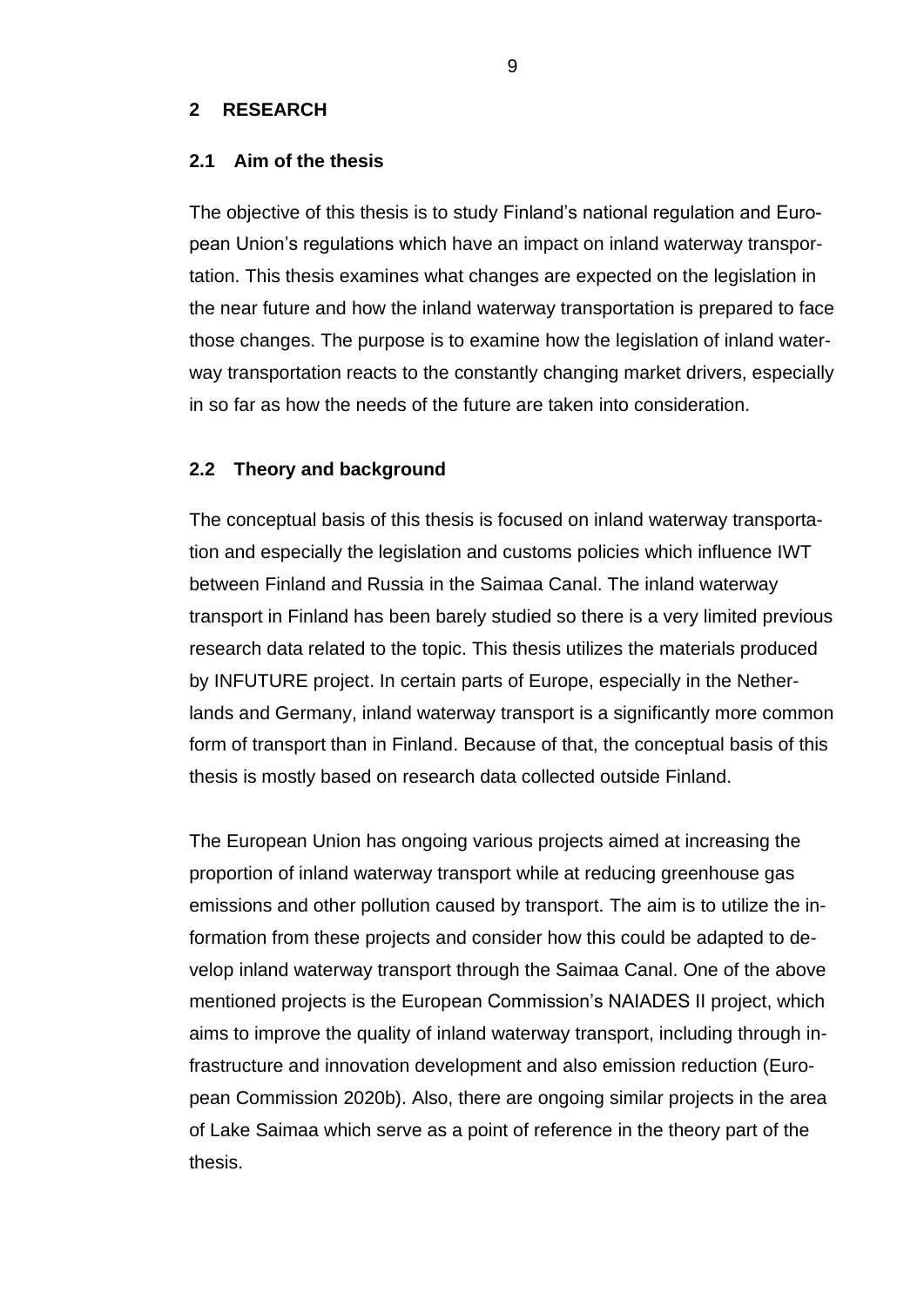# 2 RESEARCH

## 2.1 Aim of the thesis

The objective of this thesis is to study Finland's national regulation and European Union's regulations which have an impact on inland waterway transportation. This thesis examines what changes are expected on the legislation in the near future and how the inland waterway transportation is prepared to face those changes. The purpose is to examine how the legislation of inland waterway transportation reacts to the constantly changing market drivers, especially in so far as how the needs of the future are taken into consideration.

## 2.2 Theory and background

The conceptual basis of this thesis is focused on inland waterway transportation and especially the legislation and customs policies which influence IWT between Finland and Russia in the Saimaa Canal. The inland waterway transport in Finland has been barely studied so there is a very limited previous research data related to the topic. This thesis utilizes the materials produced by INFUTURE project. In certain parts of Europe, especially in the Netherlands and Germany, inland waterway transport is a significantly more common form of transport than in Finland. Because of that, the conceptual basis of this thesis is mostly based on research data collected outside Finland.

The European Union has ongoing various projects aimed at increasing the proportion of inland waterway transport while at reducing greenhouse gas emissions and other pollution caused by transport. The aim is to utilize the information from these projects and consider how this could be adapted to develop inland waterway transport through the Saimaa Canal. One of the above mentioned projects is the European Commission's NAIADES II project, which aims to improve the quality of inland waterway transport, including through infrastructure and innovation development and also emission reduction (European Commission 2020b). Also, there are ongoing similar projects in the area of Lake Saimaa which serve as a point of reference in the theory part of the thesis.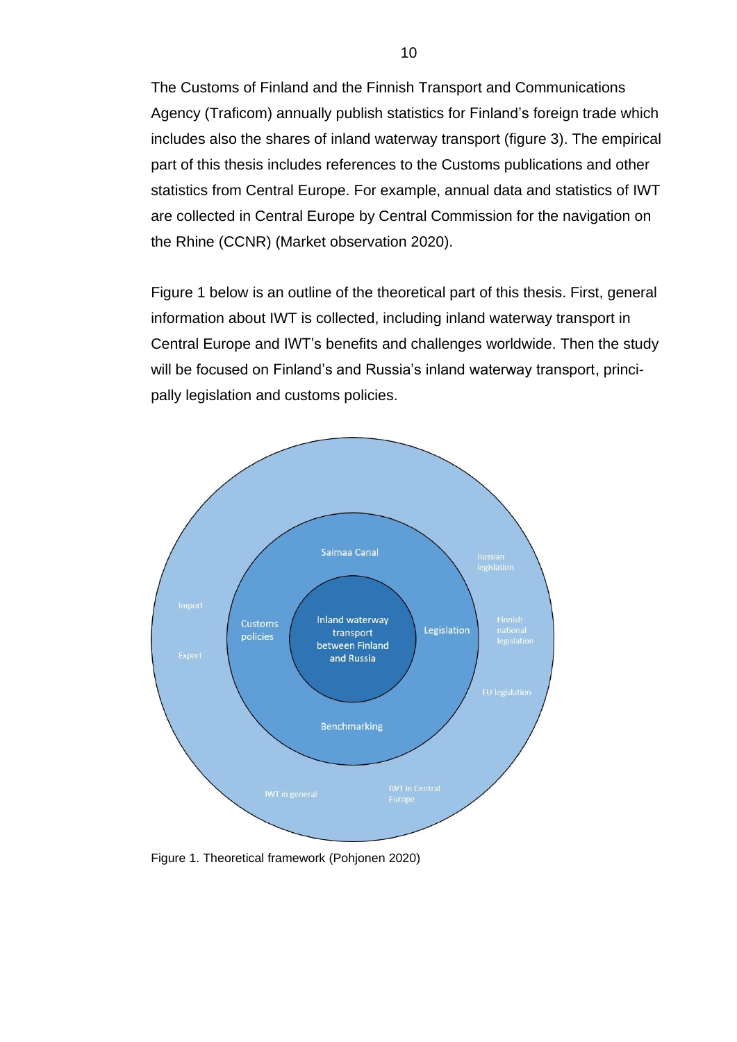The Customs of Finland and the Finnish Transport and Communications Agency (Traficom) annually publish statistics for Finland's foreign trade which includes also the shares of inland waterway transport (figure 3). The empirical part of this thesis includes references to the Customs publications and other statistics from Central Europe. For example, annual data and statistics of IWT are collected in Central Europe by Central Commission for the navigation on the Rhine (CCNR) (Market observation 2020).

Figure 1 below is an outline of the theoretical part of this thesis. First, general information about IWT is collected, including inland waterway transport in Central Europe and IWT's benefits and challenges worldwide. Then the study will be focused on Finland's and Russia's inland waterway transport, principally legislation and customs policies.

Inland waterway transport between Finland and Russia

Saimaa Canal

Customs policies

Legislation

Benchmarking

Russian legislation

Finnish national legislation

EU legislation

Import

Export

IWT in general

IWT in Central Europe

Figure 1. Theoretical framework (Pohjonen 2020)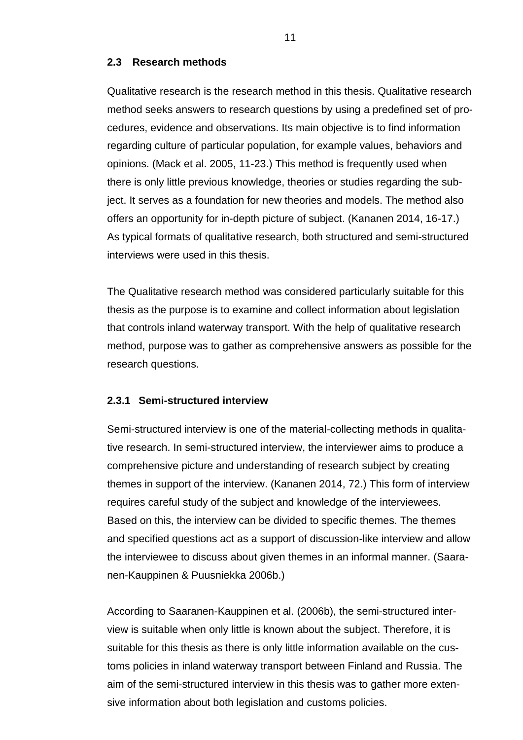## 2.3 Research methods

Qualitative research is the research method in this thesis. Qualitative research method seeks answers to research questions by using a predefined set of procedures, evidence and observations. Its main objective is to find information regarding culture of particular population, for example values, behaviors and opinions. (Mack et al. 2005, 11-23.) This method is frequently used when there is only little previous knowledge, theories or studies regarding the subject. It serves as a foundation for new theories and models. The method also offers an opportunity for in-depth picture of subject. (Kananen 2014, 16-17.) As typical formats of qualitative research, both structured and semi-structured interviews were used in this thesis.

The Qualitative research method was considered particularly suitable for this thesis as the purpose is to examine and collect information about legislation that controls inland waterway transport. With the help of qualitative research method, purpose was to gather as comprehensive answers as possible for the research questions.

### 2.3.1 Semi-structured interview

Semi-structured interview is one of the material-collecting methods in qualitative research. In semi-structured interview, the interviewer aims to produce a comprehensive picture and understanding of research subject by creating themes in support of the interview. (Kananen 2014, 72.) This form of interview requires careful study of the subject and knowledge of the interviewees. Based on this, the interview can be divided to specific themes. The themes and specified questions act as a support of discussion-like interview and allow the interviewee to discuss about given themes in an informal manner. (Saaranen-Kauppinen & Puusniekka 2006b.)

According to Saaranen-Kauppinen et al. (2006b), the semi-structured interview is suitable when only little is known about the subject. Therefore, it is suitable for this thesis as there is only little information available on the customs policies in inland waterway transport between Finland and Russia. The aim of the semi-structured interview in this thesis was to gather more extensive information about both legislation and customs policies.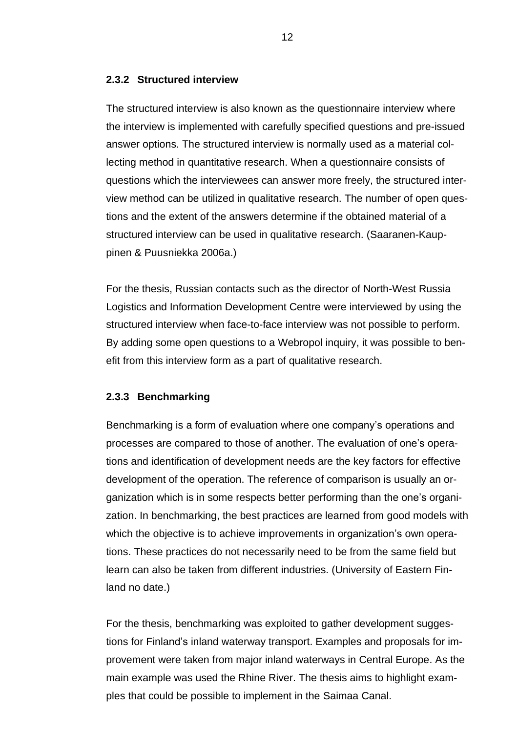### 2.3.2 Structured interview

The structured interview is also known as the questionnaire interview where the interview is implemented with carefully specified questions and pre-issued answer options. The structured interview is normally used as a material collecting method in quantitative research. When a questionnaire consists of questions which the interviewees can answer more freely, the structured interview method can be utilized in qualitative research. The number of open questions and the extent of the answers determine if the obtained material of a structured interview can be used in qualitative research. (Saaranen-Kauppinen & Puusniekka 2006a.)

For the thesis, Russian contacts such as the director of North-West Russia Logistics and Information Development Centre were interviewed by using the structured interview when face-to-face interview was not possible to perform. By adding some open questions to a Webropol inquiry, it was possible to benefit from this interview form as a part of qualitative research.

### 2.3.3 Benchmarking

Benchmarking is a form of evaluation where one company's operations and processes are compared to those of another. The evaluation of one's operations and identification of development needs are the key factors for effective development of the operation. The reference of comparison is usually an organization which is in some respects better performing than the one's organization. In benchmarking, the best practices are learned from good models with which the objective is to achieve improvements in organization's own operations. These practices do not necessarily need to be from the same field but learn can also be taken from different industries. (University of Eastern Finland no date.)

For the thesis, benchmarking was exploited to gather development suggestions for Finland's inland waterway transport. Examples and proposals for improvement were taken from major inland waterways in Central Europe. As the main example was used the Rhine River. The thesis aims to highlight examples that could be possible to implement in the Saimaa Canal.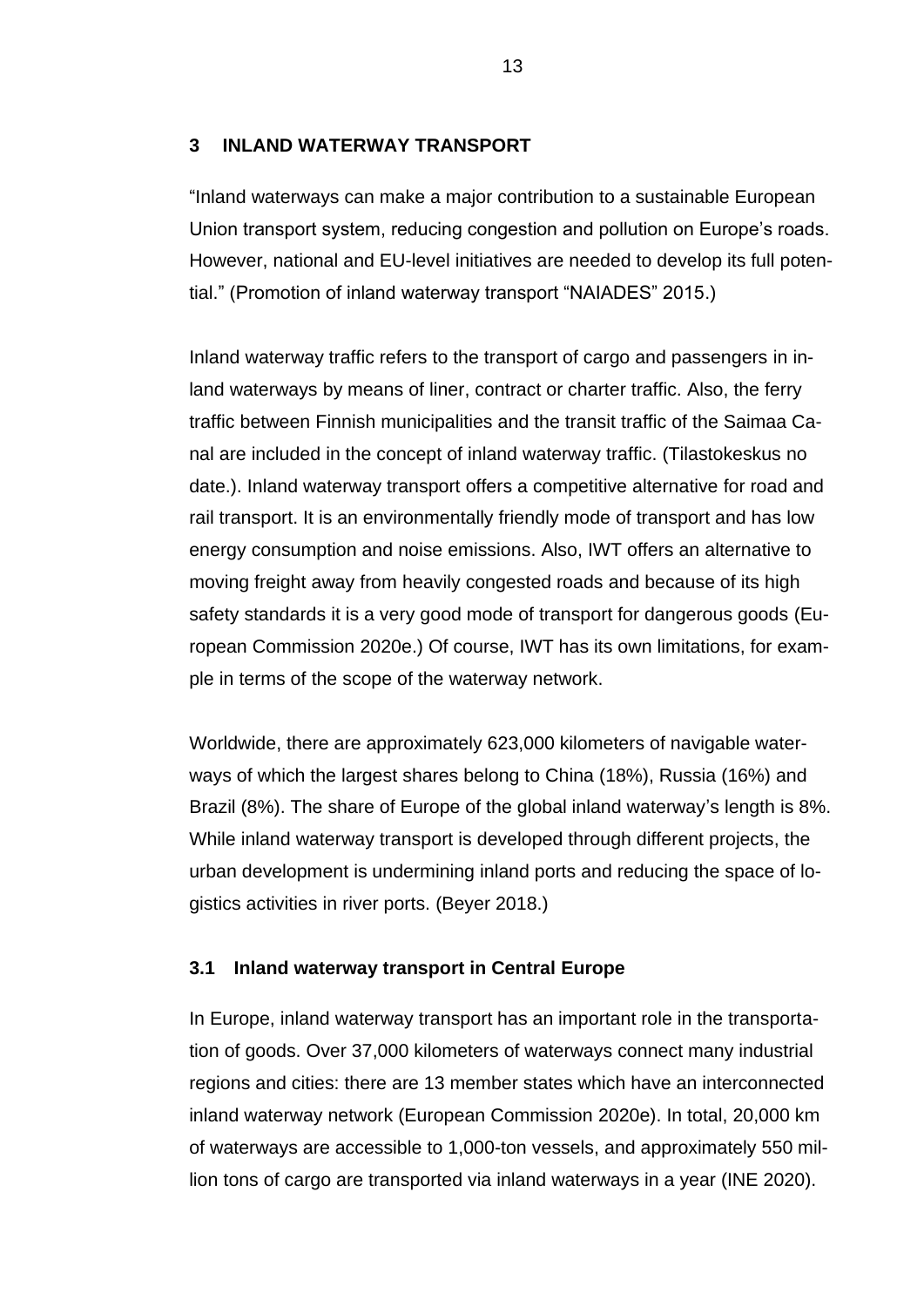# 3 INLAND WATERWAY TRANSPORT

"Inland waterways can make a major contribution to a sustainable European Union transport system, reducing congestion and pollution on Europe's roads. However, national and EU-level initiatives are needed to develop its full potential." (Promotion of inland waterway transport "NAIADES" 2015.)

Inland waterway traffic refers to the transport of cargo and passengers in inland waterways by means of liner, contract or charter traffic. Also, the ferry traffic between Finnish municipalities and the transit traffic of the Saimaa Canal are included in the concept of inland waterway traffic. (Tilastokeskus no date.). Inland waterway transport offers a competitive alternative for road and rail transport. It is an environmentally friendly mode of transport and has low energy consumption and noise emissions. Also, IWT offers an alternative to moving freight away from heavily congested roads and because of its high safety standards it is a very good mode of transport for dangerous goods (European Commission 2020e.) Of course, IWT has its own limitations, for example in terms of the scope of the waterway network.

Worldwide, there are approximately 623,000 kilometers of navigable waterways of which the largest shares belong to China (18%), Russia (16%) and Brazil (8%). The share of Europe of the global inland waterway's length is 8%. While inland waterway transport is developed through different projects, the urban development is undermining inland ports and reducing the space of logistics activities in river ports. (Beyer 2018.)

## 3.1 Inland waterway transport in Central Europe

In Europe, inland waterway transport has an important role in the transportation of goods. Over 37,000 kilometers of waterways connect many industrial regions and cities: there are 13 member states which have an interconnected inland waterway network (European Commission 2020e). In total, 20,000 km of waterways are accessible to 1,000-ton vessels, and approximately 550 million tons of cargo are transported via inland waterways in a year (INE 2020).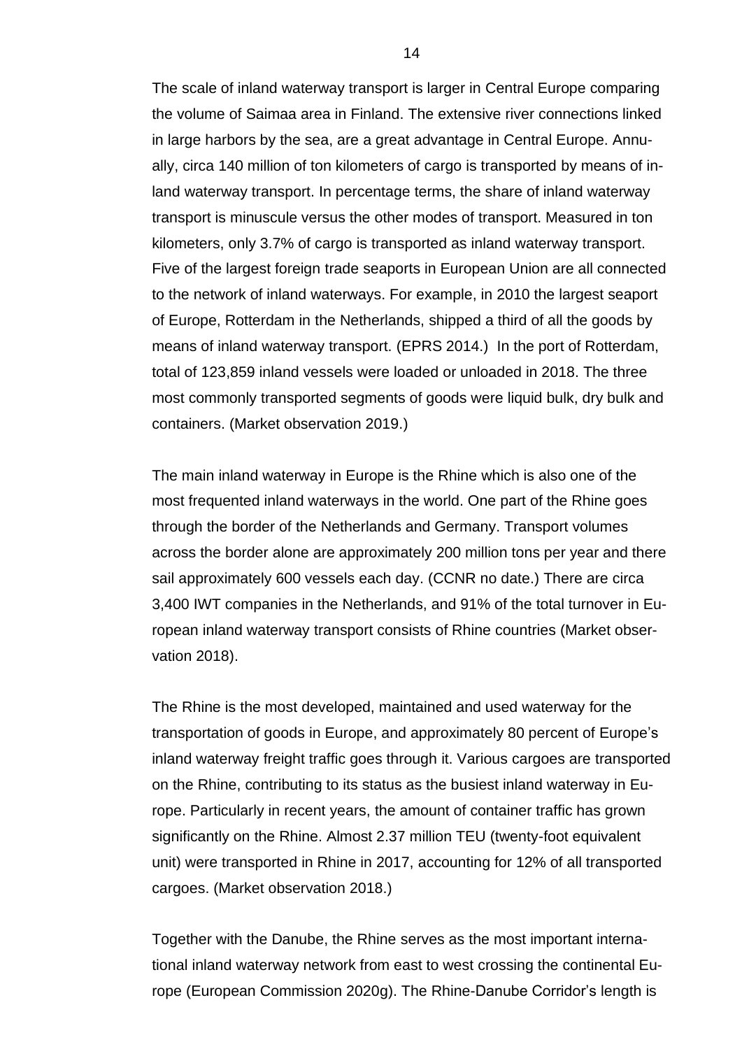The scale of inland waterway transport is larger in Central Europe comparing the volume of Saimaa area in Finland. The extensive river connections linked in large harbors by the sea, are a great advantage in Central Europe. Annually, circa 140 million of ton kilometers of cargo is transported by means of inland waterway transport. In percentage terms, the share of inland waterway transport is minuscule versus the other modes of transport. Measured in ton kilometers, only 3.7% of cargo is transported as inland waterway transport. Five of the largest foreign trade seaports in European Union are all connected to the network of inland waterways. For example, in 2010 the largest seaport of Europe, Rotterdam in the Netherlands, shipped a third of all the goods by means of inland waterway transport. (EPRS 2014.) In the port of Rotterdam, total of 123,859 inland vessels were loaded or unloaded in 2018. The three most commonly transported segments of goods were liquid bulk, dry bulk and containers. (Market observation 2019.)

The main inland waterway in Europe is the Rhine which is also one of the most frequented inland waterways in the world. One part of the Rhine goes through the border of the Netherlands and Germany. Transport volumes across the border alone are approximately 200 million tons per year and there sail approximately 600 vessels each day. (CCNR no date.) There are circa 3,400 IWT companies in the Netherlands, and 91% of the total turnover in European inland waterway transport consists of Rhine countries (Market observation 2018).

The Rhine is the most developed, maintained and used waterway for the transportation of goods in Europe, and approximately 80 percent of Europe's inland waterway freight traffic goes through it. Various cargoes are transported on the Rhine, contributing to its status as the busiest inland waterway in Europe. Particularly in recent years, the amount of container traffic has grown significantly on the Rhine. Almost 2.37 million TEU (twenty-foot equivalent unit) were transported in Rhine in 2017, accounting for 12% of all transported cargoes. (Market observation 2018.)

Together with the Danube, the Rhine serves as the most important international inland waterway network from east to west crossing the continental Europe (European Commission 2020g). The Rhine-Danube Corridor's length is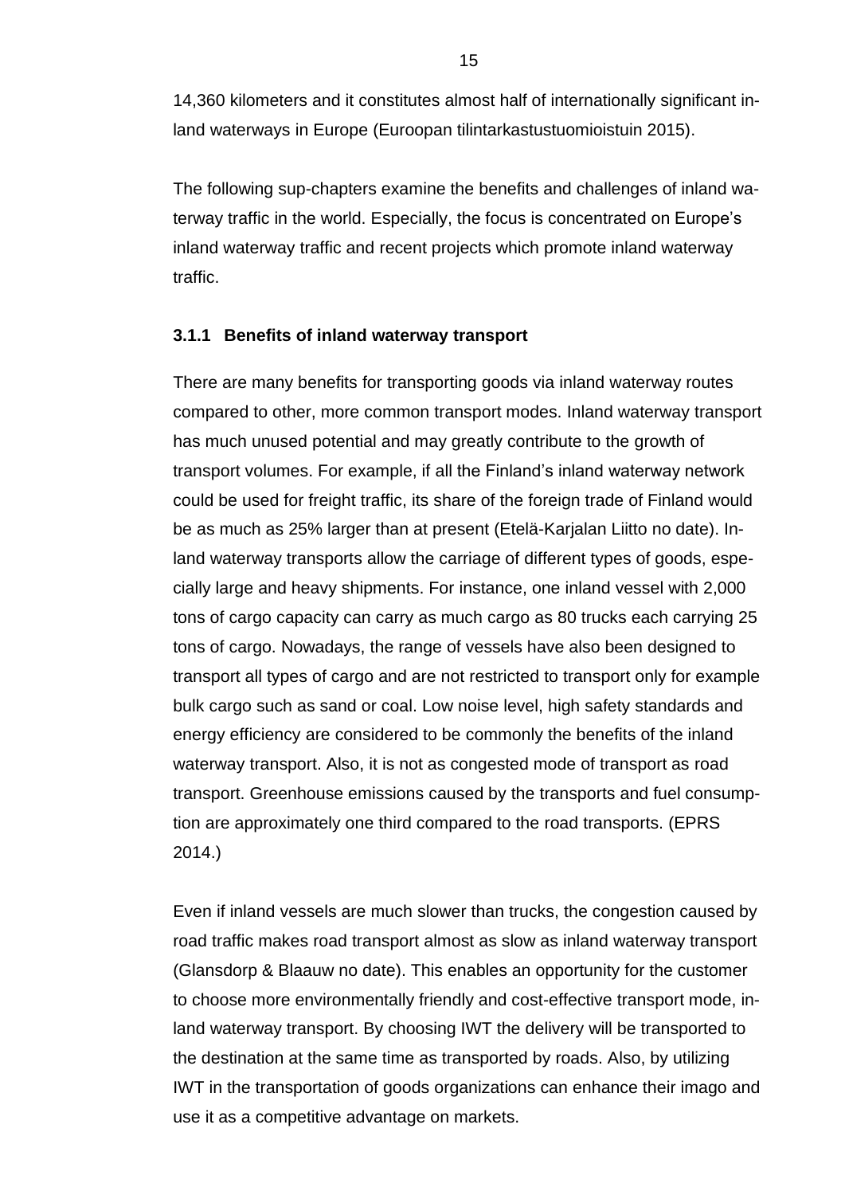14,360 kilometers and it constitutes almost half of internationally significant inland waterways in Europe (Euroopan tilintarkastustuomioistuin 2015).

The following sup-chapters examine the benefits and challenges of inland waterway traffic in the world. Especially, the focus is concentrated on Europe's inland waterway traffic and recent projects which promote inland waterway traffic.

### 3.1.1 Benefits of inland waterway transport

There are many benefits for transporting goods via inland waterway routes compared to other, more common transport modes. Inland waterway transport has much unused potential and may greatly contribute to the growth of transport volumes. For example, if all the Finland's inland waterway network could be used for freight traffic, its share of the foreign trade of Finland would be as much as 25% larger than at present (Etelä-Karjalan Liitto no date). Inland waterway transports allow the carriage of different types of goods, especially large and heavy shipments. For instance, one inland vessel with 2,000 tons of cargo capacity can carry as much cargo as 80 trucks each carrying 25 tons of cargo. Nowadays, the range of vessels have also been designed to transport all types of cargo and are not restricted to transport only for example bulk cargo such as sand or coal. Low noise level, high safety standards and energy efficiency are considered to be commonly the benefits of the inland waterway transport. Also, it is not as congested mode of transport as road transport. Greenhouse emissions caused by the transports and fuel consumption are approximately one third compared to the road transports. (EPRS 2014.)

Even if inland vessels are much slower than trucks, the congestion caused by road traffic makes road transport almost as slow as inland waterway transport (Glansdorp & Blaauw no date). This enables an opportunity for the customer to choose more environmentally friendly and cost-effective transport mode, inland waterway transport. By choosing IWT the delivery will be transported to the destination at the same time as transported by roads. Also, by utilizing IWT in the transportation of goods organizations can enhance their imago and use it as a competitive advantage on markets.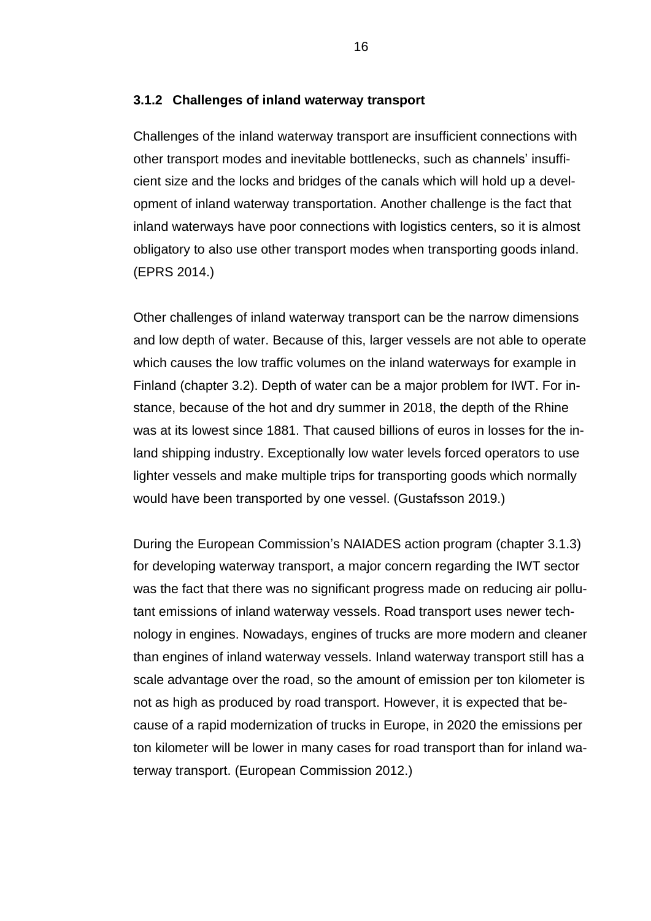### 3.1.2 Challenges of inland waterway transport

Challenges of the inland waterway transport are insufficient connections with other transport modes and inevitable bottlenecks, such as channels' insufficient size and the locks and bridges of the canals which will hold up a development of inland waterway transportation. Another challenge is the fact that inland waterways have poor connections with logistics centers, so it is almost obligatory to also use other transport modes when transporting goods inland. (EPRS 2014.)

Other challenges of inland waterway transport can be the narrow dimensions and low depth of water. Because of this, larger vessels are not able to operate which causes the low traffic volumes on the inland waterways for example in Finland (chapter 3.2). Depth of water can be a major problem for IWT. For instance, because of the hot and dry summer in 2018, the depth of the Rhine was at its lowest since 1881. That caused billions of euros in losses for the inland shipping industry. Exceptionally low water levels forced operators to use lighter vessels and make multiple trips for transporting goods which normally would have been transported by one vessel. (Gustafsson 2019.)

During the European Commission's NAIADES action program (chapter 3.1.3) for developing waterway transport, a major concern regarding the IWT sector was the fact that there was no significant progress made on reducing air pollutant emissions of inland waterway vessels. Road transport uses newer technology in engines. Nowadays, engines of trucks are more modern and cleaner than engines of inland waterway vessels. Inland waterway transport still has a scale advantage over the road, so the amount of emission per ton kilometer is not as high as produced by road transport. However, it is expected that because of a rapid modernization of trucks in Europe, in 2020 the emissions per ton kilometer will be lower in many cases for road transport than for inland waterway transport. (European Commission 2012.)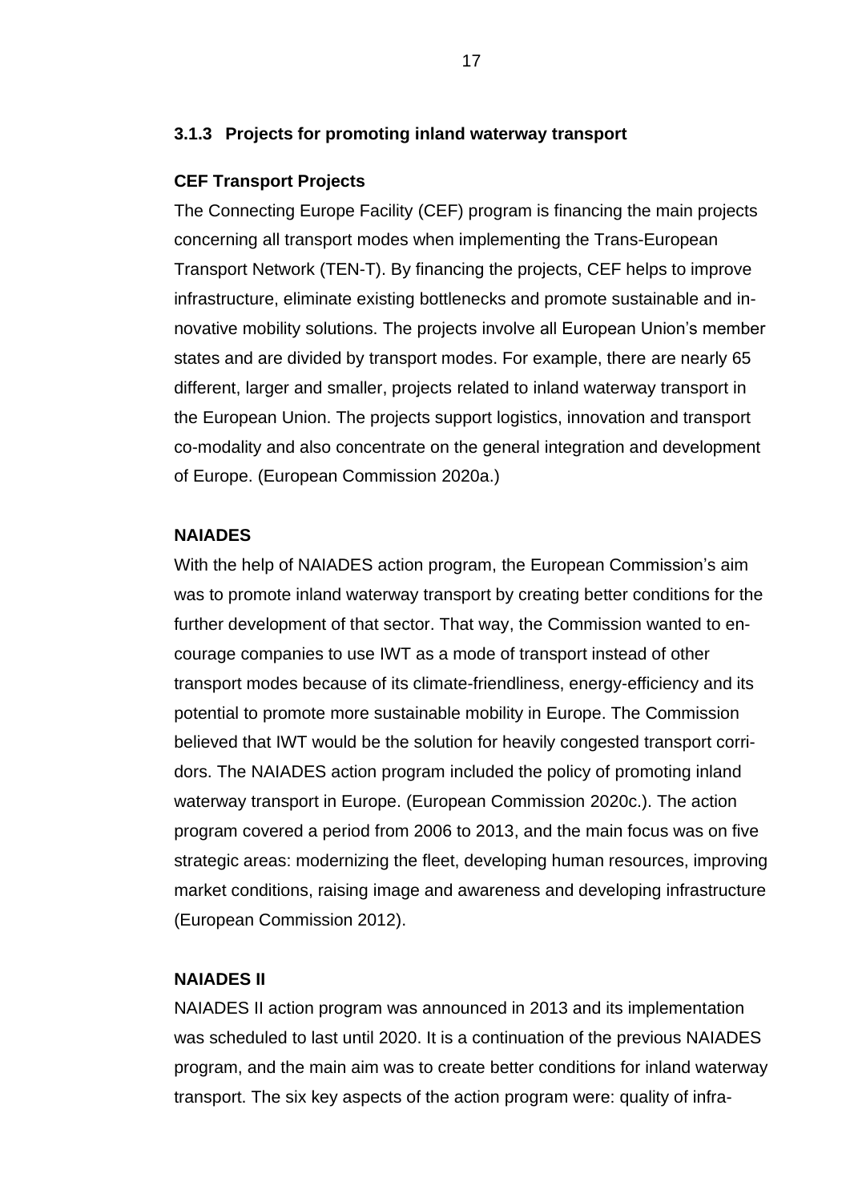### 3.1.3 Projects for promoting inland waterway transport

**CEF Transport Projects**

The Connecting Europe Facility (CEF) program is financing the main projects concerning all transport modes when implementing the Trans-European Transport Network (TEN-T). By financing the projects, CEF helps to improve infrastructure, eliminate existing bottlenecks and promote sustainable and innovative mobility solutions. The projects involve all European Union's member states and are divided by transport modes. For example, there are nearly 65 different, larger and smaller, projects related to inland waterway transport in the European Union. The projects support logistics, innovation and transport co-modality and also concentrate on the general integration and development of Europe. (European Commission 2020a.)

**NAIADES**

With the help of NAIADES action program, the European Commission's aim was to promote inland waterway transport by creating better conditions for the further development of that sector. That way, the Commission wanted to encourage companies to use IWT as a mode of transport instead of other transport modes because of its climate-friendliness, energy-efficiency and its potential to promote more sustainable mobility in Europe. The Commission believed that IWT would be the solution for heavily congested transport corridors. The NAIADES action program included the policy of promoting inland waterway transport in Europe. (European Commission 2020c.). The action program covered a period from 2006 to 2013, and the main focus was on five strategic areas: modernizing the fleet, developing human resources, improving market conditions, raising image and awareness and developing infrastructure (European Commission 2012).

**NAIADES II**

NAIADES II action program was announced in 2013 and its implementation was scheduled to last until 2020. It is a continuation of the previous NAIADES program, and the main aim was to create better conditions for inland waterway transport. The six key aspects of the action program were: quality of infra-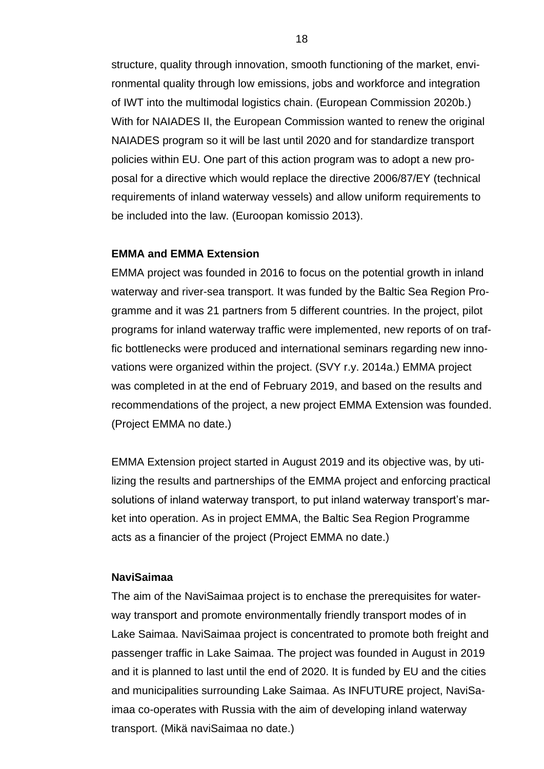structure, quality through innovation, smooth functioning of the market, environmental quality through low emissions, jobs and workforce and integration of IWT into the multimodal logistics chain. (European Commission 2020b.) With for NAIADES II, the European Commission wanted to renew the original NAIADES program so it will be last until 2020 and for standardize transport policies within EU. One part of this action program was to adopt a new proposal for a directive which would replace the directive 2006/87/EY (technical requirements of inland waterway vessels) and allow uniform requirements to be included into the law. (Euroopan komissio 2013).

**EMMA and EMMA Extension**

EMMA project was founded in 2016 to focus on the potential growth in inland waterway and river-sea transport. It was funded by the Baltic Sea Region Programme and it was 21 partners from 5 different countries. In the project, pilot programs for inland waterway traffic were implemented, new reports of on traffic bottlenecks were produced and international seminars regarding new innovations were organized within the project. (SVY r.y. 2014a.) EMMA project was completed in at the end of February 2019, and based on the results and recommendations of the project, a new project EMMA Extension was founded. (Project EMMA no date.)

EMMA Extension project started in August 2019 and its objective was, by utilizing the results and partnerships of the EMMA project and enforcing practical solutions of inland waterway transport, to put inland waterway transport's market into operation. As in project EMMA, the Baltic Sea Region Programme acts as a financier of the project (Project EMMA no date.)

**NaviSaimaa**

The aim of the NaviSaimaa project is to enchase the prerequisites for waterway transport and promote environmentally friendly transport modes of in Lake Saimaa. NaviSaimaa project is concentrated to promote both freight and passenger traffic in Lake Saimaa. The project was founded in August in 2019 and it is planned to last until the end of 2020. It is funded by EU and the cities and municipalities surrounding Lake Saimaa. As INFUTURE project, NaviSaimaa co-operates with Russia with the aim of developing inland waterway transport. (Mikä naviSaimaa no date.)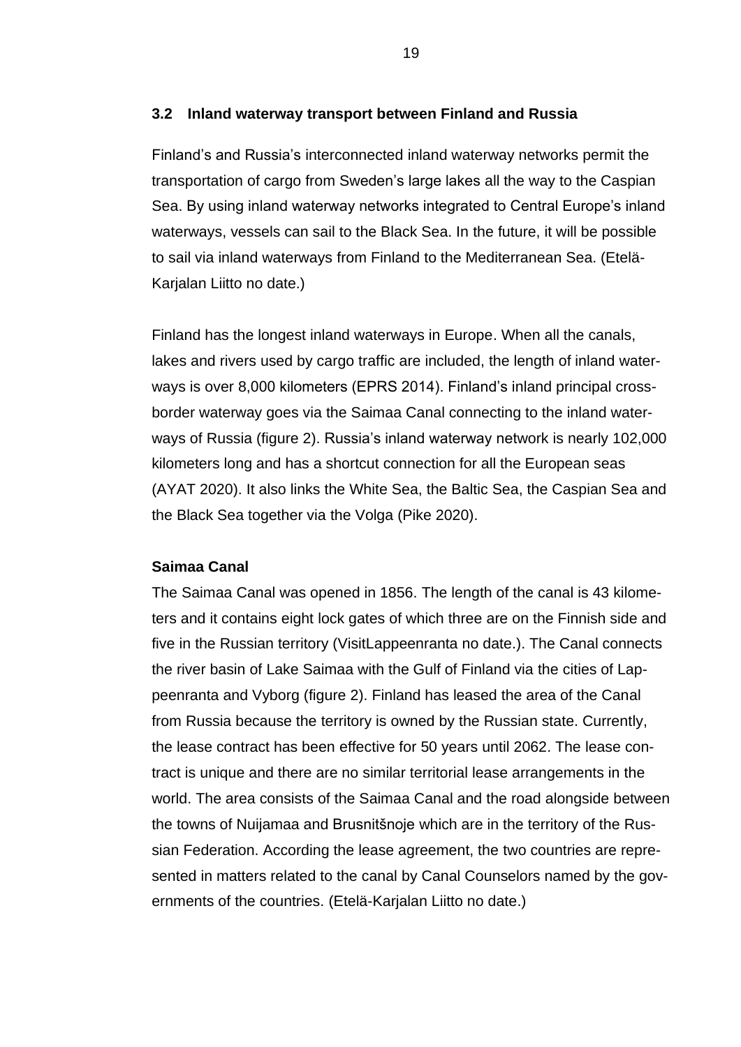## 3.2 Inland waterway transport between Finland and Russia

Finland's and Russia's interconnected inland waterway networks permit the transportation of cargo from Sweden's large lakes all the way to the Caspian Sea. By using inland waterway networks integrated to Central Europe's inland waterways, vessels can sail to the Black Sea. In the future, it will be possible to sail via inland waterways from Finland to the Mediterranean Sea. (Etelä-Karjalan Liitto no date.)

Finland has the longest inland waterways in Europe. When all the canals, lakes and rivers used by cargo traffic are included, the length of inland waterways is over 8,000 kilometers (EPRS 2014). Finland's inland principal cross-border waterway goes via the Saimaa Canal connecting to the inland waterways of Russia (figure 2). Russia's inland waterway network is nearly 102,000 kilometers long and has a shortcut connection for all the European seas (AYAT 2020). It also links the White Sea, the Baltic Sea, the Caspian Sea and the Black Sea together via the Volga (Pike 2020).

**Saimaa Canal**

The Saimaa Canal was opened in 1856. The length of the canal is 43 kilometers and it contains eight lock gates of which three are on the Finnish side and five in the Russian territory (VisitLappeenranta no date.). The Canal connects the river basin of Lake Saimaa with the Gulf of Finland via the cities of Lappeenranta and Vyborg (figure 2). Finland has leased the area of the Canal from Russia because the territory is owned by the Russian state. Currently, the lease contract has been effective for 50 years until 2062. The lease contract is unique and there are no similar territorial lease arrangements in the world. The area consists of the Saimaa Canal and the road alongside between the towns of Nuijamaa and Brusnitšnoje which are in the territory of the Russian Federation. According the lease agreement, the two countries are represented in matters related to the canal by Canal Counselors named by the governments of the countries. (Etelä-Karjalan Liitto no date.)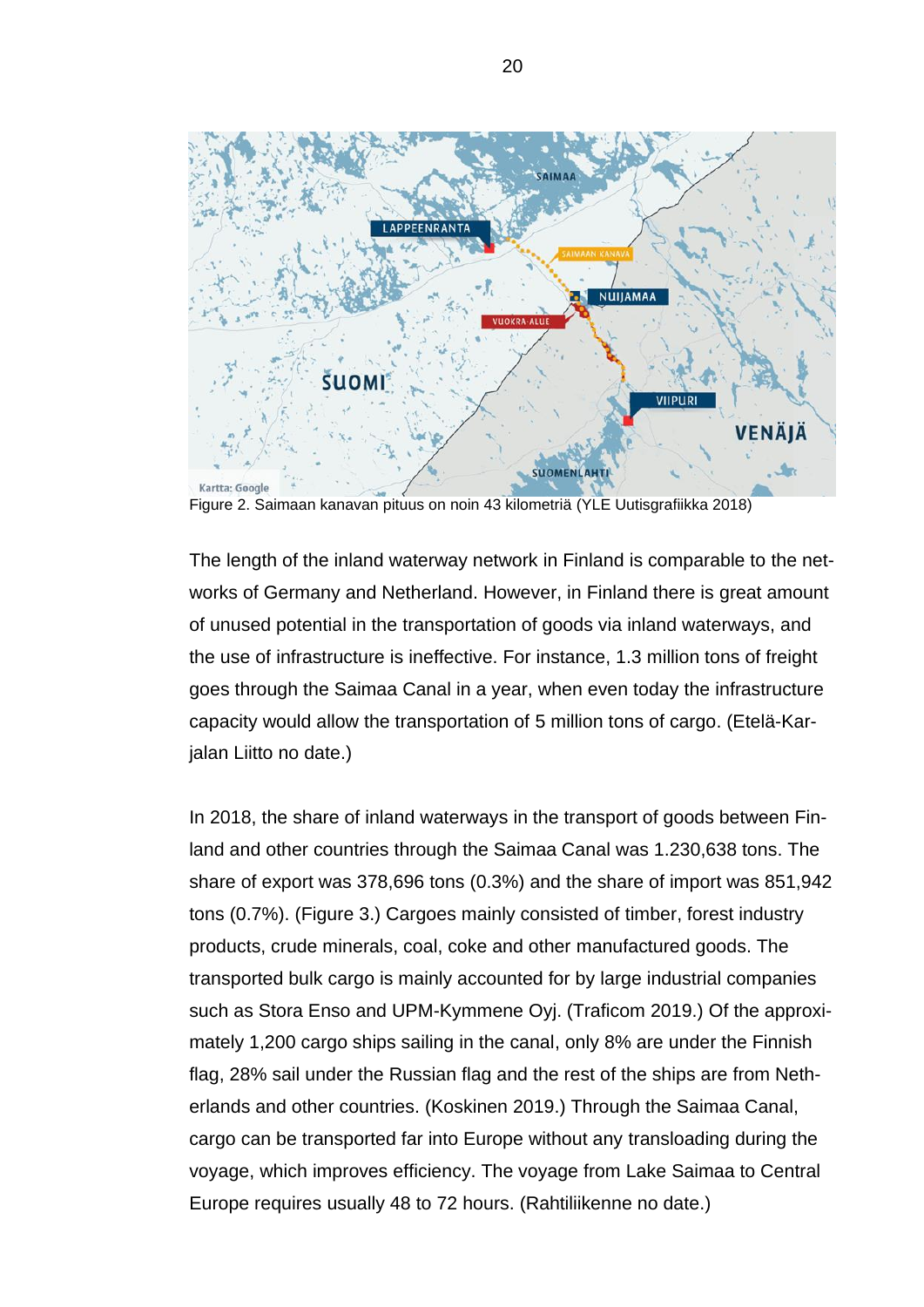Figure 2. Saimaan kanavan pituus on noin 43 kilometriä (YLE Uutisgrafiikka 2018)

The length of the inland waterway network in Finland is comparable to the networks of Germany and Netherland. However, in Finland there is great amount of unused potential in the transportation of goods via inland waterways, and the use of infrastructure is ineffective. For instance, 1.3 million tons of freight goes through the Saimaa Canal in a year, when even today the infrastructure capacity would allow the transportation of 5 million tons of cargo. (Etelä-Karjalan Liitto no date.)

In 2018, the share of inland waterways in the transport of goods between Finland and other countries through the Saimaa Canal was 1.230,638 tons. The share of export was 378,696 tons (0.3%) and the share of import was 851,942 tons (0.7%). (Figure 3.) Cargoes mainly consisted of timber, forest industry products, crude minerals, coal, coke and other manufactured goods. The transported bulk cargo is mainly accounted for by large industrial companies such as Stora Enso and UPM-Kymmene Oyj. (Traficom 2019.) Of the approximately 1,200 cargo ships sailing in the canal, only 8% are under the Finnish flag, 28% sail under the Russian flag and the rest of the ships are from Netherlands and other countries. (Koskinen 2019.) Through the Saimaa Canal, cargo can be transported far into Europe without any transloading during the voyage, which improves efficiency. The voyage from Lake Saimaa to Central Europe requires usually 48 to 72 hours. (Rahtiliikenne no date.)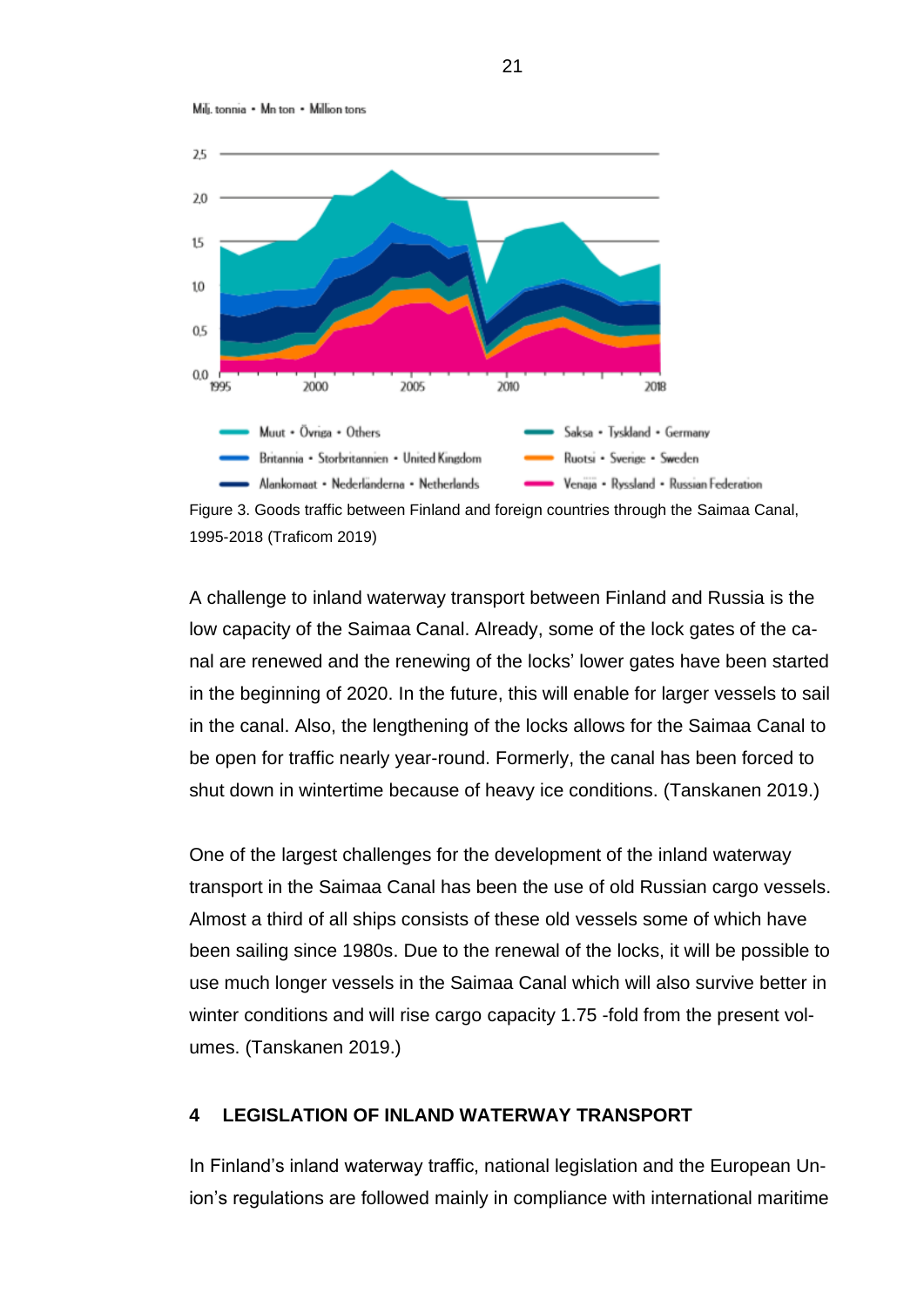Milj. tonnia • Mn ton • Million tons

2.5
2.0
1.5
1.0
0.5
0.0

1995 2000 2005 2010 2018

Muut • Övriga • Others
Britannia • Storbritannien • United Kingdom
Alankomaat • Nederländerna • Netherlands
Saksa • Tyskland • Germany
Ruotsi • Sverige • Sweden
Venäjä • Ryssland • Russian Federation

Figure 3. Goods traffic between Finland and foreign countries through the Saimaa Canal, 1995-2018 (Traficom 2019)

A challenge to inland waterway transport between Finland and Russia is the low capacity of the Saimaa Canal. Already, some of the lock gates of the canal are renewed and the renewing of the locks' lower gates have been started in the beginning of 2020. In the future, this will enable for larger vessels to sail in the canal. Also, the lengthening of the locks allows for the Saimaa Canal to be open for traffic nearly year-round. Formerly, the canal has been forced to shut down in wintertime because of heavy ice conditions. (Tanskanen 2019.)

One of the largest challenges for the development of the inland waterway transport in the Saimaa Canal has been the use of old Russian cargo vessels. Almost a third of all ships consists of these old vessels some of which have been sailing since 1980s. Due to the renewal of the locks, it will be possible to use much longer vessels in the Saimaa Canal which will also survive better in winter conditions and will rise cargo capacity 1.75 -fold from the present volumes. (Tanskanen 2019.)

## 4 LEGISLATION OF INLAND WATERWAY TRANSPORT

In Finland's inland waterway traffic, national legislation and the European Union's regulations are followed mainly in compliance with international maritime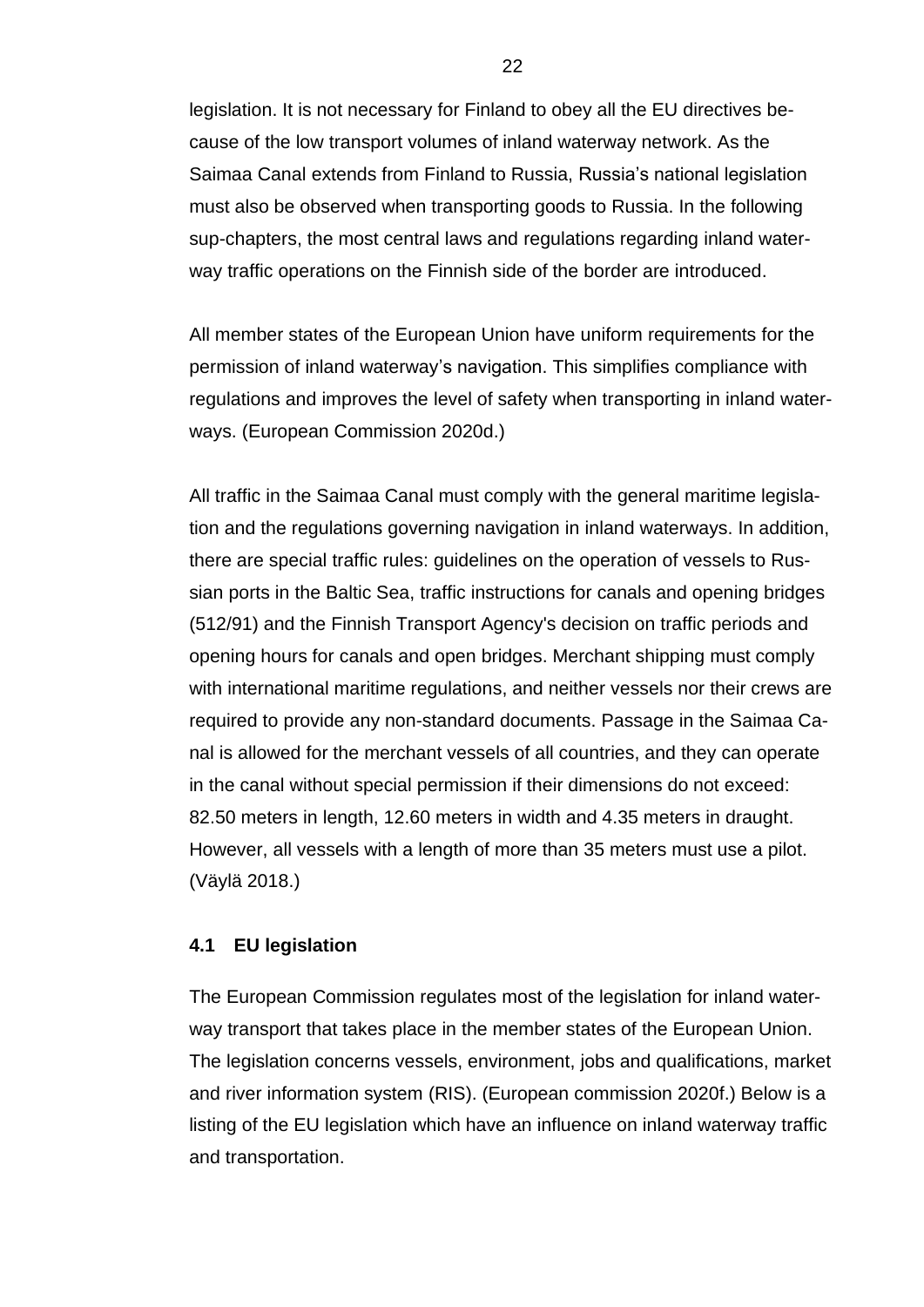legislation. It is not necessary for Finland to obey all the EU directives because of the low transport volumes of inland waterway network. As the Saimaa Canal extends from Finland to Russia, Russia's national legislation must also be observed when transporting goods to Russia. In the following sup-chapters, the most central laws and regulations regarding inland waterway traffic operations on the Finnish side of the border are introduced.

All member states of the European Union have uniform requirements for the permission of inland waterway's navigation. This simplifies compliance with regulations and improves the level of safety when transporting in inland waterways. (European Commission 2020d.)

All traffic in the Saimaa Canal must comply with the general maritime legislation and the regulations governing navigation in inland waterways. In addition, there are special traffic rules: guidelines on the operation of vessels to Russian ports in the Baltic Sea, traffic instructions for canals and opening bridges (512/91) and the Finnish Transport Agency's decision on traffic periods and opening hours for canals and open bridges. Merchant shipping must comply with international maritime regulations, and neither vessels nor their crews are required to provide any non-standard documents. Passage in the Saimaa Canal is allowed for the merchant vessels of all countries, and they can operate in the canal without special permission if their dimensions do not exceed: 82.50 meters in length, 12.60 meters in width and 4.35 meters in draught. However, all vessels with a length of more than 35 meters must use a pilot. (Väylä 2018.)

## 4.1 EU legislation

The European Commission regulates most of the legislation for inland waterway transport that takes place in the member states of the European Union. The legislation concerns vessels, environment, jobs and qualifications, market and river information system (RIS). (European commission 2020f.) Below is a listing of the EU legislation which have an influence on inland waterway traffic and transportation.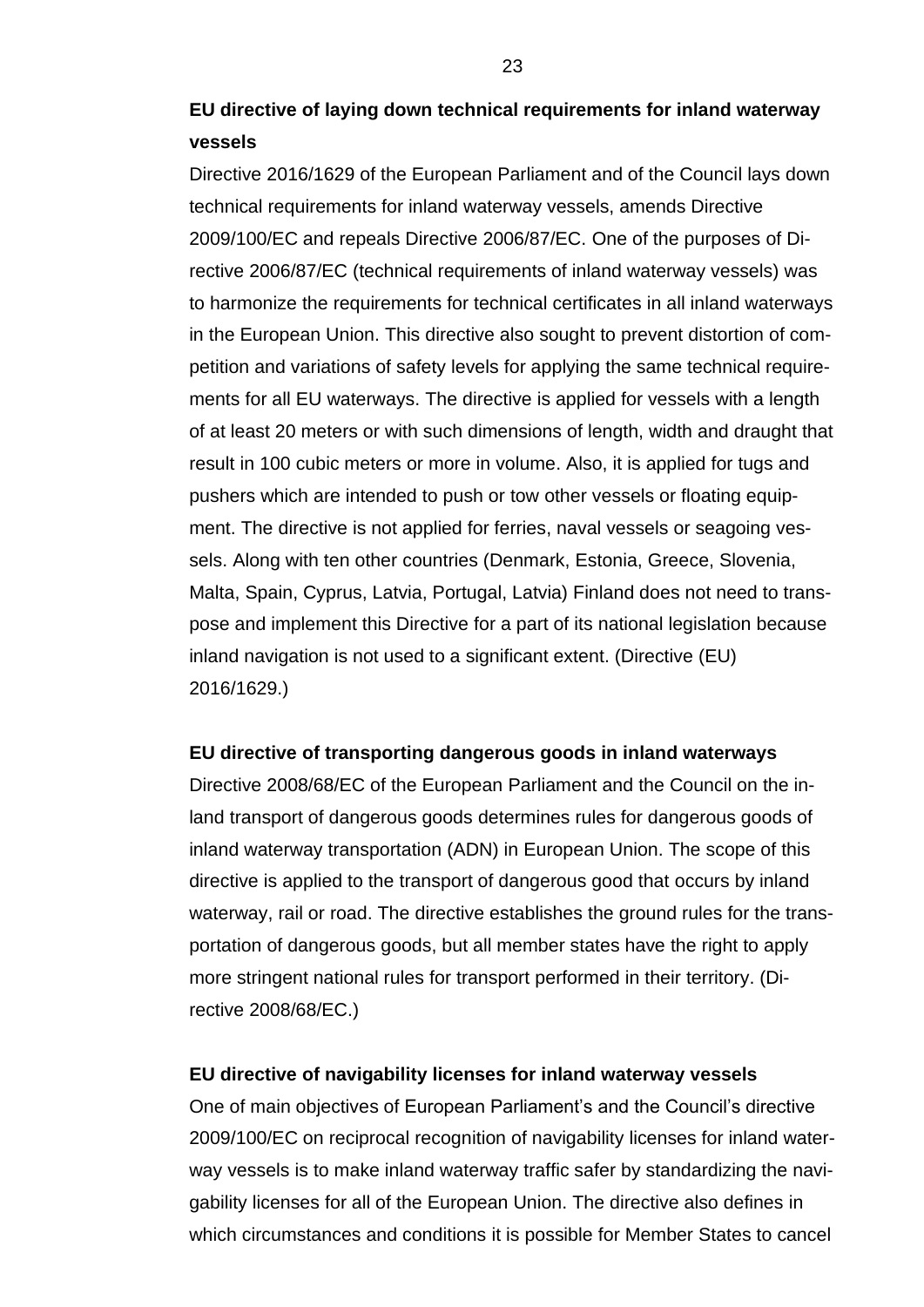**EU directive of laying down technical requirements for inland waterway vessels**

Directive 2016/1629 of the European Parliament and of the Council lays down technical requirements for inland waterway vessels, amends Directive 2009/100/EC and repeals Directive 2006/87/EC. One of the purposes of Directive 2006/87/EC (technical requirements of inland waterway vessels) was to harmonize the requirements for technical certificates in all inland waterways in the European Union. This directive also sought to prevent distortion of competition and variations of safety levels for applying the same technical requirements for all EU waterways. The directive is applied for vessels with a length of at least 20 meters or with such dimensions of length, width and draught that result in 100 cubic meters or more in volume. Also, it is applied for tugs and pushers which are intended to push or tow other vessels or floating equipment. The directive is not applied for ferries, naval vessels or seagoing vessels. Along with ten other countries (Denmark, Estonia, Greece, Slovenia, Malta, Spain, Cyprus, Latvia, Portugal, Latvia) Finland does not need to transpose and implement this Directive for a part of its national legislation because inland navigation is not used to a significant extent. (Directive (EU) 2016/1629.)

**EU directive of transporting dangerous goods in inland waterways**

Directive 2008/68/EC of the European Parliament and the Council on the inland transport of dangerous goods determines rules for dangerous goods of inland waterway transportation (ADN) in European Union. The scope of this directive is applied to the transport of dangerous good that occurs by inland waterway, rail or road. The directive establishes the ground rules for the transportation of dangerous goods, but all member states have the right to apply more stringent national rules for transport performed in their territory. (Directive 2008/68/EC.)

**EU directive of navigability licenses for inland waterway vessels**

One of main objectives of European Parliament's and the Council's directive 2009/100/EC on reciprocal recognition of navigability licenses for inland waterway vessels is to make inland waterway traffic safer by standardizing the navigability licenses for all of the European Union. The directive also defines in which circumstances and conditions it is possible for Member States to cancel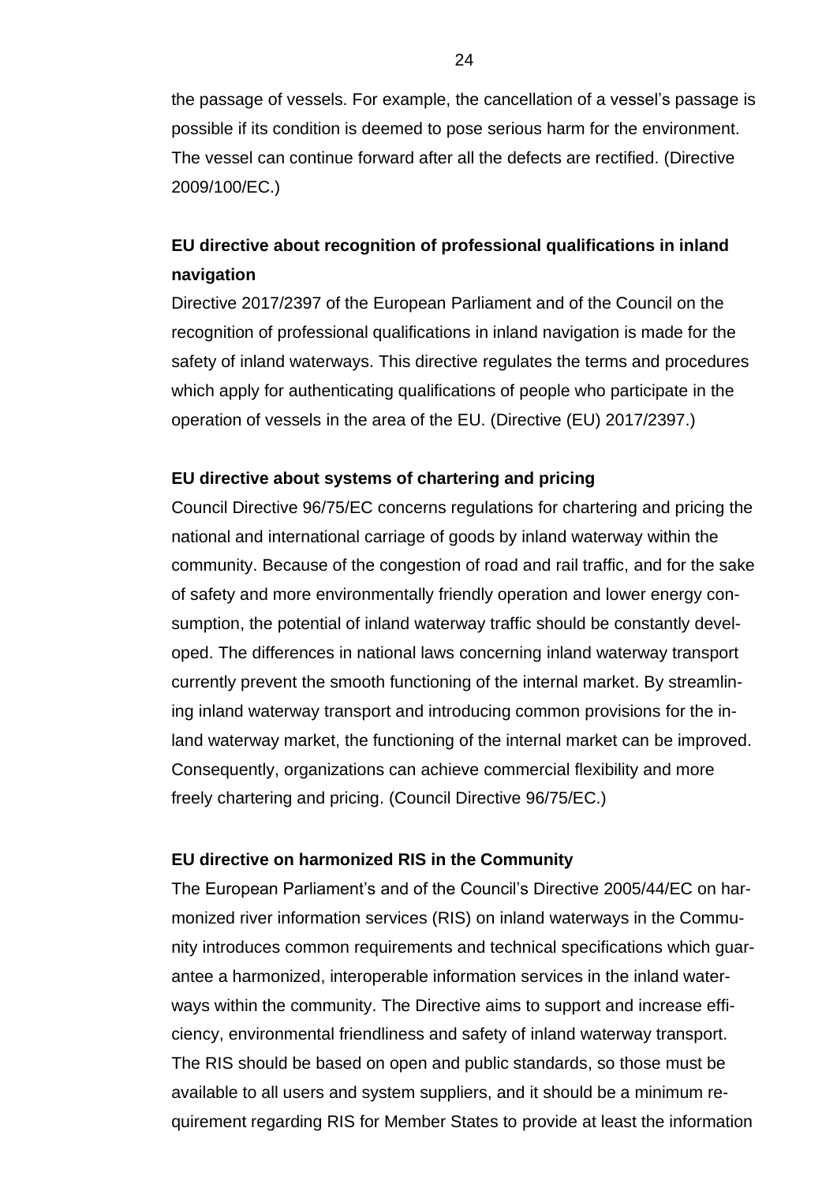the passage of vessels. For example, the cancellation of a vessel's passage is possible if its condition is deemed to pose serious harm for the environment. The vessel can continue forward after all the defects are rectified. (Directive 2009/100/EC.)

**EU directive about recognition of professional qualifications in inland navigation**

Directive 2017/2397 of the European Parliament and of the Council on the recognition of professional qualifications in inland navigation is made for the safety of inland waterways. This directive regulates the terms and procedures which apply for authenticating qualifications of people who participate in the operation of vessels in the area of the EU. (Directive (EU) 2017/2397.)

**EU directive about systems of chartering and pricing**

Council Directive 96/75/EC concerns regulations for chartering and pricing the national and international carriage of goods by inland waterway within the community. Because of the congestion of road and rail traffic, and for the sake of safety and more environmentally friendly operation and lower energy consumption, the potential of inland waterway traffic should be constantly developed. The differences in national laws concerning inland waterway transport currently prevent the smooth functioning of the internal market. By streamlining inland waterway transport and introducing common provisions for the inland waterway market, the functioning of the internal market can be improved. Consequently, organizations can achieve commercial flexibility and more freely chartering and pricing. (Council Directive 96/75/EC.)

**EU directive on harmonized RIS in the Community**

The European Parliament's and of the Council's Directive 2005/44/EC on harmonized river information services (RIS) on inland waterways in the Community introduces common requirements and technical specifications which guarantee a harmonized, interoperable information services in the inland waterways within the community. The Directive aims to support and increase efficiency, environmental friendliness and safety of inland waterway transport. The RIS should be based on open and public standards, so those must be available to all users and system suppliers, and it should be a minimum requirement regarding RIS for Member States to provide at least the information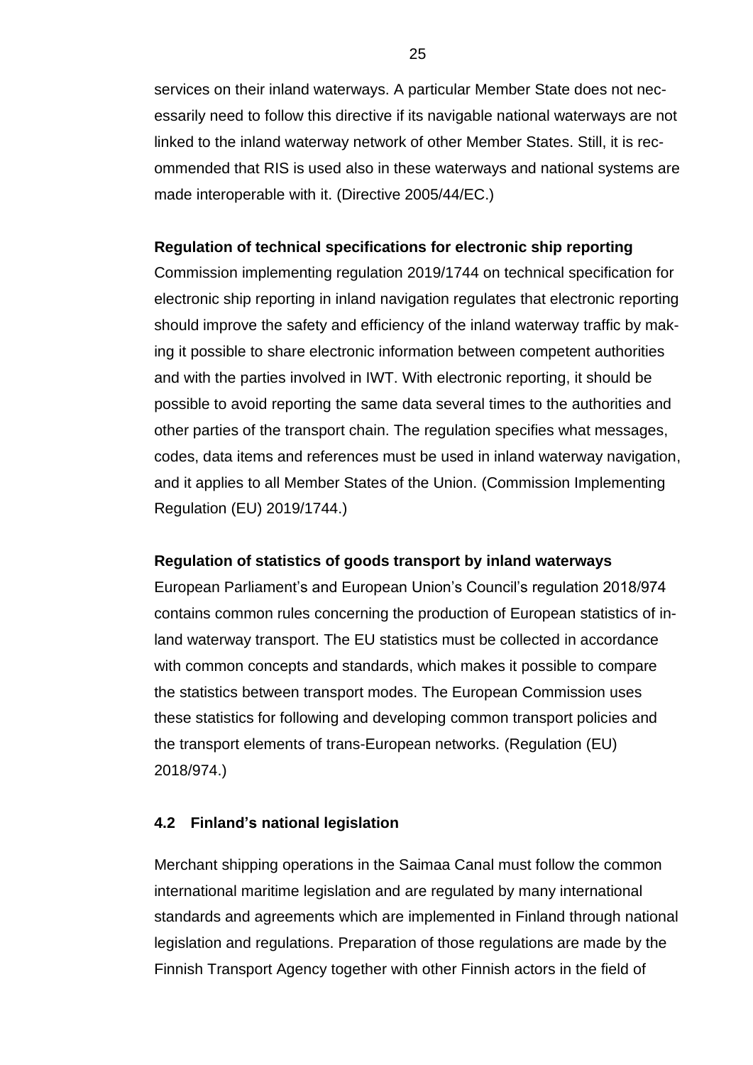services on their inland waterways. A particular Member State does not necessarily need to follow this directive if its navigable national waterways are not linked to the inland waterway network of other Member States. Still, it is recommended that RIS is used also in these waterways and national systems are made interoperable with it. (Directive 2005/44/EC.)

**Regulation of technical specifications for electronic ship reporting**

Commission implementing regulation 2019/1744 on technical specification for electronic ship reporting in inland navigation regulates that electronic reporting should improve the safety and efficiency of the inland waterway traffic by making it possible to share electronic information between competent authorities and with the parties involved in IWT. With electronic reporting, it should be possible to avoid reporting the same data several times to the authorities and other parties of the transport chain. The regulation specifies what messages, codes, data items and references must be used in inland waterway navigation, and it applies to all Member States of the Union. (Commission Implementing Regulation (EU) 2019/1744.)

**Regulation of statistics of goods transport by inland waterways**

European Parliament's and European Union's Council's regulation 2018/974 contains common rules concerning the production of European statistics of inland waterway transport. The EU statistics must be collected in accordance with common concepts and standards, which makes it possible to compare the statistics between transport modes. The European Commission uses these statistics for following and developing common transport policies and the transport elements of trans-European networks. (Regulation (EU) 2018/974.)

## 4.2 Finland's national legislation

Merchant shipping operations in the Saimaa Canal must follow the common international maritime legislation and are regulated by many international standards and agreements which are implemented in Finland through national legislation and regulations. Preparation of those regulations are made by the Finnish Transport Agency together with other Finnish actors in the field of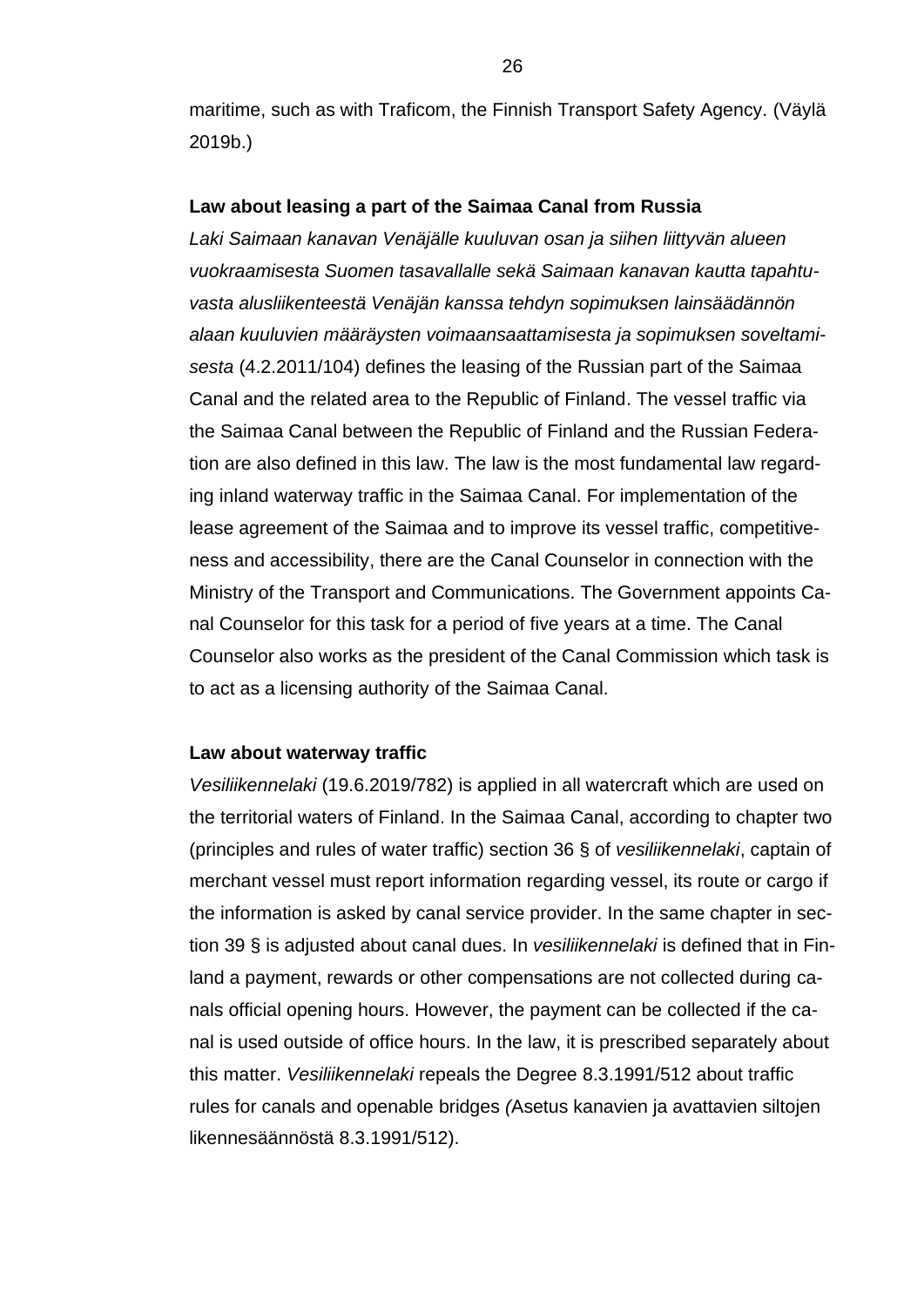maritime, such as with Traficom, the Finnish Transport Safety Agency. (Väylä 2019b.)

**Law about leasing a part of the Saimaa Canal from Russia**

*Laki Saimaan kanavan Venäjälle kuuluvan osan ja siihen liittyvän alueen vuokraamisesta Suomen tasavallalle sekä Saimaan kanavan kautta tapahtuvasta alusliikenteestä Venäjän kanssa tehdyn sopimuksen lainsäädännön alaan kuuluvien määräysten voimaansaattamisesta ja sopimuksen soveltamisesta* (4.2.2011/104) defines the leasing of the Russian part of the Saimaa Canal and the related area to the Republic of Finland. The vessel traffic via the Saimaa Canal between the Republic of Finland and the Russian Federation are also defined in this law. The law is the most fundamental law regarding inland waterway traffic in the Saimaa Canal. For implementation of the lease agreement of the Saimaa and to improve its vessel traffic, competitiveness and accessibility, there are the Canal Counselor in connection with the Ministry of the Transport and Communications. The Government appoints Canal Counselor for this task for a period of five years at a time. The Canal Counselor also works as the president of the Canal Commission which task is to act as a licensing authority of the Saimaa Canal.

**Law about waterway traffic**

*Vesiliikennelaki* (19.6.2019/782) is applied in all watercraft which are used on the territorial waters of Finland. In the Saimaa Canal, according to chapter two (principles and rules of water traffic) section 36 § of *vesiliikennelaki*, captain of merchant vessel must report information regarding vessel, its route or cargo if the information is asked by canal service provider. In the same chapter in section 39 § is adjusted about canal dues. In *vesiliikennelaki* is defined that in Finland a payment, rewards or other compensations are not collected during canals official opening hours. However, the payment can be collected if the canal is used outside of office hours. In the law, it is prescribed separately about this matter. *Vesiliikennelaki* repeals the Degree 8.3.1991/512 about traffic rules for canals and openable bridges *(*Asetus kanavien ja avattavien siltojen likennesäännöstä 8.3.1991/512).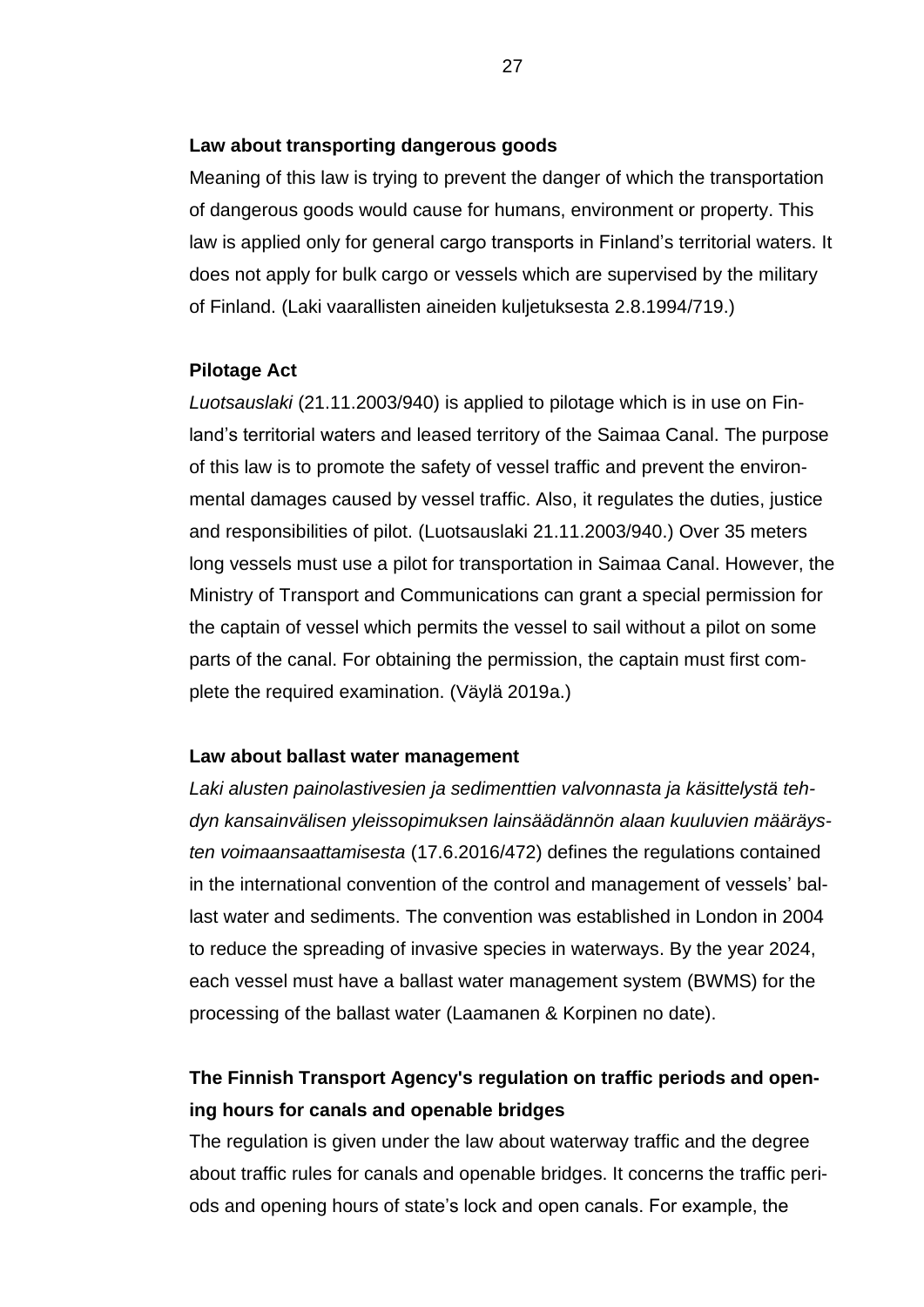**Law about transporting dangerous goods**

Meaning of this law is trying to prevent the danger of which the transportation of dangerous goods would cause for humans, environment or property. This law is applied only for general cargo transports in Finland's territorial waters. It does not apply for bulk cargo or vessels which are supervised by the military of Finland. (Laki vaarallisten aineiden kuljetuksesta 2.8.1994/719.)

**Pilotage Act**

*Luotsauslaki* (21.11.2003/940) is applied to pilotage which is in use on Finland's territorial waters and leased territory of the Saimaa Canal. The purpose of this law is to promote the safety of vessel traffic and prevent the environmental damages caused by vessel traffic. Also, it regulates the duties, justice and responsibilities of pilot. (Luotsauslaki 21.11.2003/940.) Over 35 meters long vessels must use a pilot for transportation in Saimaa Canal. However, the Ministry of Transport and Communications can grant a special permission for the captain of vessel which permits the vessel to sail without a pilot on some parts of the canal. For obtaining the permission, the captain must first complete the required examination. (Väylä 2019a.)

**Law about ballast water management**

*Laki alusten painolastivesien ja sedimenttien valvonnasta ja käsittelystä tehdyn kansainvälisen yleissopimuksen lainsäädännön alaan kuuluvien määräysten voimaansaattamisesta* (17.6.2016/472) defines the regulations contained in the international convention of the control and management of vessels' ballast water and sediments. The convention was established in London in 2004 to reduce the spreading of invasive species in waterways. By the year 2024, each vessel must have a ballast water management system (BWMS) for the processing of the ballast water (Laamanen & Korpinen no date).

**The Finnish Transport Agency's regulation on traffic periods and opening hours for canals and openable bridges**

The regulation is given under the law about waterway traffic and the degree about traffic rules for canals and openable bridges. It concerns the traffic periods and opening hours of state's lock and open canals. For example, the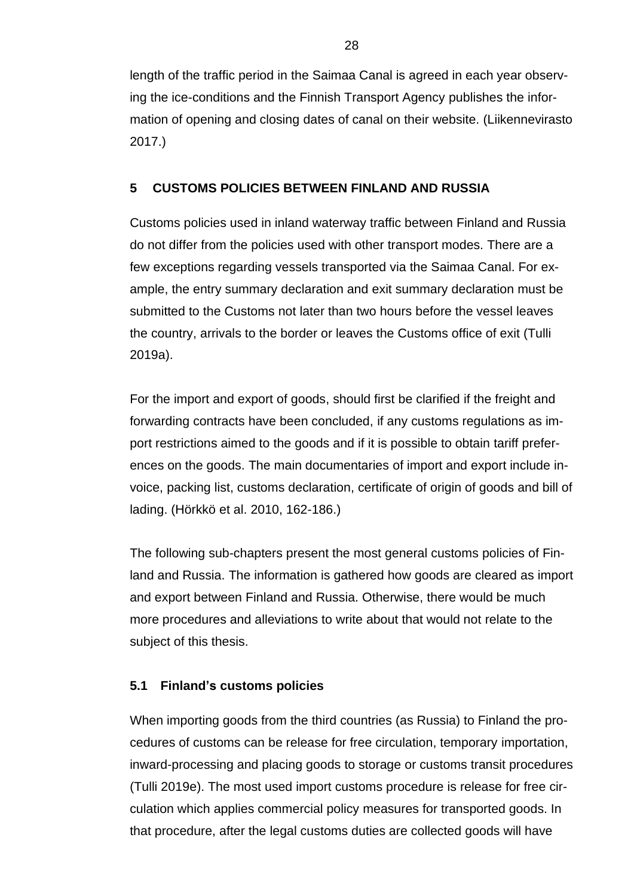length of the traffic period in the Saimaa Canal is agreed in each year observing the ice-conditions and the Finnish Transport Agency publishes the information of opening and closing dates of canal on their website. (Liikennevirasto 2017.)

## 5 CUSTOMS POLICIES BETWEEN FINLAND AND RUSSIA

Customs policies used in inland waterway traffic between Finland and Russia do not differ from the policies used with other transport modes. There are a few exceptions regarding vessels transported via the Saimaa Canal. For example, the entry summary declaration and exit summary declaration must be submitted to the Customs not later than two hours before the vessel leaves the country, arrivals to the border or leaves the Customs office of exit (Tulli 2019a).

For the import and export of goods, should first be clarified if the freight and forwarding contracts have been concluded, if any customs regulations as import restrictions aimed to the goods and if it is possible to obtain tariff preferences on the goods. The main documentaries of import and export include invoice, packing list, customs declaration, certificate of origin of goods and bill of lading. (Hörkkö et al. 2010, 162-186.)

The following sub-chapters present the most general customs policies of Finland and Russia. The information is gathered how goods are cleared as import and export between Finland and Russia. Otherwise, there would be much more procedures and alleviations to write about that would not relate to the subject of this thesis.

### 5.1 Finland's customs policies

When importing goods from the third countries (as Russia) to Finland the procedures of customs can be release for free circulation, temporary importation, inward-processing and placing goods to storage or customs transit procedures (Tulli 2019e). The most used import customs procedure is release for free circulation which applies commercial policy measures for transported goods. In that procedure, after the legal customs duties are collected goods will have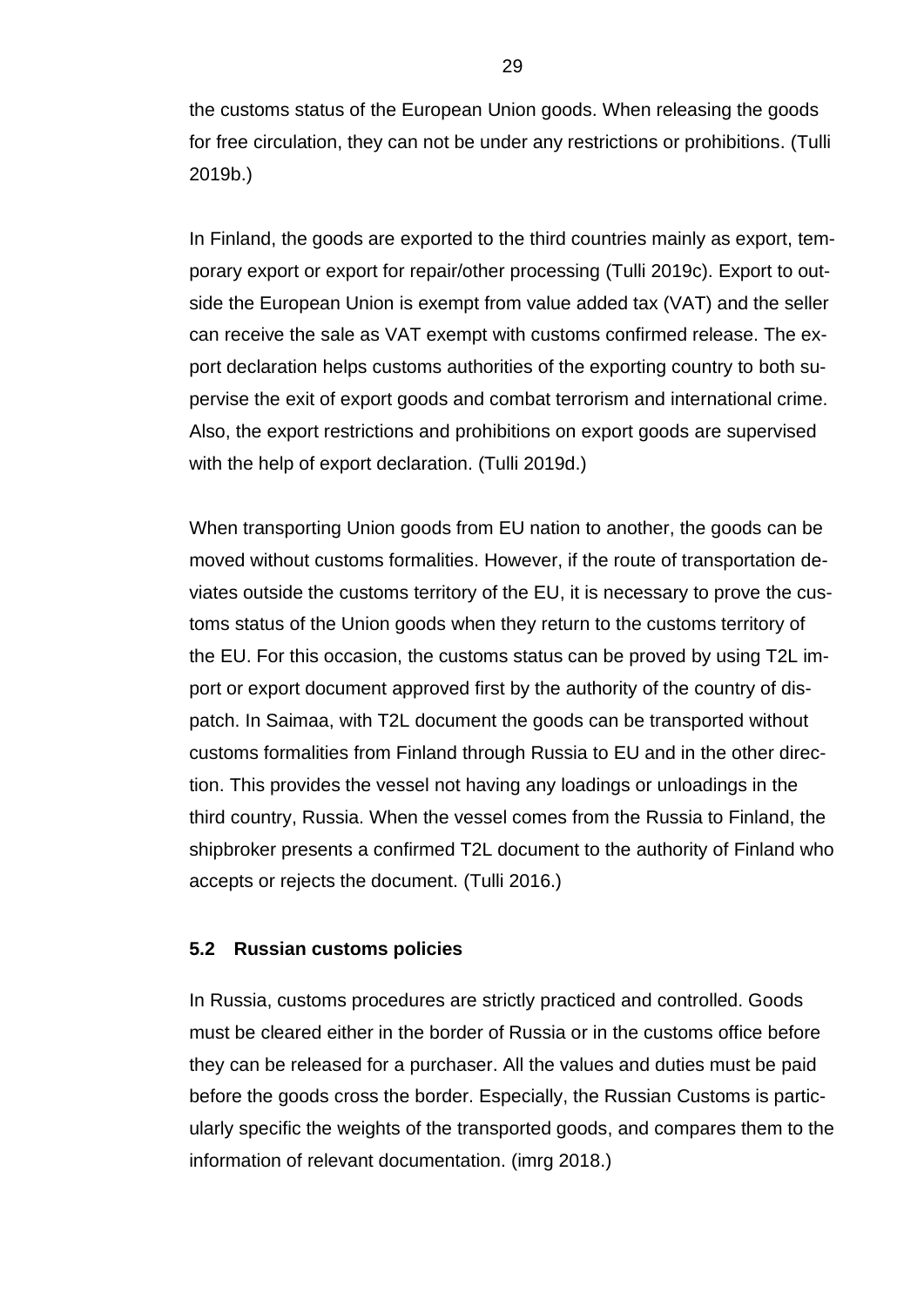the customs status of the European Union goods. When releasing the goods for free circulation, they can not be under any restrictions or prohibitions. (Tulli 2019b.)

In Finland, the goods are exported to the third countries mainly as export, temporary export or export for repair/other processing (Tulli 2019c). Export to outside the European Union is exempt from value added tax (VAT) and the seller can receive the sale as VAT exempt with customs confirmed release. The export declaration helps customs authorities of the exporting country to both supervise the exit of export goods and combat terrorism and international crime. Also, the export restrictions and prohibitions on export goods are supervised with the help of export declaration. (Tulli 2019d.)

When transporting Union goods from EU nation to another, the goods can be moved without customs formalities. However, if the route of transportation deviates outside the customs territory of the EU, it is necessary to prove the customs status of the Union goods when they return to the customs territory of the EU. For this occasion, the customs status can be proved by using T2L import or export document approved first by the authority of the country of dispatch. In Saimaa, with T2L document the goods can be transported without customs formalities from Finland through Russia to EU and in the other direction. This provides the vessel not having any loadings or unloadings in the third country, Russia. When the vessel comes from the Russia to Finland, the shipbroker presents a confirmed T2L document to the authority of Finland who accepts or rejects the document. (Tulli 2016.)

### 5.2 Russian customs policies

In Russia, customs procedures are strictly practiced and controlled. Goods must be cleared either in the border of Russia or in the customs office before they can be released for a purchaser. All the values and duties must be paid before the goods cross the border. Especially, the Russian Customs is particularly specific the weights of the transported goods, and compares them to the information of relevant documentation. (imrg 2018.)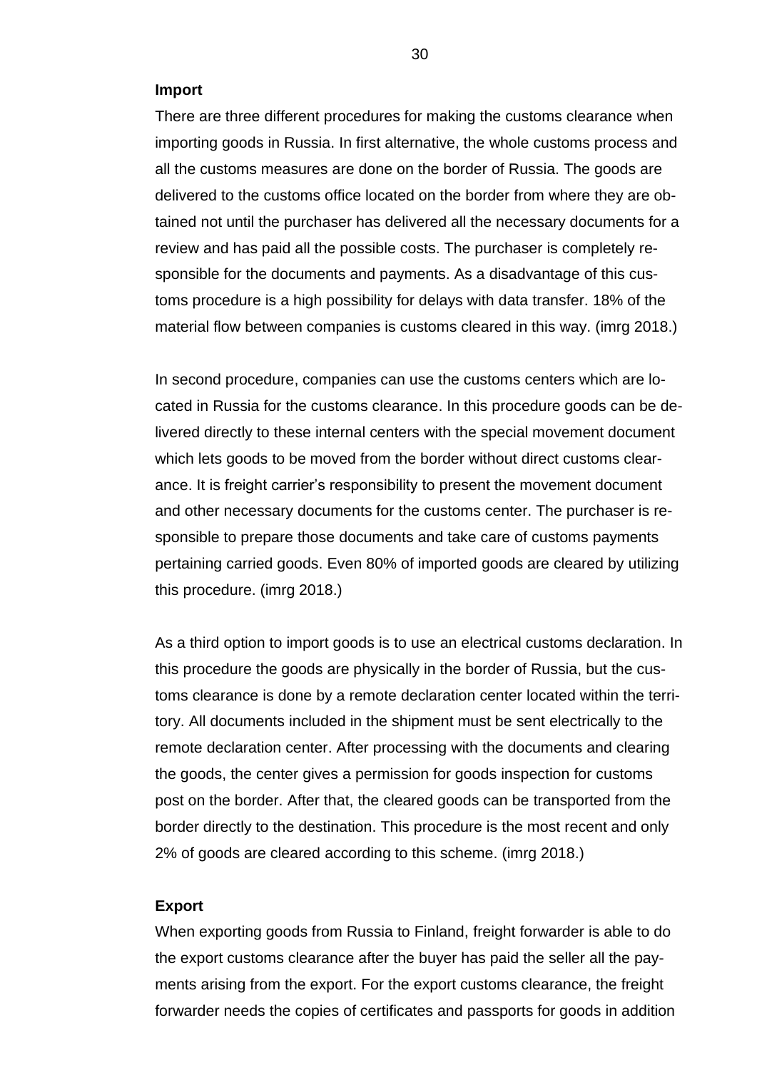### Import

There are three different procedures for making the customs clearance when importing goods in Russia. In first alternative, the whole customs process and all the customs measures are done on the border of Russia. The goods are delivered to the customs office located on the border from where they are obtained not until the purchaser has delivered all the necessary documents for a review and has paid all the possible costs. The purchaser is completely responsible for the documents and payments. As a disadvantage of this customs procedure is a high possibility for delays with data transfer. 18% of the material flow between companies is customs cleared in this way. (imrg 2018.)

In second procedure, companies can use the customs centers which are located in Russia for the customs clearance. In this procedure goods can be delivered directly to these internal centers with the special movement document which lets goods to be moved from the border without direct customs clearance. It is freight carrier's responsibility to present the movement document and other necessary documents for the customs center. The purchaser is responsible to prepare those documents and take care of customs payments pertaining carried goods. Even 80% of imported goods are cleared by utilizing this procedure. (imrg 2018.)

As a third option to import goods is to use an electrical customs declaration. In this procedure the goods are physically in the border of Russia, but the customs clearance is done by a remote declaration center located within the territory. All documents included in the shipment must be sent electrically to the remote declaration center. After processing with the documents and clearing the goods, the center gives a permission for goods inspection for customs post on the border. After that, the cleared goods can be transported from the border directly to the destination. This procedure is the most recent and only 2% of goods are cleared according to this scheme. (imrg 2018.)

### Export

When exporting goods from Russia to Finland, freight forwarder is able to do the export customs clearance after the buyer has paid the seller all the payments arising from the export. For the export customs clearance, the freight forwarder needs the copies of certificates and passports for goods in addition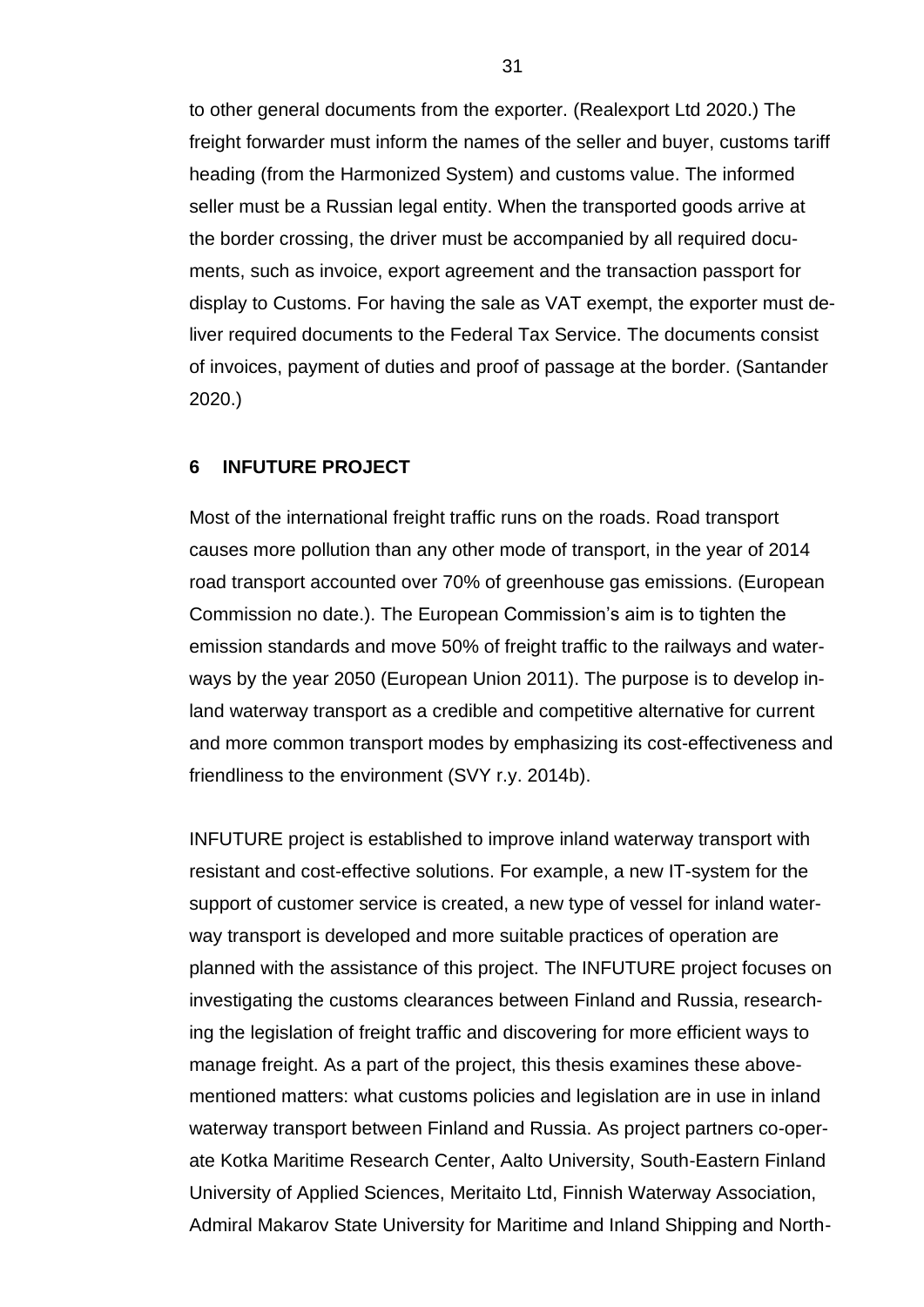to other general documents from the exporter. (Realexport Ltd 2020.) The freight forwarder must inform the names of the seller and buyer, customs tariff heading (from the Harmonized System) and customs value. The informed seller must be a Russian legal entity. When the transported goods arrive at the border crossing, the driver must be accompanied by all required documents, such as invoice, export agreement and the transaction passport for display to Customs. For having the sale as VAT exempt, the exporter must deliver required documents to the Federal Tax Service. The documents consist of invoices, payment of duties and proof of passage at the border. (Santander 2020.)

## 6 INFUTURE PROJECT

Most of the international freight traffic runs on the roads. Road transport causes more pollution than any other mode of transport, in the year of 2014 road transport accounted over 70% of greenhouse gas emissions. (European Commission no date.). The European Commission's aim is to tighten the emission standards and move 50% of freight traffic to the railways and waterways by the year 2050 (European Union 2011). The purpose is to develop inland waterway transport as a credible and competitive alternative for current and more common transport modes by emphasizing its cost-effectiveness and friendliness to the environment (SVY r.y. 2014b).

INFUTURE project is established to improve inland waterway transport with resistant and cost-effective solutions. For example, a new IT-system for the support of customer service is created, a new type of vessel for inland waterway transport is developed and more suitable practices of operation are planned with the assistance of this project. The INFUTURE project focuses on investigating the customs clearances between Finland and Russia, researching the legislation of freight traffic and discovering for more efficient ways to manage freight. As a part of the project, this thesis examines these above-mentioned matters: what customs policies and legislation are in use in inland waterway transport between Finland and Russia. As project partners co-operate Kotka Maritime Research Center, Aalto University, South-Eastern Finland University of Applied Sciences, Meritaito Ltd, Finnish Waterway Association, Admiral Makarov State University for Maritime and Inland Shipping and North-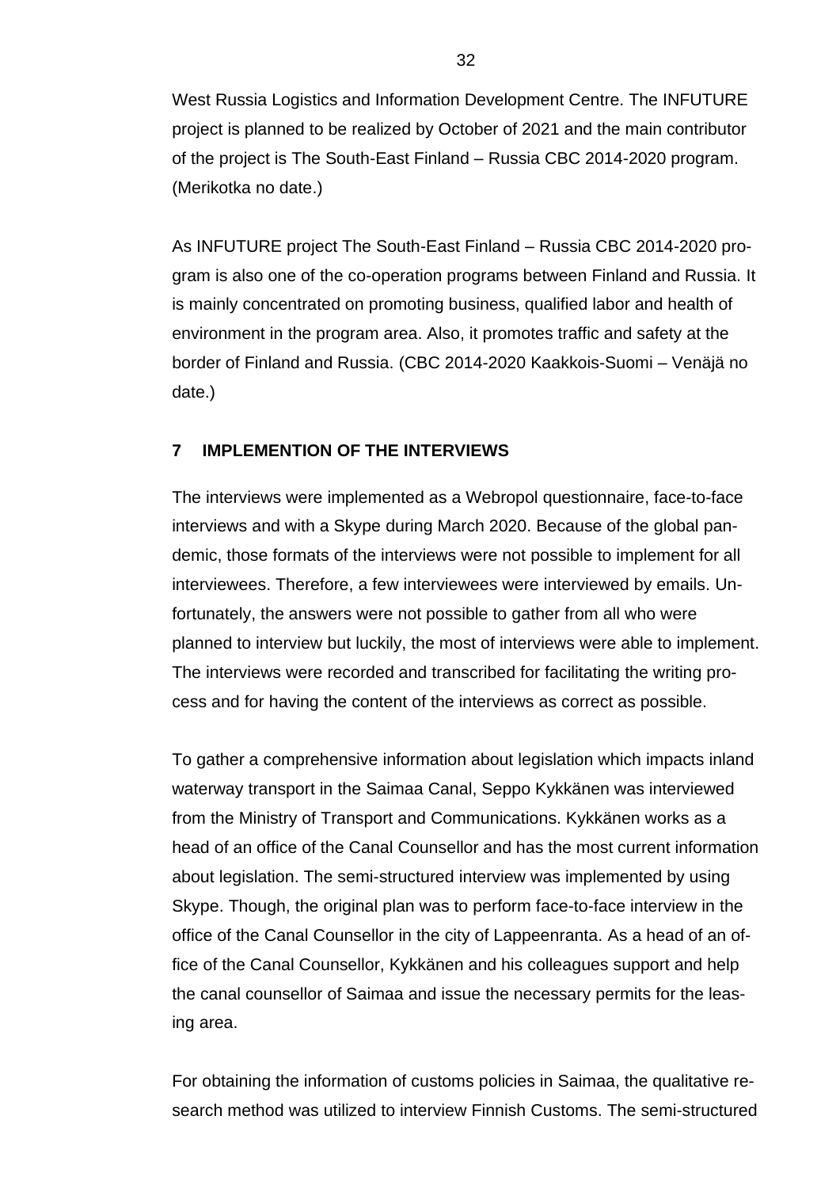West Russia Logistics and Information Development Centre. The INFUTURE project is planned to be realized by October of 2021 and the main contributor of the project is The South-East Finland – Russia CBC 2014-2020 program. (Merikotka no date.)

As INFUTURE project The South-East Finland – Russia CBC 2014-2020 program is also one of the co-operation programs between Finland and Russia. It is mainly concentrated on promoting business, qualified labor and health of environment in the program area. Also, it promotes traffic and safety at the border of Finland and Russia. (CBC 2014-2020 Kaakkois-Suomi – Venäjä no date.)

## 7 IMPLEMENTION OF THE INTERVIEWS

The interviews were implemented as a Webropol questionnaire, face-to-face interviews and with a Skype during March 2020. Because of the global pandemic, those formats of the interviews were not possible to implement for all interviewees. Therefore, a few interviewees were interviewed by emails. Unfortunately, the answers were not possible to gather from all who were planned to interview but luckily, the most of interviews were able to implement. The interviews were recorded and transcribed for facilitating the writing process and for having the content of the interviews as correct as possible.

To gather a comprehensive information about legislation which impacts inland waterway transport in the Saimaa Canal, Seppo Kykkänen was interviewed from the Ministry of Transport and Communications. Kykkänen works as a head of an office of the Canal Counsellor and has the most current information about legislation. The semi-structured interview was implemented by using Skype. Though, the original plan was to perform face-to-face interview in the office of the Canal Counsellor in the city of Lappeenranta. As a head of an office of the Canal Counsellor, Kykkänen and his colleagues support and help the canal counsellor of Saimaa and issue the necessary permits for the leasing area.

For obtaining the information of customs policies in Saimaa, the qualitative research method was utilized to interview Finnish Customs. The semi-structured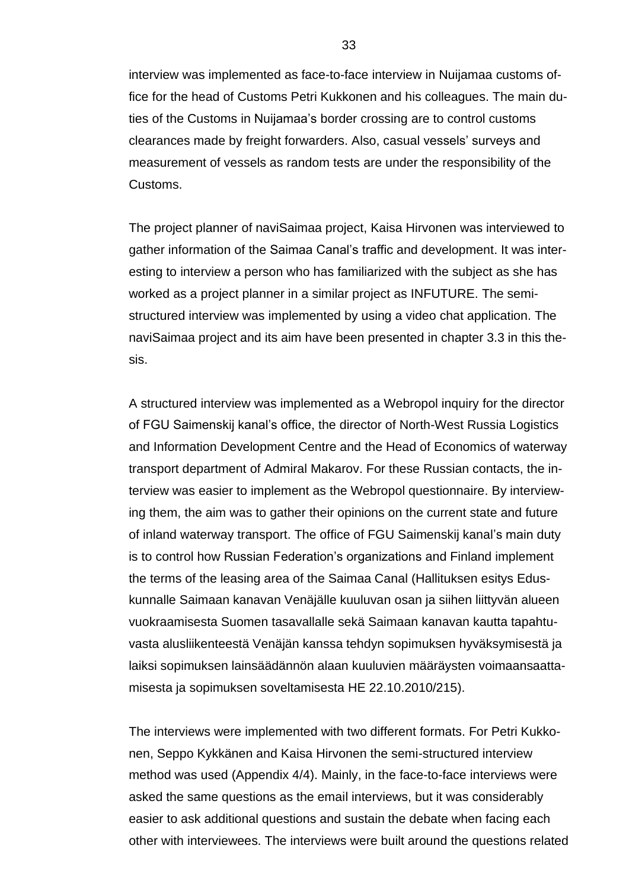interview was implemented as face-to-face interview in Nuijamaa customs office for the head of Customs Petri Kukkonen and his colleagues. The main duties of the Customs in Nuijamaa's border crossing are to control customs clearances made by freight forwarders. Also, casual vessels' surveys and measurement of vessels as random tests are under the responsibility of the Customs.

The project planner of naviSaimaa project, Kaisa Hirvonen was interviewed to gather information of the Saimaa Canal's traffic and development. It was interesting to interview a person who has familiarized with the subject as she has worked as a project planner in a similar project as INFUTURE. The semi-structured interview was implemented by using a video chat application. The naviSaimaa project and its aim have been presented in chapter 3.3 in this thesis.

A structured interview was implemented as a Webropol inquiry for the director of FGU Saimenskij kanal's office, the director of North-West Russia Logistics and Information Development Centre and the Head of Economics of waterway transport department of Admiral Makarov. For these Russian contacts, the interview was easier to implement as the Webropol questionnaire. By interviewing them, the aim was to gather their opinions on the current state and future of inland waterway transport. The office of FGU Saimenskij kanal's main duty is to control how Russian Federation's organizations and Finland implement the terms of the leasing area of the Saimaa Canal (Hallituksen esitys Eduskunnalle Saimaan kanavan Venäjälle kuuluvan osan ja siihen liittyvän alueen vuokraamisesta Suomen tasavallalle sekä Saimaan kanavan kautta tapahtuvasta alusliikenteestä Venäjän kanssa tehdyn sopimuksen hyväksymisestä ja laiksi sopimuksen lainsäädännön alaan kuuluvien määräysten voimaansaattamisesta ja sopimuksen soveltamisesta HE 22.10.2010/215).

The interviews were implemented with two different formats. For Petri Kukkonen, Seppo Kykkänen and Kaisa Hirvonen the semi-structured interview method was used (Appendix 4/4). Mainly, in the face-to-face interviews were asked the same questions as the email interviews, but it was considerably easier to ask additional questions and sustain the debate when facing each other with interviewees. The interviews were built around the questions related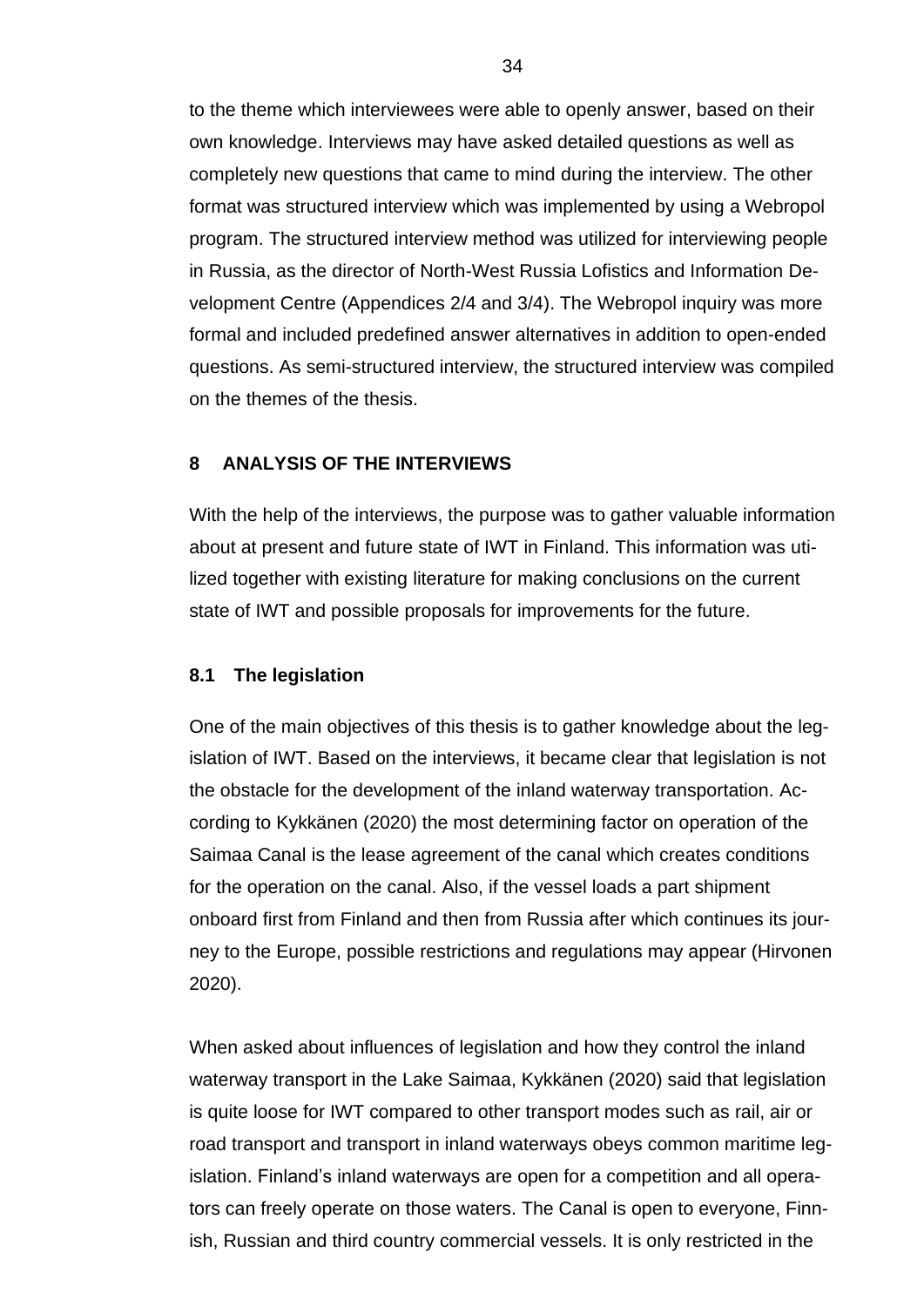to the theme which interviewees were able to openly answer, based on their own knowledge. Interviews may have asked detailed questions as well as completely new questions that came to mind during the interview. The other format was structured interview which was implemented by using a Webropol program. The structured interview method was utilized for interviewing people in Russia, as the director of North-West Russia Lofistics and Information Development Centre (Appendices 2/4 and 3/4). The Webropol inquiry was more formal and included predefined answer alternatives in addition to open-ended questions. As semi-structured interview, the structured interview was compiled on the themes of the thesis.

## 8 ANALYSIS OF THE INTERVIEWS

With the help of the interviews, the purpose was to gather valuable information about at present and future state of IWT in Finland. This information was utilized together with existing literature for making conclusions on the current state of IWT and possible proposals for improvements for the future.

### 8.1 The legislation

One of the main objectives of this thesis is to gather knowledge about the legislation of IWT. Based on the interviews, it became clear that legislation is not the obstacle for the development of the inland waterway transportation. According to Kykkänen (2020) the most determining factor on operation of the Saimaa Canal is the lease agreement of the canal which creates conditions for the operation on the canal. Also, if the vessel loads a part shipment onboard first from Finland and then from Russia after which continues its journey to the Europe, possible restrictions and regulations may appear (Hirvonen 2020).

When asked about influences of legislation and how they control the inland waterway transport in the Lake Saimaa, Kykkänen (2020) said that legislation is quite loose for IWT compared to other transport modes such as rail, air or road transport and transport in inland waterways obeys common maritime legislation. Finland's inland waterways are open for a competition and all operators can freely operate on those waters. The Canal is open to everyone, Finnish, Russian and third country commercial vessels. It is only restricted in the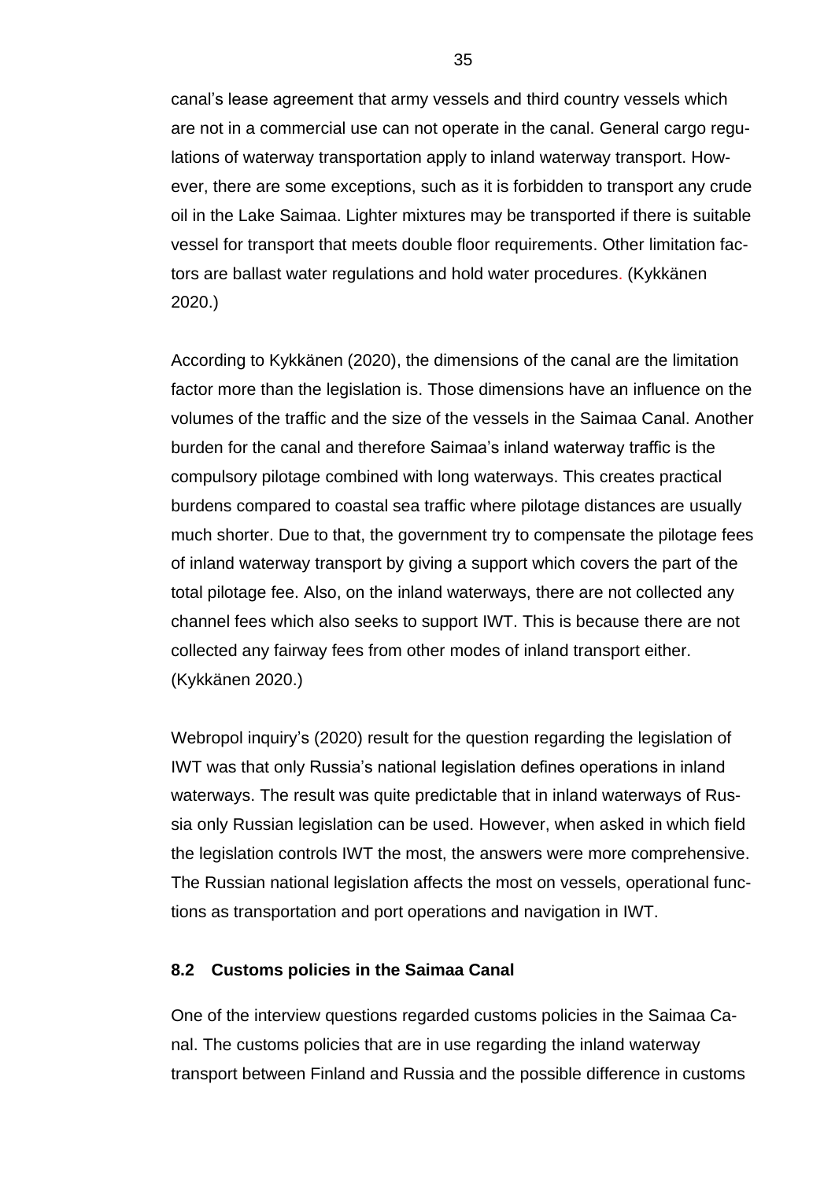canal's lease agreement that army vessels and third country vessels which are not in a commercial use can not operate in the canal. General cargo regulations of waterway transportation apply to inland waterway transport. However, there are some exceptions, such as it is forbidden to transport any crude oil in the Lake Saimaa. Lighter mixtures may be transported if there is suitable vessel for transport that meets double floor requirements. Other limitation factors are ballast water regulations and hold water procedures. (Kykkänen 2020.)

According to Kykkänen (2020), the dimensions of the canal are the limitation factor more than the legislation is. Those dimensions have an influence on the volumes of the traffic and the size of the vessels in the Saimaa Canal. Another burden for the canal and therefore Saimaa's inland waterway traffic is the compulsory pilotage combined with long waterways. This creates practical burdens compared to coastal sea traffic where pilotage distances are usually much shorter. Due to that, the government try to compensate the pilotage fees of inland waterway transport by giving a support which covers the part of the total pilotage fee. Also, on the inland waterways, there are not collected any channel fees which also seeks to support IWT. This is because there are not collected any fairway fees from other modes of inland transport either. (Kykkänen 2020.)

Webropol inquiry's (2020) result for the question regarding the legislation of IWT was that only Russia's national legislation defines operations in inland waterways. The result was quite predictable that in inland waterways of Russia only Russian legislation can be used. However, when asked in which field the legislation controls IWT the most, the answers were more comprehensive. The Russian national legislation affects the most on vessels, operational functions as transportation and port operations and navigation in IWT.

### 8.2 Customs policies in the Saimaa Canal

One of the interview questions regarded customs policies in the Saimaa Canal. The customs policies that are in use regarding the inland waterway transport between Finland and Russia and the possible difference in customs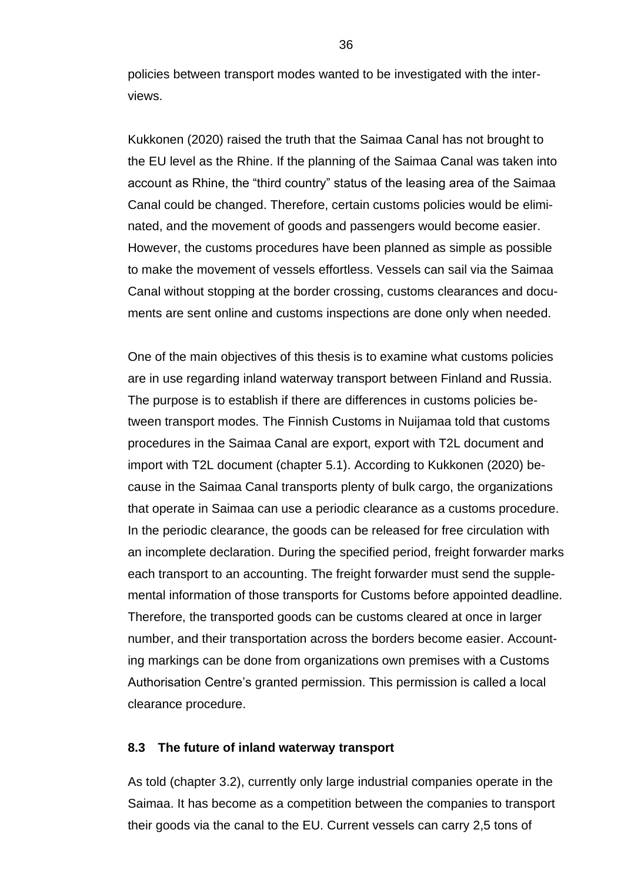policies between transport modes wanted to be investigated with the interviews.

Kukkonen (2020) raised the truth that the Saimaa Canal has not brought to the EU level as the Rhine. If the planning of the Saimaa Canal was taken into account as Rhine, the "third country" status of the leasing area of the Saimaa Canal could be changed. Therefore, certain customs policies would be eliminated, and the movement of goods and passengers would become easier. However, the customs procedures have been planned as simple as possible to make the movement of vessels effortless. Vessels can sail via the Saimaa Canal without stopping at the border crossing, customs clearances and documents are sent online and customs inspections are done only when needed.

One of the main objectives of this thesis is to examine what customs policies are in use regarding inland waterway transport between Finland and Russia. The purpose is to establish if there are differences in customs policies between transport modes. The Finnish Customs in Nuijamaa told that customs procedures in the Saimaa Canal are export, export with T2L document and import with T2L document (chapter 5.1). According to Kukkonen (2020) because in the Saimaa Canal transports plenty of bulk cargo, the organizations that operate in Saimaa can use a periodic clearance as a customs procedure. In the periodic clearance, the goods can be released for free circulation with an incomplete declaration. During the specified period, freight forwarder marks each transport to an accounting. The freight forwarder must send the supplemental information of those transports for Customs before appointed deadline. Therefore, the transported goods can be customs cleared at once in larger number, and their transportation across the borders become easier. Accounting markings can be done from organizations own premises with a Customs Authorisation Centre's granted permission. This permission is called a local clearance procedure.

### 8.3 The future of inland waterway transport

As told (chapter 3.2), currently only large industrial companies operate in the Saimaa. It has become as a competition between the companies to transport their goods via the canal to the EU. Current vessels can carry 2,5 tons of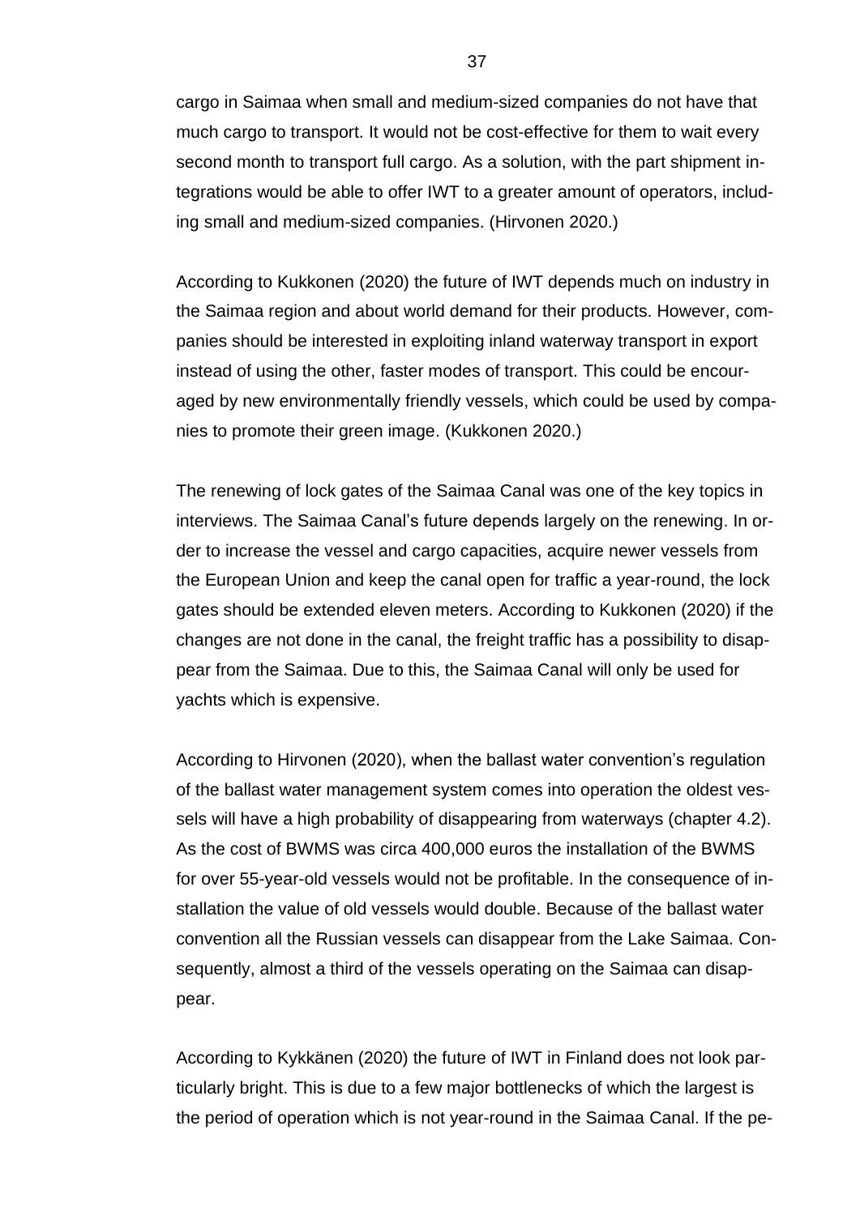cargo in Saimaa when small and medium-sized companies do not have that much cargo to transport. It would not be cost-effective for them to wait every second month to transport full cargo. As a solution, with the part shipment integrations would be able to offer IWT to a greater amount of operators, including small and medium-sized companies. (Hirvonen 2020.)

According to Kukkonen (2020) the future of IWT depends much on industry in the Saimaa region and about world demand for their products. However, companies should be interested in exploiting inland waterway transport in export instead of using the other, faster modes of transport. This could be encouraged by new environmentally friendly vessels, which could be used by companies to promote their green image. (Kukkonen 2020.)

The renewing of lock gates of the Saimaa Canal was one of the key topics in interviews. The Saimaa Canal's future depends largely on the renewing. In order to increase the vessel and cargo capacities, acquire newer vessels from the European Union and keep the canal open for traffic a year-round, the lock gates should be extended eleven meters. According to Kukkonen (2020) if the changes are not done in the canal, the freight traffic has a possibility to disappear from the Saimaa. Due to this, the Saimaa Canal will only be used for yachts which is expensive.

According to Hirvonen (2020), when the ballast water convention's regulation of the ballast water management system comes into operation the oldest vessels will have a high probability of disappearing from waterways (chapter 4.2). As the cost of BWMS was circa 400,000 euros the installation of the BWMS for over 55-year-old vessels would not be profitable. In the consequence of installation the value of old vessels would double. Because of the ballast water convention all the Russian vessels can disappear from the Lake Saimaa. Consequently, almost a third of the vessels operating on the Saimaa can disappear.

According to Kykkänen (2020) the future of IWT in Finland does not look particularly bright. This is due to a few major bottlenecks of which the largest is the period of operation which is not year-round in the Saimaa Canal. If the pe-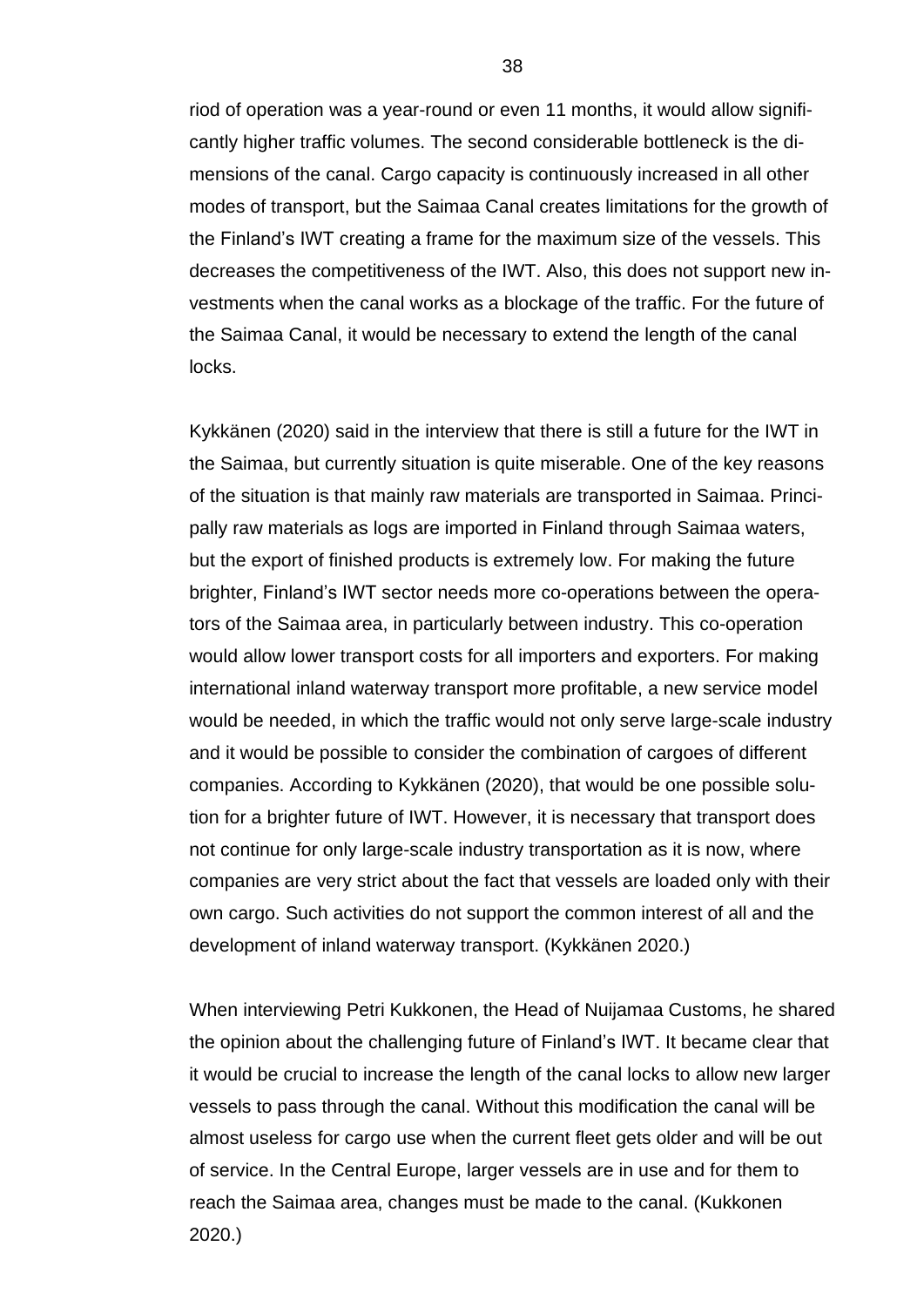riod of operation was a year-round or even 11 months, it would allow significantly higher traffic volumes. The second considerable bottleneck is the dimensions of the canal. Cargo capacity is continuously increased in all other modes of transport, but the Saimaa Canal creates limitations for the growth of the Finland's IWT creating a frame for the maximum size of the vessels. This decreases the competitiveness of the IWT. Also, this does not support new investments when the canal works as a blockage of the traffic. For the future of the Saimaa Canal, it would be necessary to extend the length of the canal locks.

Kykkänen (2020) said in the interview that there is still a future for the IWT in the Saimaa, but currently situation is quite miserable. One of the key reasons of the situation is that mainly raw materials are transported in Saimaa. Principally raw materials as logs are imported in Finland through Saimaa waters, but the export of finished products is extremely low. For making the future brighter, Finland's IWT sector needs more co-operations between the operators of the Saimaa area, in particularly between industry. This co-operation would allow lower transport costs for all importers and exporters. For making international inland waterway transport more profitable, a new service model would be needed, in which the traffic would not only serve large-scale industry and it would be possible to consider the combination of cargoes of different companies. According to Kykkänen (2020), that would be one possible solution for a brighter future of IWT. However, it is necessary that transport does not continue for only large-scale industry transportation as it is now, where companies are very strict about the fact that vessels are loaded only with their own cargo. Such activities do not support the common interest of all and the development of inland waterway transport. (Kykkänen 2020.)

When interviewing Petri Kukkonen, the Head of Nuijamaa Customs, he shared the opinion about the challenging future of Finland's IWT. It became clear that it would be crucial to increase the length of the canal locks to allow new larger vessels to pass through the canal. Without this modification the canal will be almost useless for cargo use when the current fleet gets older and will be out of service. In the Central Europe, larger vessels are in use and for them to reach the Saimaa area, changes must be made to the canal. (Kukkonen 2020.)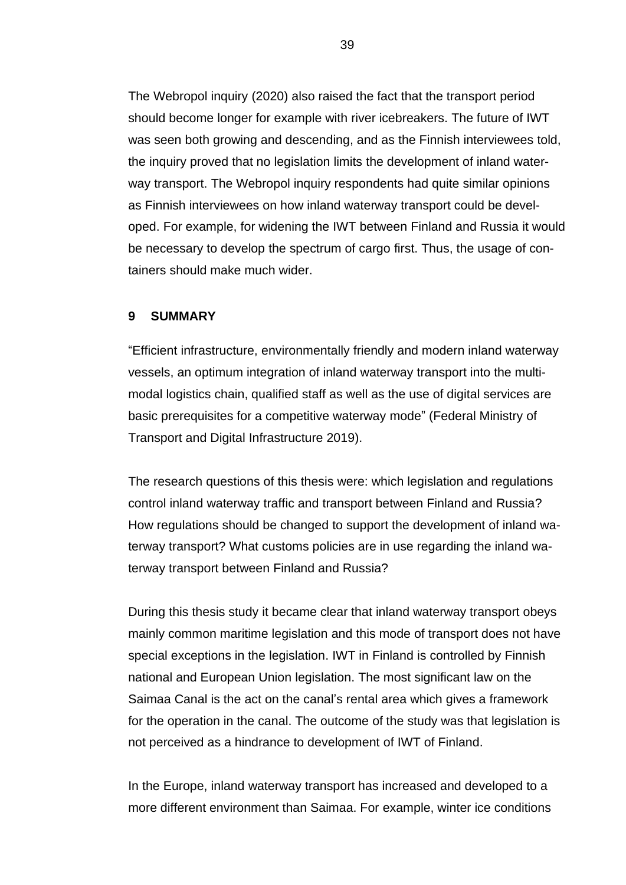The Webropol inquiry (2020) also raised the fact that the transport period should become longer for example with river icebreakers. The future of IWT was seen both growing and descending, and as the Finnish interviewees told, the inquiry proved that no legislation limits the development of inland waterway transport. The Webropol inquiry respondents had quite similar opinions as Finnish interviewees on how inland waterway transport could be developed. For example, for widening the IWT between Finland and Russia it would be necessary to develop the spectrum of cargo first. Thus, the usage of containers should make much wider.

## 9 SUMMARY

"Efficient infrastructure, environmentally friendly and modern inland waterway vessels, an optimum integration of inland waterway transport into the multimodal logistics chain, qualified staff as well as the use of digital services are basic prerequisites for a competitive waterway mode" (Federal Ministry of Transport and Digital Infrastructure 2019).

The research questions of this thesis were: which legislation and regulations control inland waterway traffic and transport between Finland and Russia? How regulations should be changed to support the development of inland waterway transport? What customs policies are in use regarding the inland waterway transport between Finland and Russia?

During this thesis study it became clear that inland waterway transport obeys mainly common maritime legislation and this mode of transport does not have special exceptions in the legislation. IWT in Finland is controlled by Finnish national and European Union legislation. The most significant law on the Saimaa Canal is the act on the canal's rental area which gives a framework for the operation in the canal. The outcome of the study was that legislation is not perceived as a hindrance to development of IWT of Finland.

In the Europe, inland waterway transport has increased and developed to a more different environment than Saimaa. For example, winter ice conditions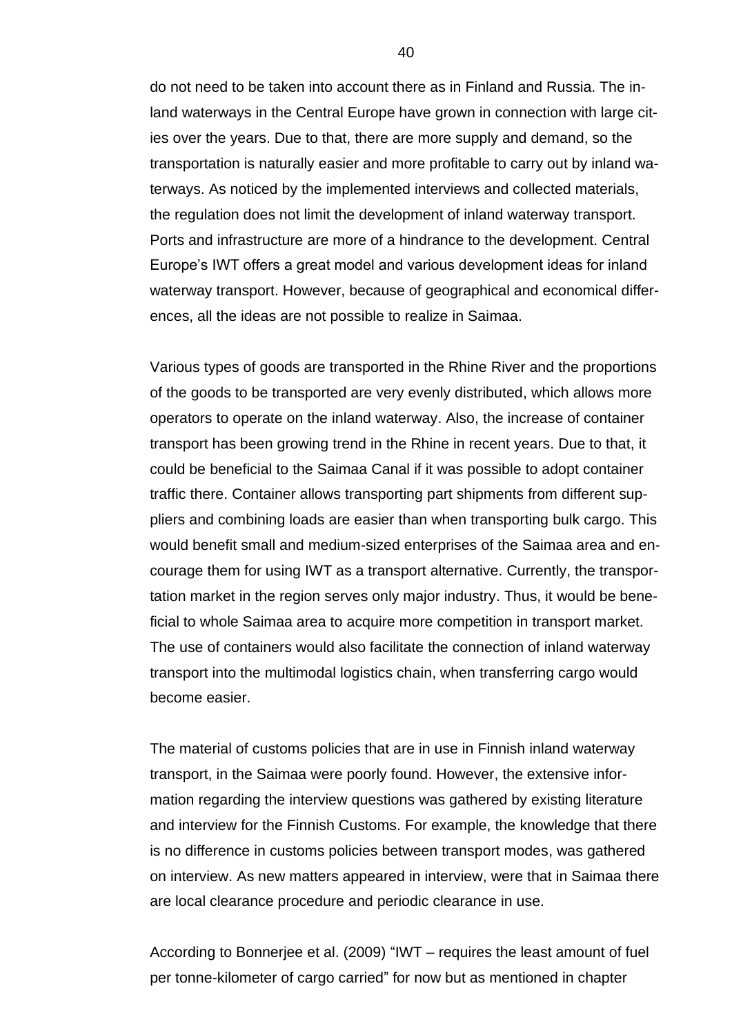do not need to be taken into account there as in Finland and Russia. The inland waterways in the Central Europe have grown in connection with large cities over the years. Due to that, there are more supply and demand, so the transportation is naturally easier and more profitable to carry out by inland waterways. As noticed by the implemented interviews and collected materials, the regulation does not limit the development of inland waterway transport. Ports and infrastructure are more of a hindrance to the development. Central Europe's IWT offers a great model and various development ideas for inland waterway transport. However, because of geographical and economical differences, all the ideas are not possible to realize in Saimaa.

Various types of goods are transported in the Rhine River and the proportions of the goods to be transported are very evenly distributed, which allows more operators to operate on the inland waterway. Also, the increase of container transport has been growing trend in the Rhine in recent years. Due to that, it could be beneficial to the Saimaa Canal if it was possible to adopt container traffic there. Container allows transporting part shipments from different suppliers and combining loads are easier than when transporting bulk cargo. This would benefit small and medium-sized enterprises of the Saimaa area and encourage them for using IWT as a transport alternative. Currently, the transportation market in the region serves only major industry. Thus, it would be beneficial to whole Saimaa area to acquire more competition in transport market. The use of containers would also facilitate the connection of inland waterway transport into the multimodal logistics chain, when transferring cargo would become easier.

The material of customs policies that are in use in Finnish inland waterway transport, in the Saimaa were poorly found. However, the extensive information regarding the interview questions was gathered by existing literature and interview for the Finnish Customs. For example, the knowledge that there is no difference in customs policies between transport modes, was gathered on interview. As new matters appeared in interview, were that in Saimaa there are local clearance procedure and periodic clearance in use.

According to Bonnerjee et al. (2009) "IWT – requires the least amount of fuel per tonne-kilometer of cargo carried" for now but as mentioned in chapter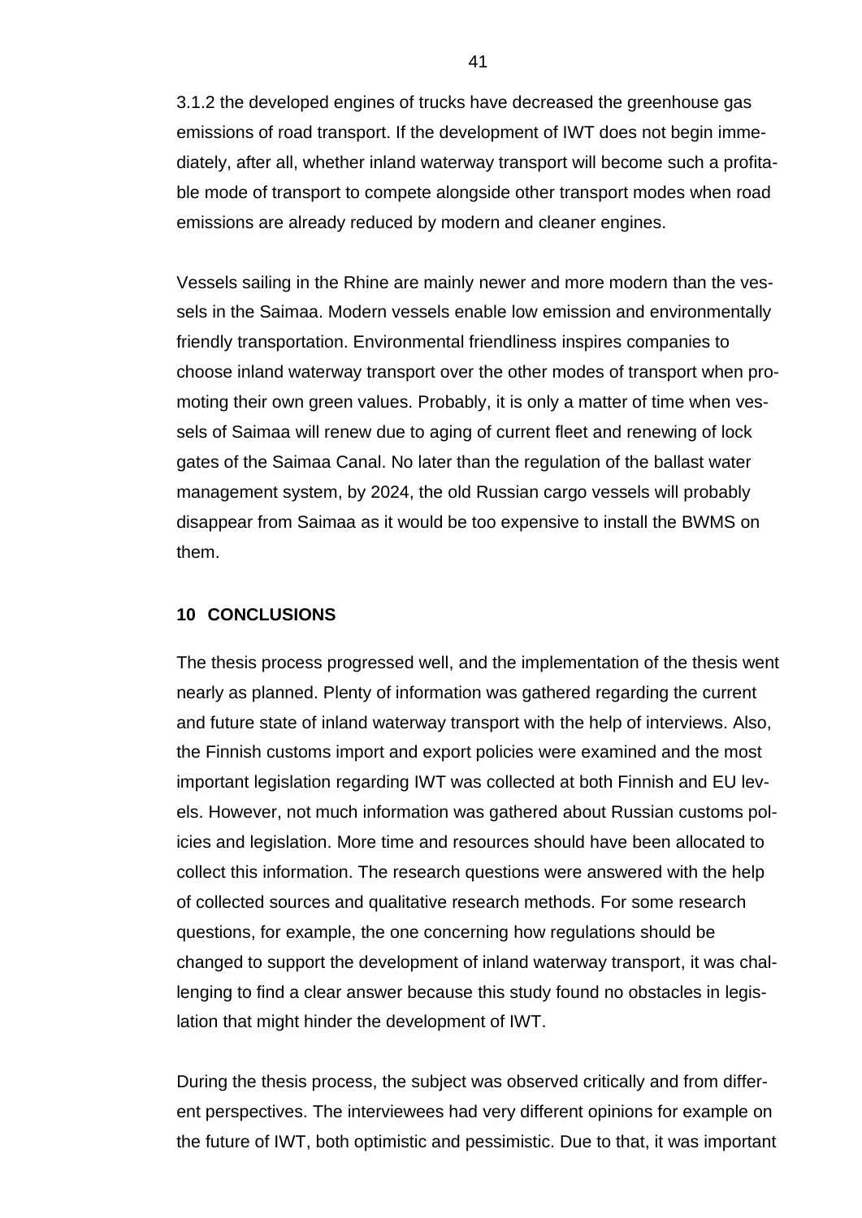3.1.2 the developed engines of trucks have decreased the greenhouse gas emissions of road transport. If the development of IWT does not begin immediately, after all, whether inland waterway transport will become such a profitable mode of transport to compete alongside other transport modes when road emissions are already reduced by modern and cleaner engines.

Vessels sailing in the Rhine are mainly newer and more modern than the vessels in the Saimaa. Modern vessels enable low emission and environmentally friendly transportation. Environmental friendliness inspires companies to choose inland waterway transport over the other modes of transport when promoting their own green values. Probably, it is only a matter of time when vessels of Saimaa will renew due to aging of current fleet and renewing of lock gates of the Saimaa Canal. No later than the regulation of the ballast water management system, by 2024, the old Russian cargo vessels will probably disappear from Saimaa as it would be too expensive to install the BWMS on them.

# 10 CONCLUSIONS

The thesis process progressed well, and the implementation of the thesis went nearly as planned. Plenty of information was gathered regarding the current and future state of inland waterway transport with the help of interviews. Also, the Finnish customs import and export policies were examined and the most important legislation regarding IWT was collected at both Finnish and EU levels. However, not much information was gathered about Russian customs policies and legislation. More time and resources should have been allocated to collect this information. The research questions were answered with the help of collected sources and qualitative research methods. For some research questions, for example, the one concerning how regulations should be changed to support the development of inland waterway transport, it was challenging to find a clear answer because this study found no obstacles in legislation that might hinder the development of IWT.

During the thesis process, the subject was observed critically and from different perspectives. The interviewees had very different opinions for example on the future of IWT, both optimistic and pessimistic. Due to that, it was important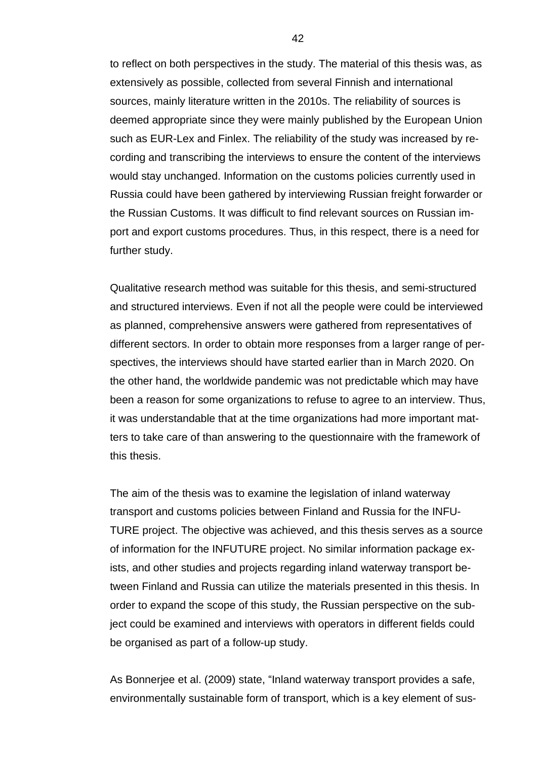to reflect on both perspectives in the study. The material of this thesis was, as extensively as possible, collected from several Finnish and international sources, mainly literature written in the 2010s. The reliability of sources is deemed appropriate since they were mainly published by the European Union such as EUR-Lex and Finlex. The reliability of the study was increased by recording and transcribing the interviews to ensure the content of the interviews would stay unchanged. Information on the customs policies currently used in Russia could have been gathered by interviewing Russian freight forwarder or the Russian Customs. It was difficult to find relevant sources on Russian import and export customs procedures. Thus, in this respect, there is a need for further study.

Qualitative research method was suitable for this thesis, and semi-structured and structured interviews. Even if not all the people were could be interviewed as planned, comprehensive answers were gathered from representatives of different sectors. In order to obtain more responses from a larger range of perspectives, the interviews should have started earlier than in March 2020. On the other hand, the worldwide pandemic was not predictable which may have been a reason for some organizations to refuse to agree to an interview. Thus, it was understandable that at the time organizations had more important matters to take care of than answering to the questionnaire with the framework of this thesis.

The aim of the thesis was to examine the legislation of inland waterway transport and customs policies between Finland and Russia for the INFUTURE project. The objective was achieved, and this thesis serves as a source of information for the INFUTURE project. No similar information package exists, and other studies and projects regarding inland waterway transport between Finland and Russia can utilize the materials presented in this thesis. In order to expand the scope of this study, the Russian perspective on the subject could be examined and interviews with operators in different fields could be organised as part of a follow-up study.

As Bonnerjee et al. (2009) state, "Inland waterway transport provides a safe, environmentally sustainable form of transport, which is a key element of sus-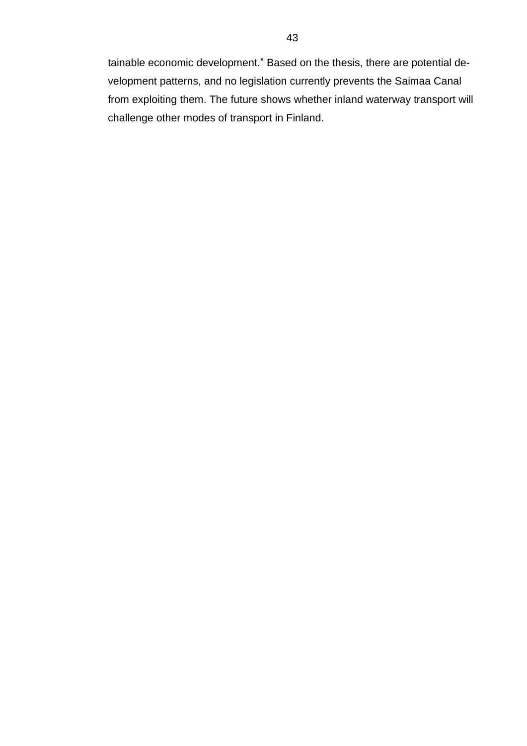tainable economic development." Based on the thesis, there are potential development patterns, and no legislation currently prevents the Saimaa Canal from exploiting them. The future shows whether inland waterway transport will challenge other modes of transport in Finland.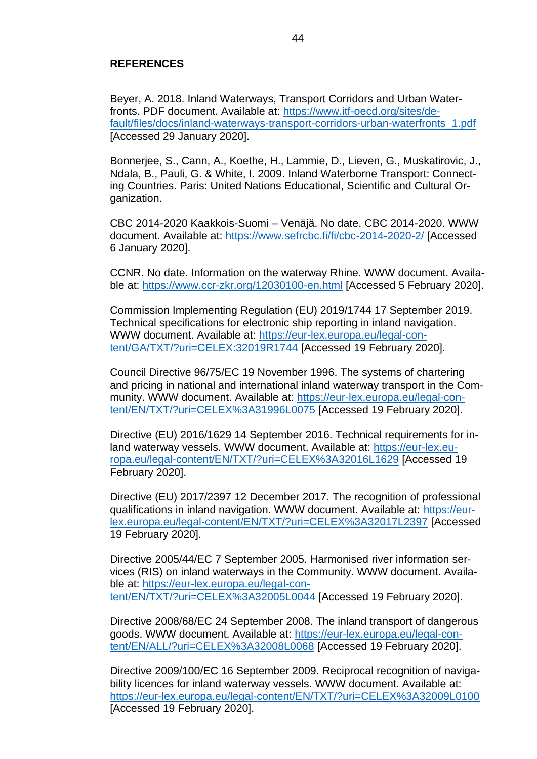**REFERENCES**

Beyer, A. 2018. Inland Waterways, Transport Corridors and Urban Waterfronts. PDF document. Available at: https://www.itf-oecd.org/sites/default/files/docs/inland-waterways-transport-corridors-urban-waterfronts_1.pdf [Accessed 29 January 2020].

Bonnerjee, S., Cann, A., Koethe, H., Lammie, D., Lieven, G., Muskatirovic, J., Ndala, B., Pauli, G. & White, I. 2009. Inland Waterborne Transport: Connecting Countries. Paris: United Nations Educational, Scientific and Cultural Organization.

CBC 2014-2020 Kaakkois-Suomi – Venäjä. No date. CBC 2014-2020. WWW document. Available at: https://www.sefrcbc.fi/fi/cbc-2014-2020-2/ [Accessed 6 January 2020].

CCNR. No date. Information on the waterway Rhine. WWW document. Available at: https://www.ccr-zkr.org/12030100-en.html [Accessed 5 February 2020].

Commission Implementing Regulation (EU) 2019/1744 17 September 2019. Technical specifications for electronic ship reporting in inland navigation. WWW document. Available at: https://eur-lex.europa.eu/legal-content/GA/TXT/?uri=CELEX:32019R1744 [Accessed 19 February 2020].

Council Directive 96/75/EC 19 November 1996. The systems of chartering and pricing in national and international inland waterway transport in the Community. WWW document. Available at: https://eur-lex.europa.eu/legal-content/EN/TXT/?uri=CELEX%3A31996L0075 [Accessed 19 February 2020].

Directive (EU) 2016/1629 14 September 2016. Technical requirements for inland waterway vessels. WWW document. Available at: https://eur-lex.europa.eu/legal-content/EN/TXT/?uri=CELEX%3A32016L1629 [Accessed 19 February 2020].

Directive (EU) 2017/2397 12 December 2017. The recognition of professional qualifications in inland navigation. WWW document. Available at: https://eur-lex.europa.eu/legal-content/EN/TXT/?uri=CELEX%3A32017L2397 [Accessed 19 February 2020].

Directive 2005/44/EC 7 September 2005. Harmonised river information services (RIS) on inland waterways in the Community. WWW document. Available at: https://eur-lex.europa.eu/legal-content/EN/TXT/?uri=CELEX%3A32005L0044 [Accessed 19 February 2020].

Directive 2008/68/EC 24 September 2008. The inland transport of dangerous goods. WWW document. Available at: https://eur-lex.europa.eu/legal-content/EN/ALL/?uri=CELEX%3A32008L0068 [Accessed 19 February 2020].

Directive 2009/100/EC 16 September 2009. Reciprocal recognition of navigability licences for inland waterway vessels. WWW document. Available at: https://eur-lex.europa.eu/legal-content/EN/TXT/?uri=CELEX%3A32009L0100 [Accessed 19 February 2020].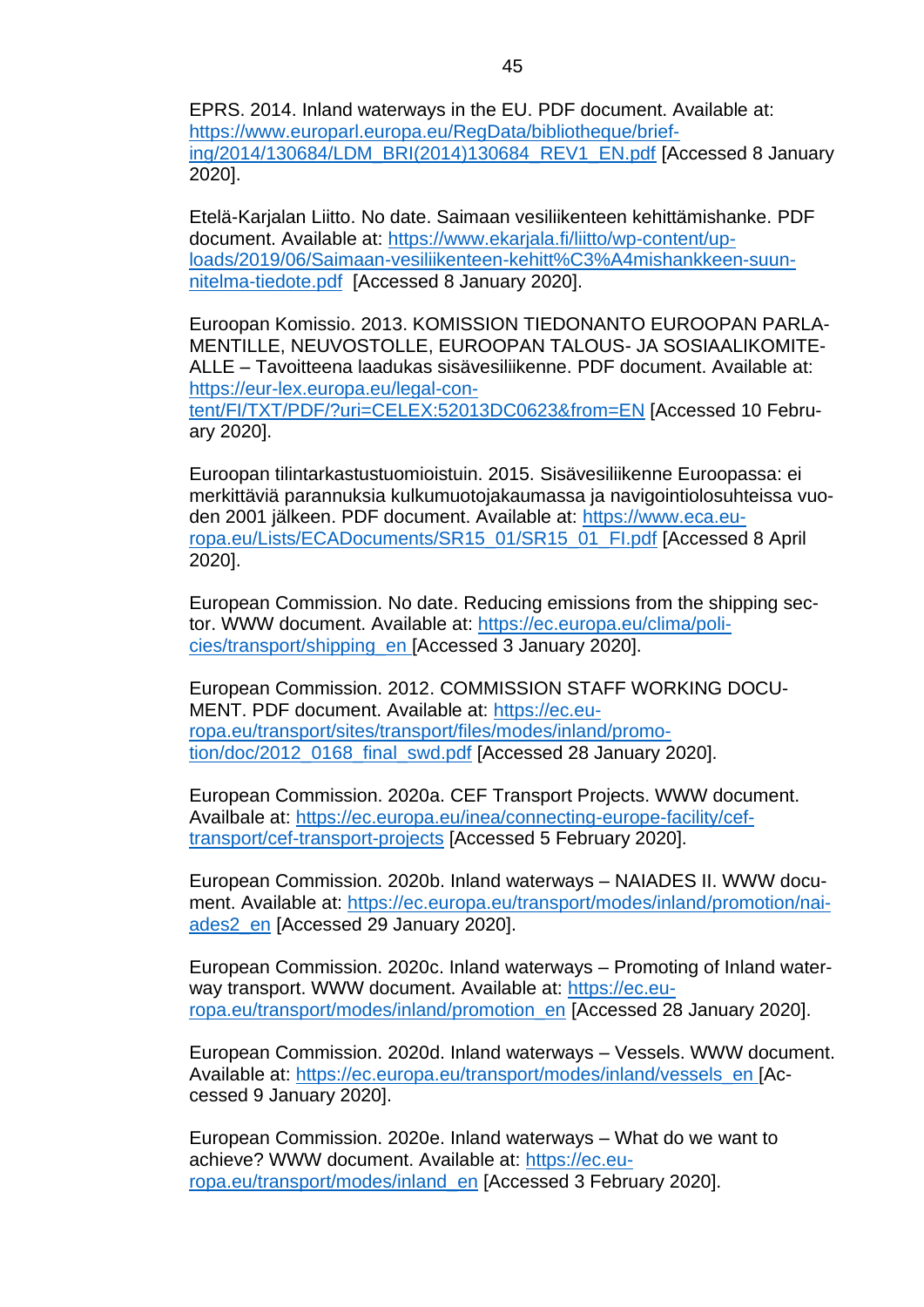EPRS. 2014. Inland waterways in the EU. PDF document. Available at: https://www.europarl.europa.eu/RegData/bibliotheque/briefing/2014/130684/LDM_BRI(2014)130684_REV1_EN.pdf [Accessed 8 January 2020].

Etelä-Karjalan Liitto. No date. Saimaan vesiliikenteen kehittämishanke. PDF document. Available at: https://www.ekarjala.fi/liitto/wp-content/uploads/2019/06/Saimaan-vesiliikenteen-kehitt%C3%A4mishankkeen-suunnitelma-tiedote.pdf [Accessed 8 January 2020].

Euroopan Komissio. 2013. KOMISSION TIEDONANTO EUROOPAN PARLAMENTILLE, NEUVOSTOLLE, EUROOPAN TALOUS- JA SOSIAALIKOMITEALLE – Tavoitteena laadukas sisävesiliikenne. PDF document. Available at: https://eur-lex.europa.eu/legal-content/FI/TXT/PDF/?uri=CELEX:52013DC0623&from=EN [Accessed 10 February 2020].

Euroopan tilintarkastustuomioistuin. 2015. Sisävesiliikenne Euroopassa: ei merkittäviä parannuksia kulkumuotojakaumassa ja navigointiolosuhteissa vuoden 2001 jälkeen. PDF document. Available at: https://www.eca.europa.eu/Lists/ECADocuments/SR15_01/SR15_01_FI.pdf [Accessed 8 April 2020].

European Commission. No date. Reducing emissions from the shipping sector. WWW document. Available at: https://ec.europa.eu/clima/policies/transport/shipping_en [Accessed 3 January 2020].

European Commission. 2012. COMMISSION STAFF WORKING DOCUMENT. PDF document. Available at: https://ec.europa.eu/transport/sites/transport/files/modes/inland/promotion/doc/2012_0168_final_swd.pdf [Accessed 28 January 2020].

European Commission. 2020a. CEF Transport Projects. WWW document. Availbale at: https://ec.europa.eu/inea/connecting-europe-facility/cef-transport/cef-transport-projects [Accessed 5 February 2020].

European Commission. 2020b. Inland waterways – NAIADES II. WWW document. Available at: https://ec.europa.eu/transport/modes/inland/promotion/naiades2_en [Accessed 29 January 2020].

European Commission. 2020c. Inland waterways – Promoting of Inland waterway transport. WWW document. Available at: https://ec.europa.eu/transport/modes/inland/promotion_en [Accessed 28 January 2020].

European Commission. 2020d. Inland waterways – Vessels. WWW document. Available at: https://ec.europa.eu/transport/modes/inland/vessels_en [Accessed 9 January 2020].

European Commission. 2020e. Inland waterways – What do we want to achieve? WWW document. Available at: https://ec.europa.eu/transport/modes/inland_en [Accessed 3 February 2020].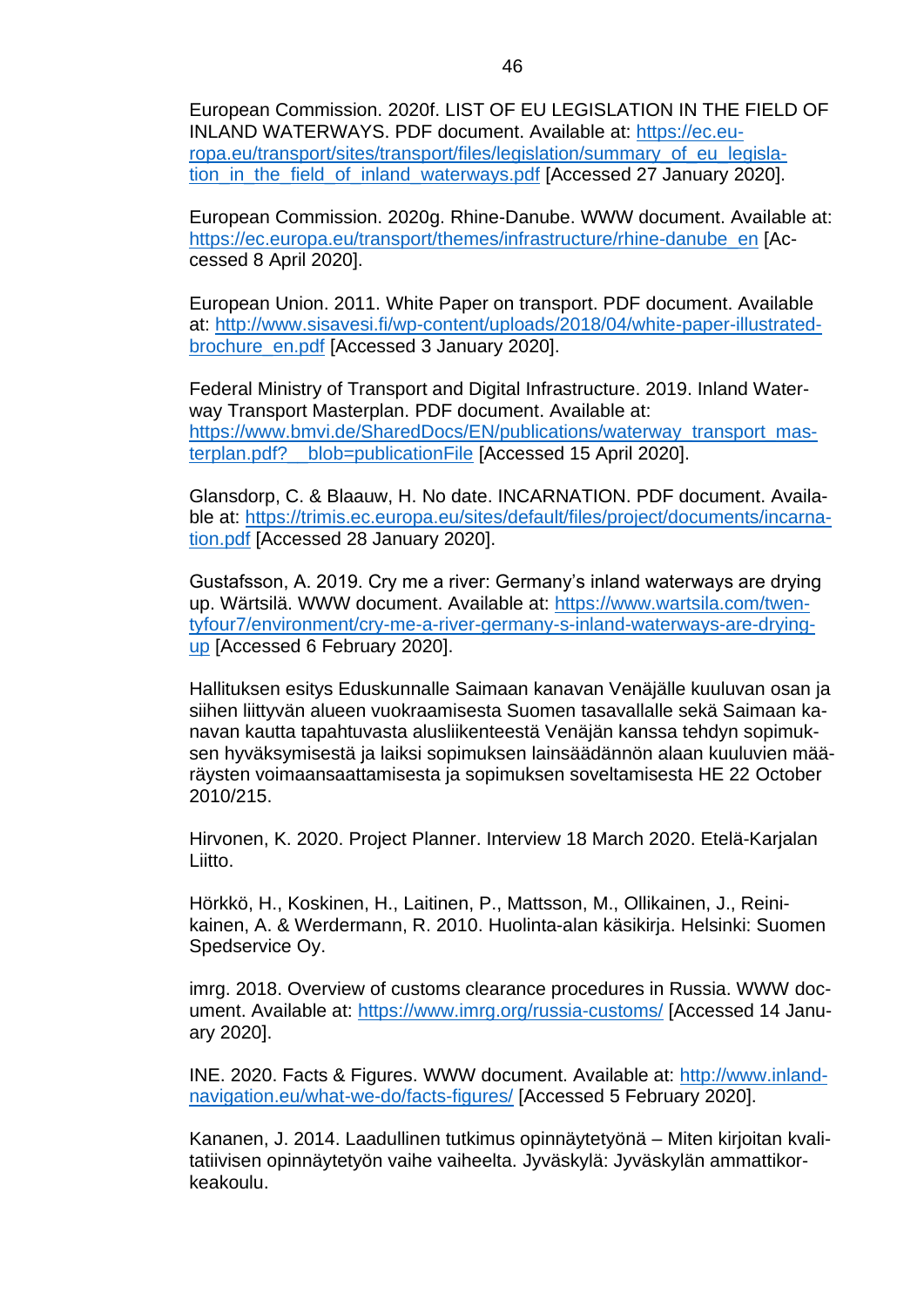European Commission. 2020f. LIST OF EU LEGISLATION IN THE FIELD OF INLAND WATERWAYS. PDF document. Available at: https://ec.europa.eu/transport/sites/transport/files/legislation/summary_of_eu_legislation_in_the_field_of_inland_waterways.pdf [Accessed 27 January 2020].

European Commission. 2020g. Rhine-Danube. WWW document. Available at: https://ec.europa.eu/transport/themes/infrastructure/rhine-danube_en [Accessed 8 April 2020].

European Union. 2011. White Paper on transport. PDF document. Available at: http://www.sisavesi.fi/wp-content/uploads/2018/04/white-paper-illustrated-brochure_en.pdf [Accessed 3 January 2020].

Federal Ministry of Transport and Digital Infrastructure. 2019. Inland Waterway Transport Masterplan. PDF document. Available at: https://www.bmvi.de/SharedDocs/EN/publications/waterway_transport_masterplan.pdf?__blob=publicationFile [Accessed 15 April 2020].

Glansdorp, C. & Blaauw, H. No date. INCARNATION. PDF document. Available at: https://trimis.ec.europa.eu/sites/default/files/project/documents/incarnation.pdf [Accessed 28 January 2020].

Gustafsson, A. 2019. Cry me a river: Germany's inland waterways are drying up. Wärtsilä. WWW document. Available at: https://www.wartsila.com/twentyfour7/environment/cry-me-a-river-germany-s-inland-waterways-are-drying-up [Accessed 6 February 2020].

Hallituksen esitys Eduskunnalle Saimaan kanavan Venäjälle kuuluvan osan ja siihen liittyvän alueen vuokraamisesta Suomen tasavallalle sekä Saimaan kanavan kautta tapahtuvasta alusliikenteestä Venäjän kanssa tehdyn sopimuksen hyväksymisestä ja laiksi sopimuksen lainsäädännön alaan kuuluvien määräysten voimaansaattamisesta ja sopimuksen soveltamisesta HE 22 October 2010/215.

Hirvonen, K. 2020. Project Planner. Interview 18 March 2020. Etelä-Karjalan Liitto.

Hörkkö, H., Koskinen, H., Laitinen, P., Mattsson, M., Ollikainen, J., Reinikainen, A. & Werdermann, R. 2010. Huolinta-alan käsikirja. Helsinki: Suomen Spedservice Oy.

imrg. 2018. Overview of customs clearance procedures in Russia. WWW document. Available at: https://www.imrg.org/russia-customs/ [Accessed 14 January 2020].

INE. 2020. Facts & Figures. WWW document. Available at: http://www.inland-navigation.eu/what-we-do/facts-figures/ [Accessed 5 February 2020].

Kananen, J. 2014. Laadullinen tutkimus opinnäytetyönä – Miten kirjoitan kvalitatiivisen opinnäytetyön vaihe vaiheelta. Jyväskylä: Jyväskylän ammattikorkeakoulu.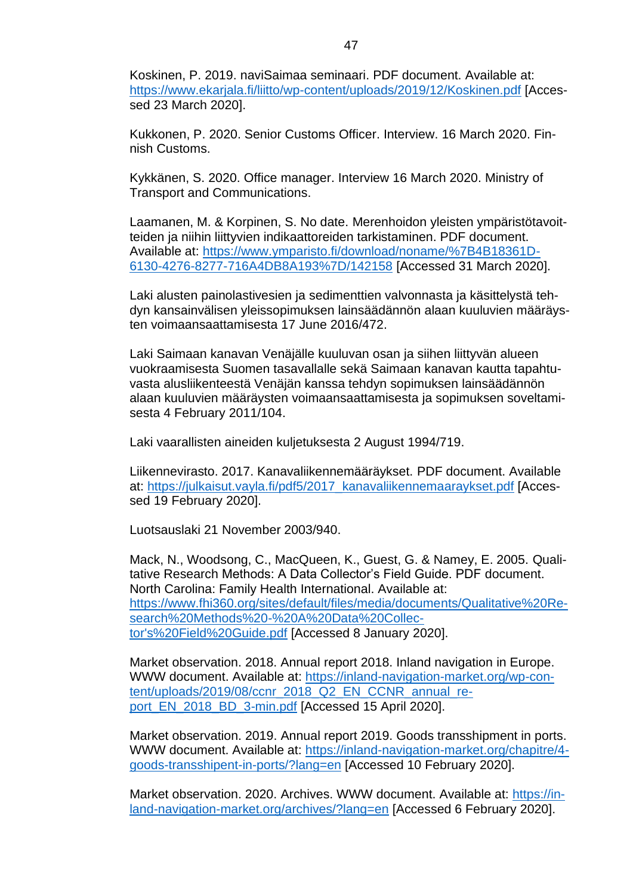Koskinen, P. 2019. naviSaimaa seminaari. PDF document. Available at: https://www.ekarjala.fi/liitto/wp-content/uploads/2019/12/Koskinen.pdf [Accessed 23 March 2020].

Kukkonen, P. 2020. Senior Customs Officer. Interview. 16 March 2020. Finnish Customs.

Kykkänen, S. 2020. Office manager. Interview 16 March 2020. Ministry of Transport and Communications.

Laamanen, M. & Korpinen, S. No date. Merenhoidon yleisten ympäristötavoitteiden ja niihin liittyvien indikaattoreiden tarkistaminen. PDF document. Available at: https://www.ymparisto.fi/download/noname/%7B4B18361D-6130-4276-8277-716A4DB8A193%7D/142158 [Accessed 31 March 2020].

Laki alusten painolastivesien ja sedimenttien valvonnasta ja käsittelystä tehdyn kansainvälisen yleissopimuksen lainsäädännön alaan kuuluvien määräysten voimaansaattamisesta 17 June 2016/472.

Laki Saimaan kanavan Venäjälle kuuluvan osan ja siihen liittyvän alueen vuokraamisesta Suomen tasavallalle sekä Saimaan kanavan kautta tapahtuvasta alusliikenteestä Venäjän kanssa tehdyn sopimuksen lainsäädännön alaan kuuluvien määräysten voimaansaattamisesta ja sopimuksen soveltamisesta 4 February 2011/104.

Laki vaarallisten aineiden kuljetuksesta 2 August 1994/719.

Liikennevirasto. 2017. Kanavaliikennemääräykset. PDF document. Available at: https://julkaisut.vayla.fi/pdf5/2017_kanavaliikennemaaraykset.pdf [Accessed 19 February 2020].

Luotsauslaki 21 November 2003/940.

Mack, N., Woodsong, C., MacQueen, K., Guest, G. & Namey, E. 2005. Qualitative Research Methods: A Data Collector's Field Guide. PDF document. North Carolina: Family Health International. Available at: https://www.fhi360.org/sites/default/files/media/documents/Qualitative%20Research%20Methods%20-%20A%20Data%20Collector's%20Field%20Guide.pdf [Accessed 8 January 2020].

Market observation. 2018. Annual report 2018. Inland navigation in Europe. WWW document. Available at: https://inland-navigation-market.org/wp-content/uploads/2019/08/ccnr_2018_Q2_EN_CCNR_annual_report_EN_2018_BD_3-min.pdf [Accessed 15 April 2020].

Market observation. 2019. Annual report 2019. Goods transshipment in ports. WWW document. Available at: https://inland-navigation-market.org/chapitre/4-goods-transshipent-in-ports/?lang=en [Accessed 10 February 2020].

Market observation. 2020. Archives. WWW document. Available at: https://inland-navigation-market.org/archives/?lang=en [Accessed 6 February 2020].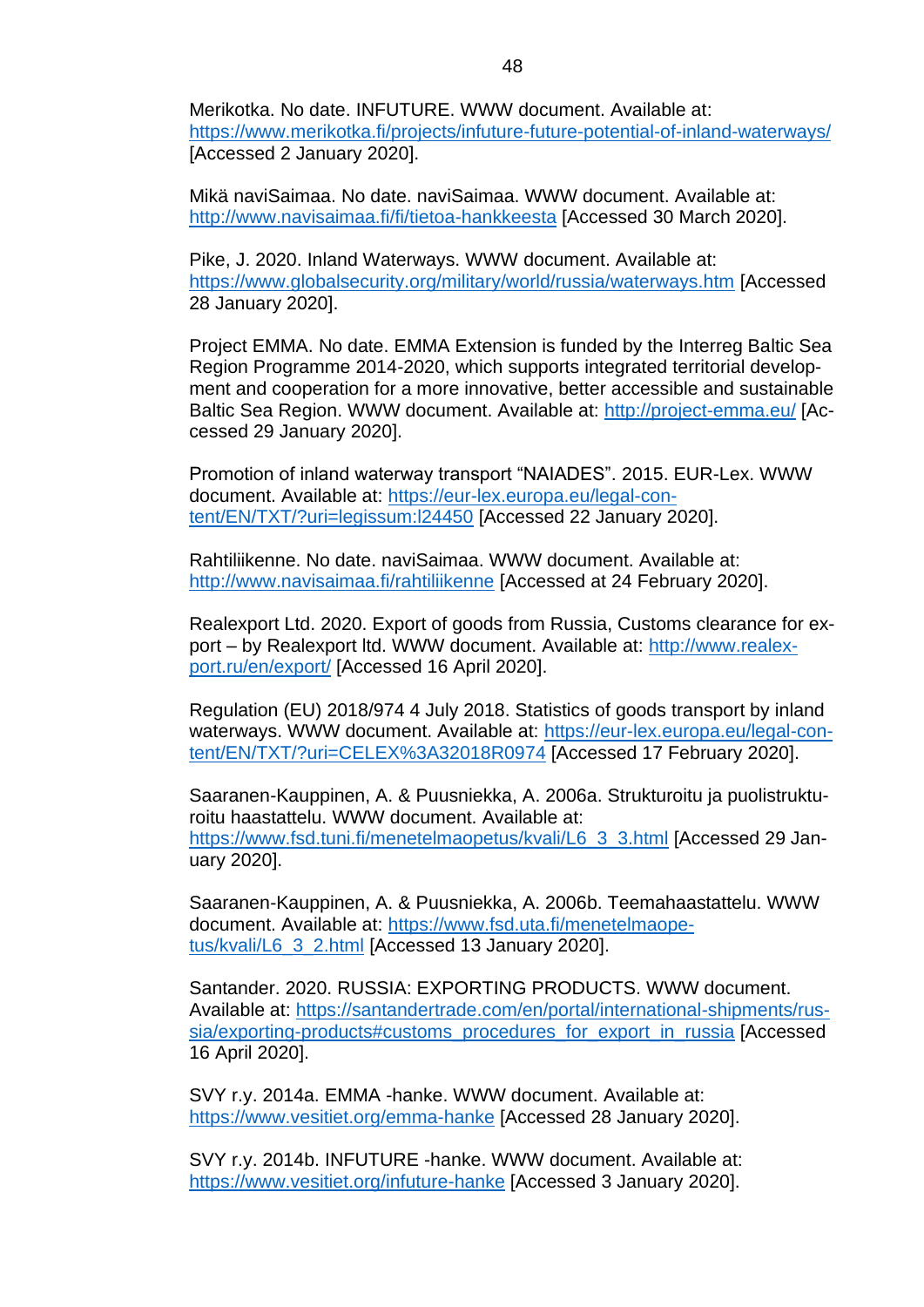Merikotka. No date. INFUTURE. WWW document. Available at: https://www.merikotka.fi/projects/infuture-future-potential-of-inland-waterways/ [Accessed 2 January 2020].

Mikä naviSaimaa. No date. naviSaimaa. WWW document. Available at: http://www.navisaimaa.fi/fi/tietoa-hankkeesta [Accessed 30 March 2020].

Pike, J. 2020. Inland Waterways. WWW document. Available at: https://www.globalsecurity.org/military/world/russia/waterways.htm [Accessed 28 January 2020].

Project EMMA. No date. EMMA Extension is funded by the Interreg Baltic Sea Region Programme 2014-2020, which supports integrated territorial development and cooperation for a more innovative, better accessible and sustainable Baltic Sea Region. WWW document. Available at: http://project-emma.eu/ [Accessed 29 January 2020].

Promotion of inland waterway transport "NAIADES". 2015. EUR-Lex. WWW document. Available at: https://eur-lex.europa.eu/legal-content/EN/TXT/?uri=legissum:l24450 [Accessed 22 January 2020].

Rahtiliikenne. No date. naviSaimaa. WWW document. Available at: http://www.navisaimaa.fi/rahtiliikenne [Accessed at 24 February 2020].

Realexport Ltd. 2020. Export of goods from Russia, Customs clearance for export – by Realexport ltd. WWW document. Available at: http://www.realexport.ru/en/export/ [Accessed 16 April 2020].

Regulation (EU) 2018/974 4 July 2018. Statistics of goods transport by inland waterways. WWW document. Available at: https://eur-lex.europa.eu/legal-content/EN/TXT/?uri=CELEX%3A32018R0974 [Accessed 17 February 2020].

Saaranen-Kauppinen, A. & Puusniekka, A. 2006a. Strukturoitu ja puolistrukturoitu haastattelu. WWW document. Available at: https://www.fsd.tuni.fi/menetelmaopetus/kvali/L6_3_3.html [Accessed 29 January 2020].

Saaranen-Kauppinen, A. & Puusniekka, A. 2006b. Teemahaastattelu. WWW document. Available at: https://www.fsd.uta.fi/menetelmaopetus/kvali/L6_3_2.html [Accessed 13 January 2020].

Santander. 2020. RUSSIA: EXPORTING PRODUCTS. WWW document. Available at: https://santandertrade.com/en/portal/international-shipments/russia/exporting-products#customs_procedures_for_export_in_russia [Accessed 16 April 2020].

SVY r.y. 2014a. EMMA -hanke. WWW document. Available at: https://www.vesitiet.org/emma-hanke [Accessed 28 January 2020].

SVY r.y. 2014b. INFUTURE -hanke. WWW document. Available at: https://www.vesitiet.org/infuture-hanke [Accessed 3 January 2020].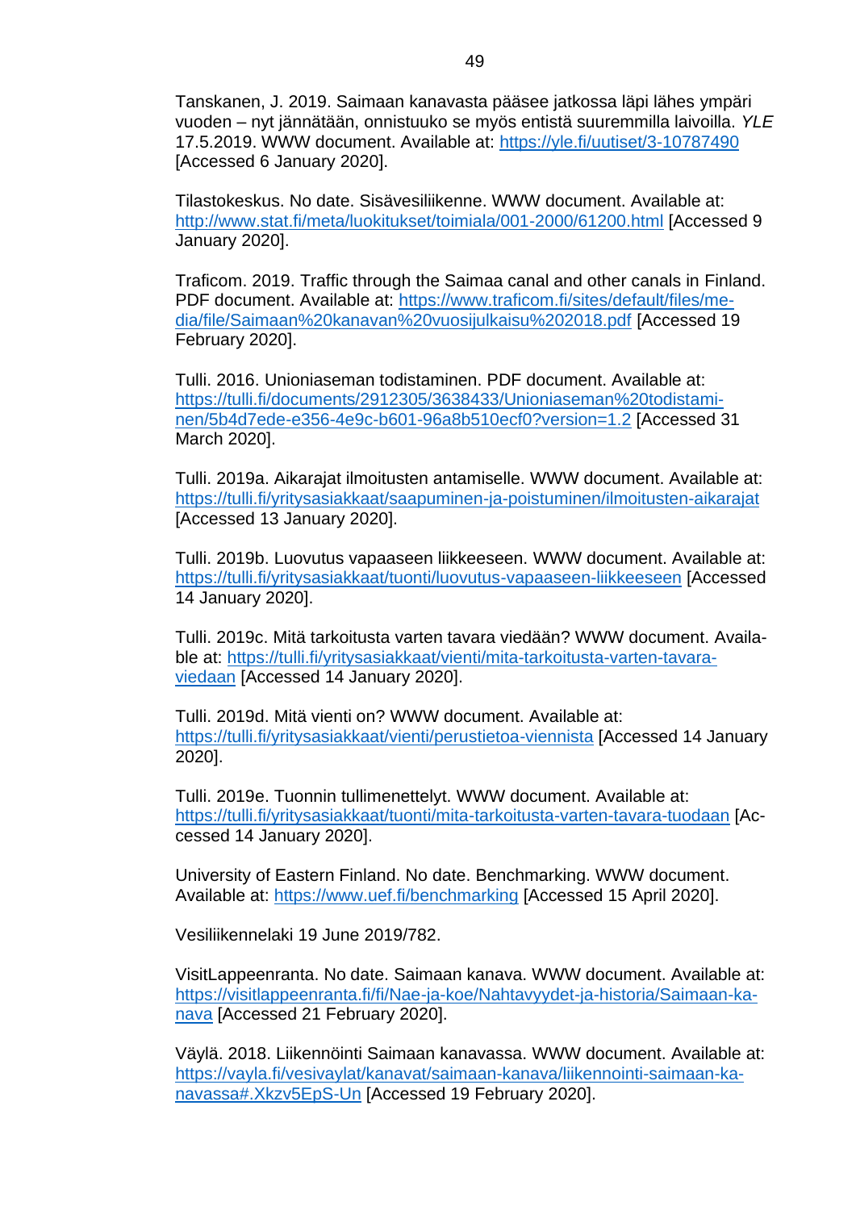Tanskanen, J. 2019. Saimaan kanavasta pääsee jatkossa läpi lähes ympäri vuoden – nyt jännätään, onnistuuko se myös entistä suuremmilla laivoilla. *YLE* 17.5.2019. WWW document. Available at: https://yle.fi/uutiset/3-10787490 [Accessed 6 January 2020].

Tilastokeskus. No date. Sisävesiliikenne. WWW document. Available at: http://www.stat.fi/meta/luokitukset/toimiala/001-2000/61200.html [Accessed 9 January 2020].

Traficom. 2019. Traffic through the Saimaa canal and other canals in Finland. PDF document. Available at: https://www.traficom.fi/sites/default/files/media/file/Saimaan%20kanavan%20vuosijulkaisu%202018.pdf [Accessed 19 February 2020].

Tulli. 2016. Unioniaseman todistaminen. PDF document. Available at: https://tulli.fi/documents/2912305/3638433/Unioniaseman%20todistaminen/5b4d7ede-e356-4e9c-b601-96a8b510ecf0?version=1.2 [Accessed 31 March 2020].

Tulli. 2019a. Aikarajat ilmoitusten antamiselle. WWW document. Available at: https://tulli.fi/yritysasiakkaat/saapuminen-ja-poistuminen/ilmoitusten-aikarajat [Accessed 13 January 2020].

Tulli. 2019b. Luovutus vapaaseen liikkeeseen. WWW document. Available at: https://tulli.fi/yritysasiakkaat/tuonti/luovutus-vapaaseen-liikkeeseen [Accessed 14 January 2020].

Tulli. 2019c. Mitä tarkoitusta varten tavara viedään? WWW document. Available at: https://tulli.fi/yritysasiakkaat/vienti/mita-tarkoitusta-varten-tavara-viedaan [Accessed 14 January 2020].

Tulli. 2019d. Mitä vienti on? WWW document. Available at: https://tulli.fi/yritysasiakkaat/vienti/perustietoa-viennista [Accessed 14 January 2020].

Tulli. 2019e. Tuonnin tullimenettelyt. WWW document. Available at: https://tulli.fi/yritysasiakkaat/tuonti/mita-tarkoitusta-varten-tavara-tuodaan [Accessed 14 January 2020].

University of Eastern Finland. No date. Benchmarking. WWW document. Available at: https://www.uef.fi/benchmarking [Accessed 15 April 2020].

Vesiliikennelaki 19 June 2019/782.

VisitLappeenranta. No date. Saimaan kanava. WWW document. Available at: https://visitlappeenranta.fi/fi/Nae-ja-koe/Nahtavyydet-ja-historia/Saimaan-kanava [Accessed 21 February 2020].

Väylä. 2018. Liikennöinti Saimaan kanavassa. WWW document. Available at: https://vayla.fi/vesivaylat/kanavat/saimaan-kanava/liikennointi-saimaan-kanavassa#.Xkzv5EpS-Un [Accessed 19 February 2020].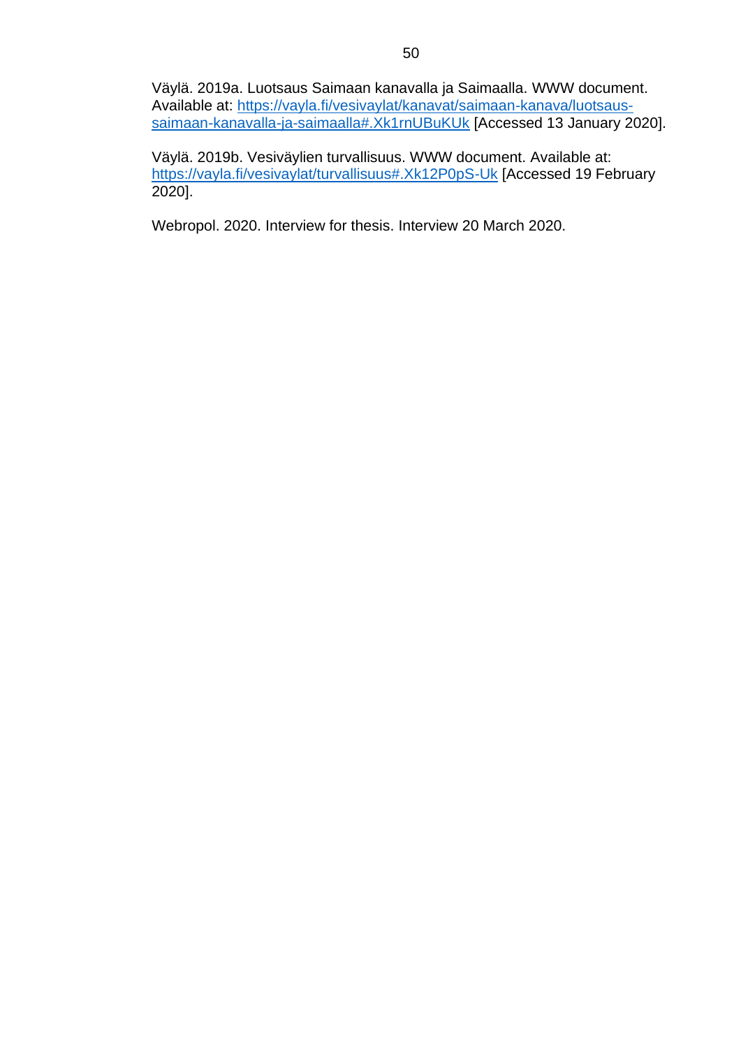Väylä. 2019a. Luotsaus Saimaan kanavalla ja Saimaalla. WWW document. Available at: [https://vayla.fi/vesivaylat/kanavat/saimaan-kanava/luotsaus-saimaan-kanavalla-ja-saimaalla#.Xk1rnUBuKUk](https://vayla.fi/vesivaylat/kanavat/saimaan-kanava/luotsaus-saimaan-kanavalla-ja-saimaalla#.Xk1rnUBuKUk) [Accessed 13 January 2020].

Väylä. 2019b. Vesiväylien turvallisuus. WWW document. Available at: [https://vayla.fi/vesivaylat/turvallisuus#.Xk12P0pS-Uk](https://vayla.fi/vesivaylat/turvallisuus#.Xk12P0pS-Uk) [Accessed 19 February 2020].

Webropol. 2020. Interview for thesis. Interview 20 March 2020.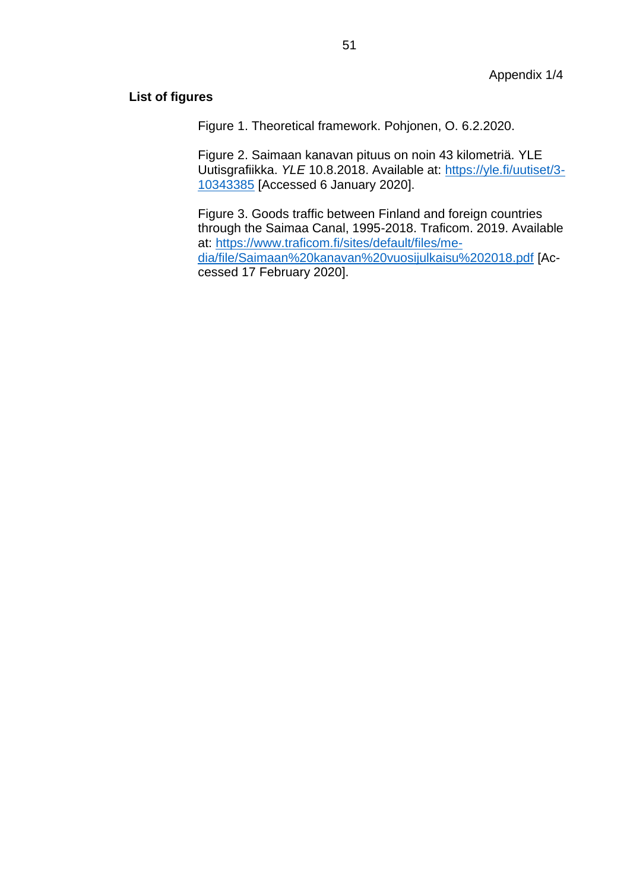Appendix 1/4

## List of figures

Figure 1. Theoretical framework. Pohjonen, O. 6.2.2020.

Figure 2. Saimaan kanavan pituus on noin 43 kilometriä. YLE Uutisgrafiikka. *YLE* 10.8.2018. Available at: https://yle.fi/uutiset/3-10343385 [Accessed 6 January 2020].

Figure 3. Goods traffic between Finland and foreign countries through the Saimaa Canal, 1995-2018. Traficom. 2019. Available at: https://www.traficom.fi/sites/default/files/media/file/Saimaan%20kanavan%20vuosijulkaisu%202018.pdf [Accessed 17 February 2020].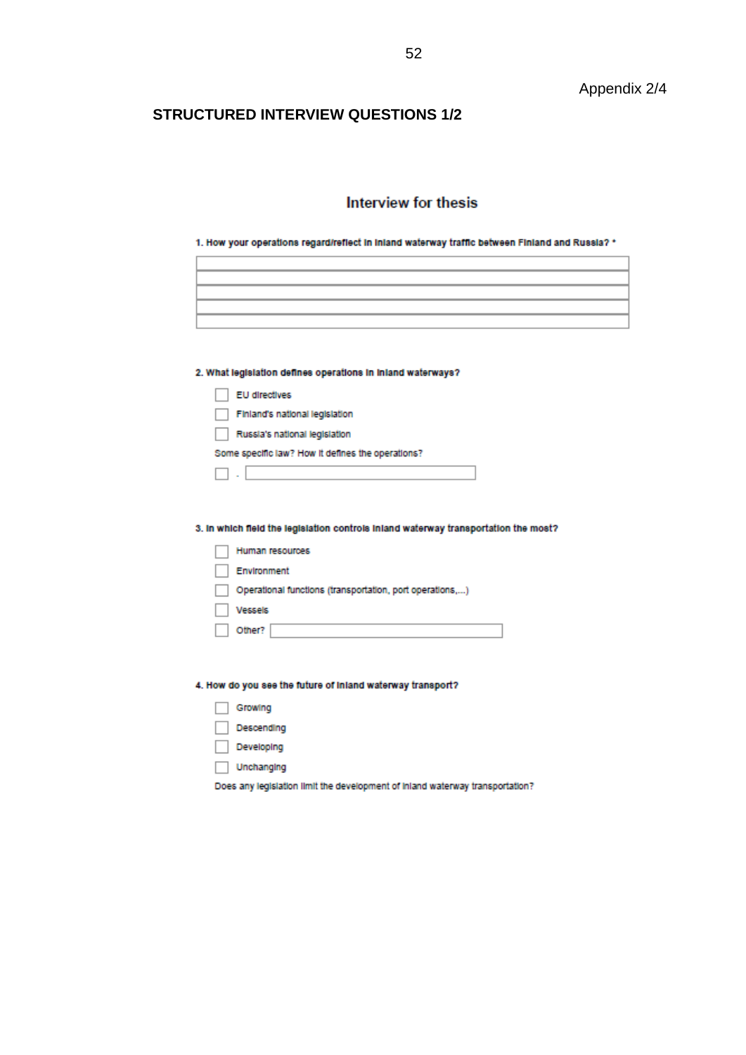Appendix 2/4

## STRUCTURED INTERVIEW QUESTIONS 1/2

### Interview for thesis

**1. How your operations regard/reflect in inland waterway traffic between Finland and Russia? ***

**2. What legislation defines operations in inland waterways?**

- [ ] EU directives
- [ ] Finland's national legislation
- [ ] Russia's national legislation

Some specific law? How it defines the operations?

- [ ] -

**3. In which field the legislation controls inland waterway transportation the most?**

- [ ] Human resources
- [ ] Environment
- [ ] Operational functions (transportation, port operations,...)
- [ ] Vessels
- [ ] Other?

**4. How do you see the future of inland waterway transport?**

- [ ] Growing
- [ ] Descending
- [ ] Developing
- [ ] Unchanging

Does any legislation limit the development of inland waterway transportation?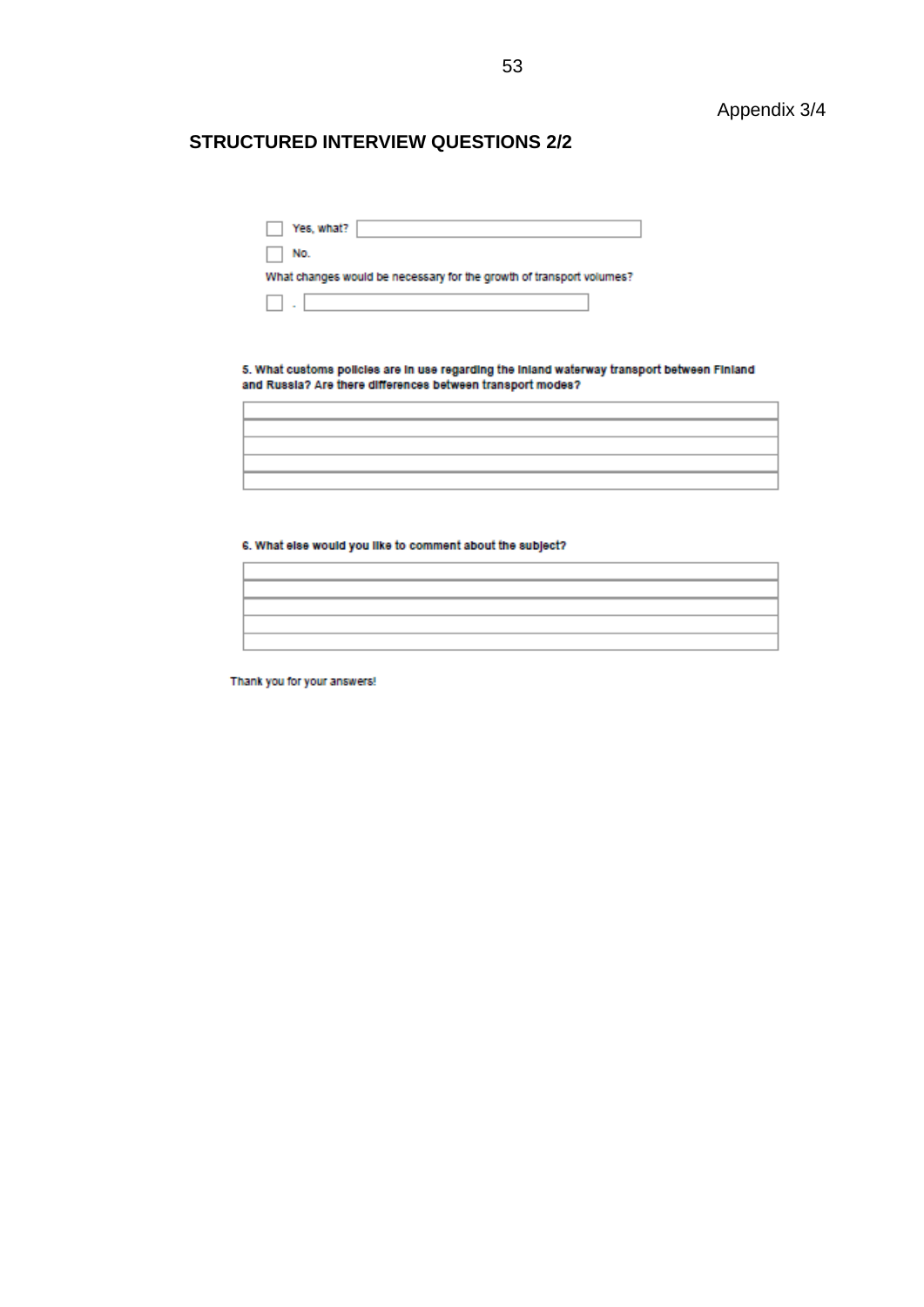Appendix 3/4

## STRUCTURED INTERVIEW QUESTIONS 2/2

☐ Yes, what? \_\_\_\_\_\_\_\_\_\_\_\_\_\_\_\_\_\_\_\_

☐ No.

What changes would be necessary for the growth of transport volumes?

☐ - \_\_\_\_\_\_\_\_\_\_\_\_\_\_\_\_\_\_\_\_

**5. What customs policies are in use regarding the inland waterway transport between Finland and Russia? Are there differences between transport modes?**

| |
|---|
| |
| |
| |
| |
| |

**6. What else would you like to comment about the subject?**

| |
|---|
| |
| |
| |
| |
| |

Thank you for your answers!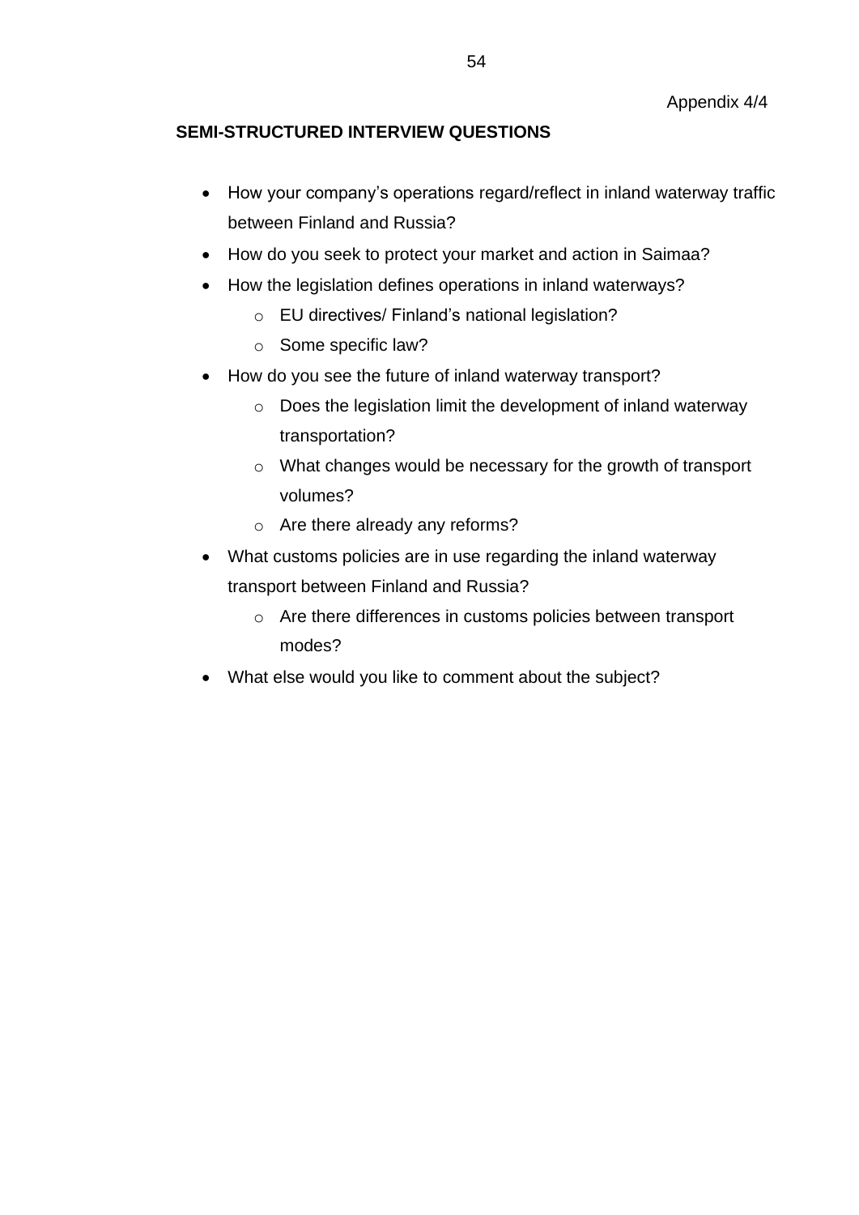Appendix 4/4

## SEMI-STRUCTURED INTERVIEW QUESTIONS

- How your company's operations regard/reflect in inland waterway traffic between Finland and Russia?
- How do you seek to protect your market and action in Saimaa?
- How the legislation defines operations in inland waterways?
    - EU directives/ Finland's national legislation?
    - Some specific law?
- How do you see the future of inland waterway transport?
    - Does the legislation limit the development of inland waterway transportation?
    - What changes would be necessary for the growth of transport volumes?
    - Are there already any reforms?
- What customs policies are in use regarding the inland waterway transport between Finland and Russia?
    - Are there differences in customs policies between transport modes?
- What else would you like to comment about the subject?